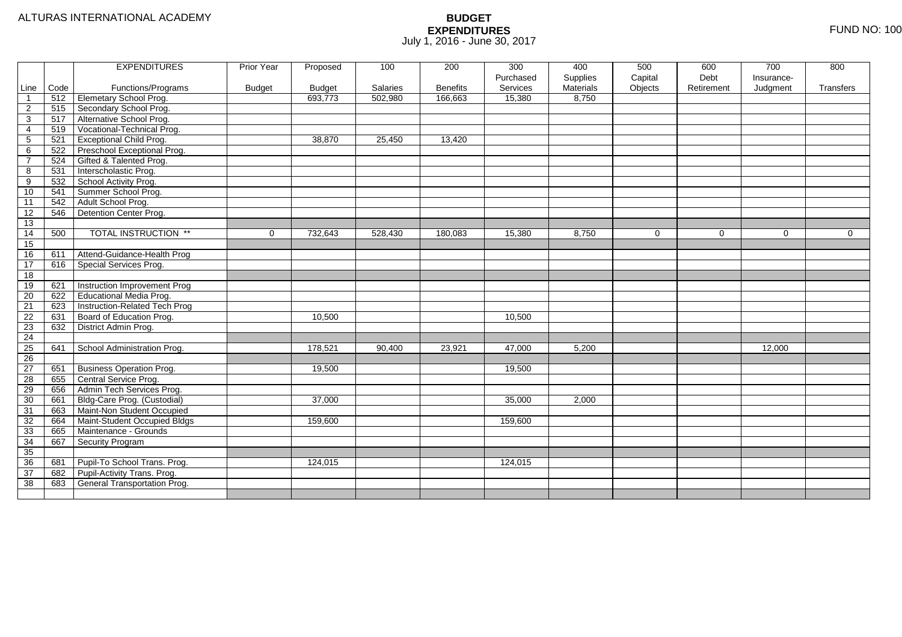ALTURAS INTERNATIONAL ACADEMY

# BUDGET
## EXPENDITURES
July 1, 2016 - June 30, 2017

FUND NO: 100

| | | EXPENDITURES | Prior Year | Proposed | 100 | 200 | 300 | 400 | 500 | 600 | 700 | 800 |
|---|---|---|---|---|---|---|---|---|---|---|---|---|
| Line | Code | Functions/Programs | Budget | Budget | Salaries | Benefits | Purchased Services | Supplies Materials | Capital Objects | Debt Retirement | Insurance-Judgment | Transfers |
| 1 | 512 | Elemetary School Prog. | | 693,773 | 502,980 | 166,663 | 15,380 | 8,750 | | | | |
| 2 | 515 | Secondary School Prog. | | | | | | | | | | |
| 3 | 517 | Alternative School Prog. | | | | | | | | | | |
| 4 | 519 | Vocational-Technical Prog. | | | | | | | | | | |
| 5 | 521 | Exceptional Child Prog. | | 38,870 | 25,450 | 13,420 | | | | | | |
| 6 | 522 | Preschool Exceptional Prog. | | | | | | | | | | |
| 7 | 524 | Gifted & Talented Prog. | | | | | | | | | | |
| 8 | 531 | Interscholastic Prog. | | | | | | | | | | |
| 9 | 532 | School Activity Prog. | | | | | | | | | | |
| 10 | 541 | Summer School Prog. | | | | | | | | | | |
| 11 | 542 | Adult School Prog. | | | | | | | | | | |
| 12 | 546 | Detention Center Prog. | | | | | | | | | | |
| 13 | | | | | | | | | | | | |
| 14 | 500 | TOTAL INSTRUCTION ** | 0 | 732,643 | 528,430 | 180,083 | 15,380 | 8,750 | 0 | 0 | 0 | 0 |
| 15 | | | | | | | | | | | | |
| 16 | 611 | Attend-Guidance-Health Prog | | | | | | | | | | |
| 17 | 616 | Special Services Prog. | | | | | | | | | | |
| 18 | | | | | | | | | | | | |
| 19 | 621 | Instruction Improvement Prog | | | | | | | | | | |
| 20 | 622 | Educational Media Prog. | | | | | | | | | | |
| 21 | 623 | Instruction-Related Tech Prog | | | | | | | | | | |
| 22 | 631 | Board of Education Prog. | | 10,500 | | | 10,500 | | | | | |
| 23 | 632 | District Admin Prog. | | | | | | | | | | |
| 24 | | | | | | | | | | | | |
| 25 | 641 | School Administration Prog. | | 178,521 | 90,400 | 23,921 | 47,000 | 5,200 | | | 12,000 | |
| 26 | | | | | | | | | | | | |
| 27 | 651 | Business Operation Prog. | | 19,500 | | | 19,500 | | | | | |
| 28 | 655 | Central Service Prog. | | | | | | | | | | |
| 29 | 656 | Admin Tech Services Prog. | | | | | | | | | | |
| 30 | 661 | Bldg-Care Prog. (Custodial) | | 37,000 | | | 35,000 | 2,000 | | | | |
| 31 | 663 | Maint-Non Student Occupied | | | | | | | | | | |
| 32 | 664 | Maint-Student Occupied Bldgs | | 159,600 | | | 159,600 | | | | | |
| 33 | 665 | Maintenance - Grounds | | | | | | | | | | |
| 34 | 667 | Security Program | | | | | | | | | | |
| 35 | | | | | | | | | | | | |
| 36 | 681 | Pupil-To School Trans. Prog. | | 124,015 | | | 124,015 | | | | | |
| 37 | 682 | Pupil-Activity Trans. Prog. | | | | | | | | | | |
| 38 | 683 | General Transportation Prog. | | | | | | | | | | |
| | | | | | | | | | | | | |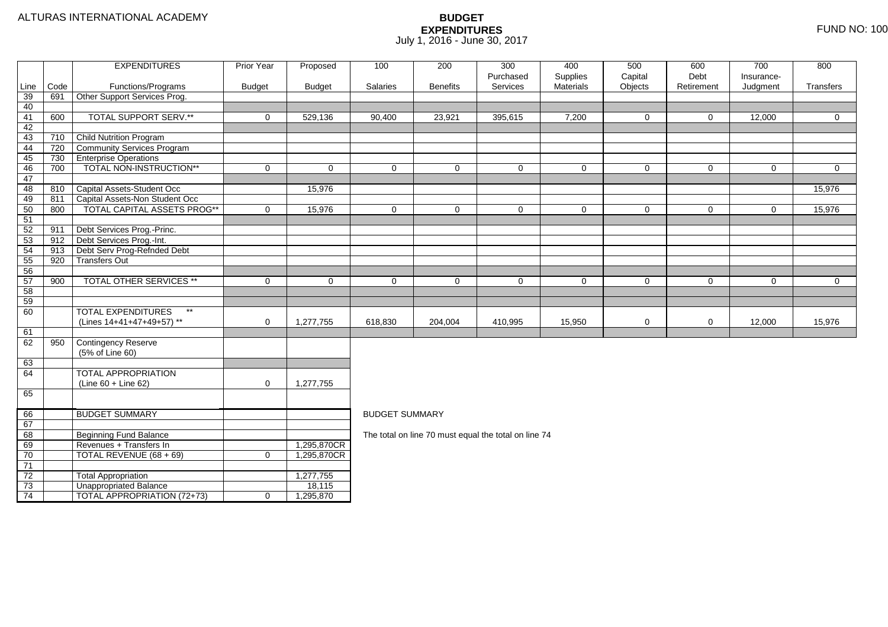ALTURAS INTERNATIONAL ACADEMY

# BUDGET EXPENDITURES
July 1, 2016 - June 30, 2017

FUND NO: 100

| Line | Code | EXPENDITURES Functions/Programs | Prior Year Budget | Proposed Budget | 100 Salaries | 200 Benefits | 300 Purchased Services | 400 Supplies Materials | 500 Capital Objects | 600 Debt Retirement | 700 Insurance-Judgment | 800 Transfers |
|---|---|---|---|---|---|---|---|---|---|---|---|---|
| 39 | 691 | Other Support Services Prog. | | | | | | | | | | |
| 40 | | | | | | | | | | | | |
| 41 | 600 | TOTAL SUPPORT SERV.** | 0 | 529,136 | 90,400 | 23,921 | 395,615 | 7,200 | 0 | 0 | 12,000 | 0 |
| 42 | | | | | | | | | | | | |
| 43 | 710 | Child Nutrition Program | | | | | | | | | | |
| 44 | 720 | Community Services Program | | | | | | | | | | |
| 45 | 730 | Enterprise Operations | | | | | | | | | | |
| 46 | 700 | TOTAL NON-INSTRUCTION** | 0 | 0 | 0 | 0 | 0 | 0 | 0 | 0 | 0 | 0 |
| 47 | | | | | | | | | | | | |
| 48 | 810 | Capital Assets-Student Occ | | 15,976 | | | | | | | | 15,976 |
| 49 | 811 | Capital Assets-Non Student Occ | | | | | | | | | | |
| 50 | 800 | TOTAL CAPITAL ASSETS PROG** | 0 | 15,976 | 0 | 0 | 0 | 0 | 0 | 0 | 0 | 15,976 |
| 51 | | | | | | | | | | | | |
| 52 | 911 | Debt Services Prog.-Princ. | | | | | | | | | | |
| 53 | 912 | Debt Services Prog.-Int. | | | | | | | | | | |
| 54 | 913 | Debt Serv Prog-Refnded Debt | | | | | | | | | | |
| 55 | 920 | Transfers Out | | | | | | | | | | |
| 56 | | | | | | | | | | | | |
| 57 | 900 | TOTAL OTHER SERVICES ** | 0 | 0 | 0 | 0 | 0 | 0 | 0 | 0 | 0 | 0 |
| 58 | | | | | | | | | | | | |
| 59 | | | | | | | | | | | | |
| 60 | | TOTAL EXPENDITURES ** (Lines 14+41+47+49+57) ** | 0 | 1,277,755 | 618,830 | 204,004 | 410,995 | 15,950 | 0 | 0 | 12,000 | 15,976 |
| 61 | | | | | | | | | | | | |
| 62 | 950 | Contingency Reserve (5% of Line 60) | | | | | | | | | | |
| 63 | | | | | | | | | | | | |
| 64 | | TOTAL APPROPRIATION (Line 60 + Line 62) | 0 | 1,277,755 | | | | | | | | |
| 65 | | | | | | | | | | | | |

| Line | | BUDGET SUMMARY | | |
|---|---|---|---|---|
| 66 | | BUDGET SUMMARY | | |
| 67 | | | | |
| 68 | | Beginning Fund Balance | | |
| 69 | | Revenues + Transfers In | | 1,295,870CR |
| 70 | | TOTAL REVENUE (68 + 69) | 0 | 1,295,870CR |
| 71 | | | | |
| 72 | | Total Appropriation | | 1,277,755 |
| 73 | | Unappropriated Balance | | 18,115 |
| 74 | | TOTAL APPROPRIATION (72+73) | 0 | 1,295,870 |

BUDGET SUMMARY

The total on line 70 must equal the total on line 74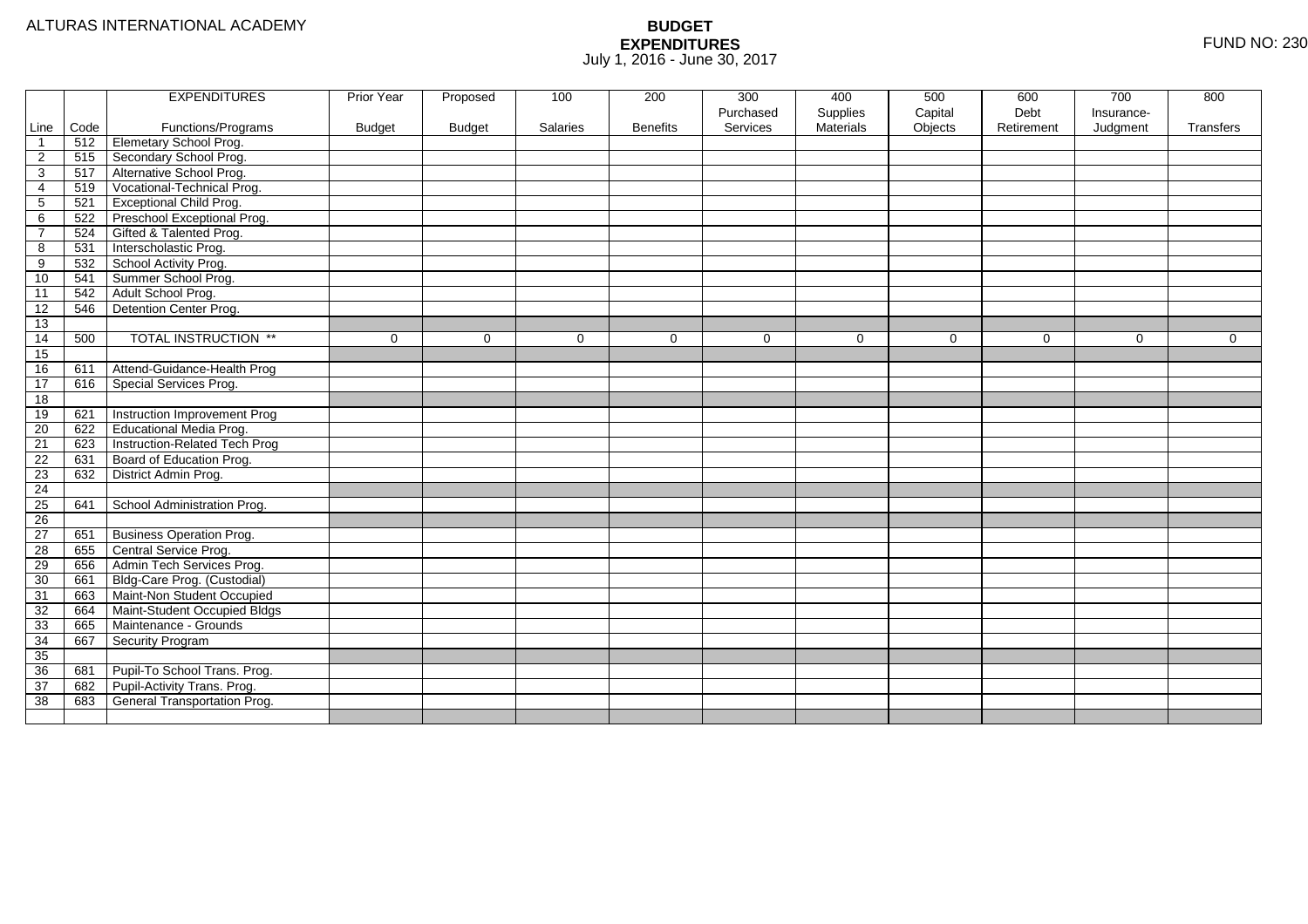ALTURAS INTERNATIONAL ACADEMY

# BUDGET EXPENDITURES

July 1, 2016 - June 30, 2017

FUND NO: 230

| Line | Code | EXPENDITURES Functions/Programs | Prior Year Budget | Proposed Budget | 100 Salaries | 200 Benefits | 300 Purchased Services | 400 Supplies Materials | 500 Capital Objects | 600 Debt Retirement | 700 Insurance-Judgment | 800 Transfers |
|---|---|---|---|---|---|---|---|---|---|---|---|---|
| 1 | 512 | Elemetary School Prog. | | | | | | | | | | |
| 2 | 515 | Secondary School Prog. | | | | | | | | | | |
| 3 | 517 | Alternative School Prog. | | | | | | | | | | |
| 4 | 519 | Vocational-Technical Prog. | | | | | | | | | | |
| 5 | 521 | Exceptional Child Prog. | | | | | | | | | | |
| 6 | 522 | Preschool Exceptional Prog. | | | | | | | | | | |
| 7 | 524 | Gifted & Talented Prog. | | | | | | | | | | |
| 8 | 531 | Interscholastic Prog. | | | | | | | | | | |
| 9 | 532 | School Activity Prog. | | | | | | | | | | |
| 10 | 541 | Summer School Prog. | | | | | | | | | | |
| 11 | 542 | Adult School Prog. | | | | | | | | | | |
| 12 | 546 | Detention Center Prog. | | | | | | | | | | |
| 13 | | | | | | | | | | | | |
| 14 | 500 | TOTAL INSTRUCTION ** | 0 | 0 | 0 | 0 | 0 | 0 | 0 | 0 | 0 | 0 |
| 15 | | | | | | | | | | | | |
| 16 | 611 | Attend-Guidance-Health Prog | | | | | | | | | | |
| 17 | 616 | Special Services Prog. | | | | | | | | | | |
| 18 | | | | | | | | | | | | |
| 19 | 621 | Instruction Improvement Prog | | | | | | | | | | |
| 20 | 622 | Educational Media Prog. | | | | | | | | | | |
| 21 | 623 | Instruction-Related Tech Prog | | | | | | | | | | |
| 22 | 631 | Board of Education Prog. | | | | | | | | | | |
| 23 | 632 | District Admin Prog. | | | | | | | | | | |
| 24 | | | | | | | | | | | | |
| 25 | 641 | School Administration Prog. | | | | | | | | | | |
| 26 | | | | | | | | | | | | |
| 27 | 651 | Business Operation Prog. | | | | | | | | | | |
| 28 | 655 | Central Service Prog. | | | | | | | | | | |
| 29 | 656 | Admin Tech Services Prog. | | | | | | | | | | |
| 30 | 661 | Bldg-Care Prog. (Custodial) | | | | | | | | | | |
| 31 | 663 | Maint-Non Student Occupied | | | | | | | | | | |
| 32 | 664 | Maint-Student Occupied Bldgs | | | | | | | | | | |
| 33 | 665 | Maintenance - Grounds | | | | | | | | | | |
| 34 | 667 | Security Program | | | | | | | | | | |
| 35 | | | | | | | | | | | | |
| 36 | 681 | Pupil-To School Trans. Prog. | | | | | | | | | | |
| 37 | 682 | Pupil-Activity Trans. Prog. | | | | | | | | | | |
| 38 | 683 | General Transportation Prog. | | | | | | | | | | |
| | | | | | | | | | | | | |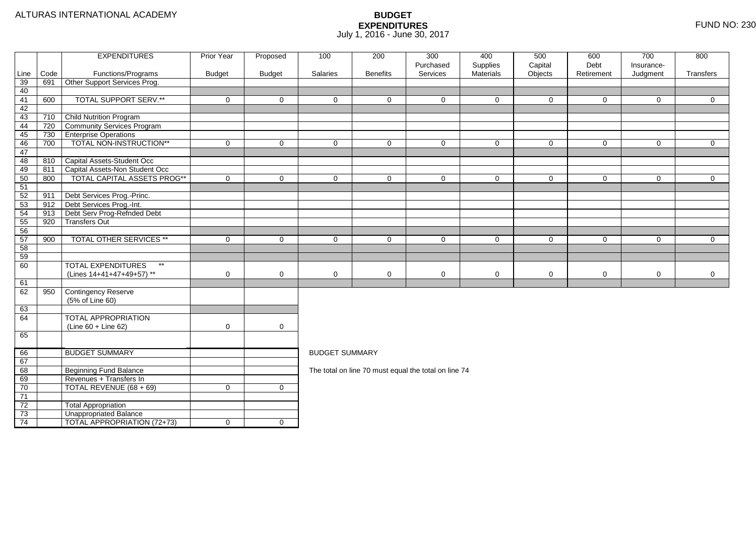ALTURAS INTERNATIONAL ACADEMY

# BUDGET EXPENDITURES
July 1, 2016 - June 30, 2017

FUND NO: 230

| Line | Code | EXPENDITURES Functions/Programs | Prior Year Budget | Proposed Budget | 100 Salaries | 200 Benefits | 300 Purchased Services | 400 Supplies Materials | 500 Capital Objects | 600 Debt Retirement | 700 Insurance-Judgment | 800 Transfers |
|---|---|---|---|---|---|---|---|---|---|---|---|---|
| 39 | 691 | Other Support Services Prog. | | | | | | | | | | |
| 40 | | | | | | | | | | | | |
| 41 | 600 | TOTAL SUPPORT SERV.** | 0 | 0 | 0 | 0 | 0 | 0 | 0 | 0 | 0 | 0 |
| 42 | | | | | | | | | | | | |
| 43 | 710 | Child Nutrition Program | | | | | | | | | | |
| 44 | 720 | Community Services Program | | | | | | | | | | |
| 45 | 730 | Enterprise Operations | | | | | | | | | | |
| 46 | 700 | TOTAL NON-INSTRUCTION** | 0 | 0 | 0 | 0 | 0 | 0 | 0 | 0 | 0 | 0 |
| 47 | | | | | | | | | | | | |
| 48 | 810 | Capital Assets-Student Occ | | | | | | | | | | |
| 49 | 811 | Capital Assets-Non Student Occ | | | | | | | | | | |
| 50 | 800 | TOTAL CAPITAL ASSETS PROG** | 0 | 0 | 0 | 0 | 0 | 0 | 0 | 0 | 0 | 0 |
| 51 | | | | | | | | | | | | |
| 52 | 911 | Debt Services Prog.-Princ. | | | | | | | | | | |
| 53 | 912 | Debt Services Prog.-Int. | | | | | | | | | | |
| 54 | 913 | Debt Serv Prog-Refnded Debt | | | | | | | | | | |
| 55 | 920 | Transfers Out | | | | | | | | | | |
| 56 | | | | | | | | | | | | |
| 57 | 900 | TOTAL OTHER SERVICES ** | 0 | 0 | 0 | 0 | 0 | 0 | 0 | 0 | 0 | 0 |
| 58 | | | | | | | | | | | | |
| 59 | | | | | | | | | | | | |
| 60 | | TOTAL EXPENDITURES ** (Lines 14+41+47+49+57) ** | 0 | 0 | 0 | 0 | 0 | 0 | 0 | 0 | 0 | 0 |
| 61 | | | | | | | | | | | | |
| 62 | 950 | Contingency Reserve (5% of Line 60) | | | | | | | | | | |
| 63 | | | | | | | | | | | | |
| 64 | | TOTAL APPROPRIATION (Line 60 + Line 62) | 0 | 0 | | | | | | | | |
| 65 | | | | | | | | | | | | |

| Line | | BUDGET SUMMARY | Prior Year Budget | Proposed Budget |
|---|---|---|---|---|
| 66 | | BUDGET SUMMARY | | |
| 67 | | | | |
| 68 | | Beginning Fund Balance | | |
| 69 | | Revenues + Transfers In | | |
| 70 | | TOTAL REVENUE (68 + 69) | 0 | 0 |
| 71 | | | | |
| 72 | | Total Appropriation | | |
| 73 | | Unappropriated Balance | | |
| 74 | | TOTAL APPROPRIATION (72+73) | 0 | 0 |

BUDGET SUMMARY

The total on line 70 must equal the total on line 74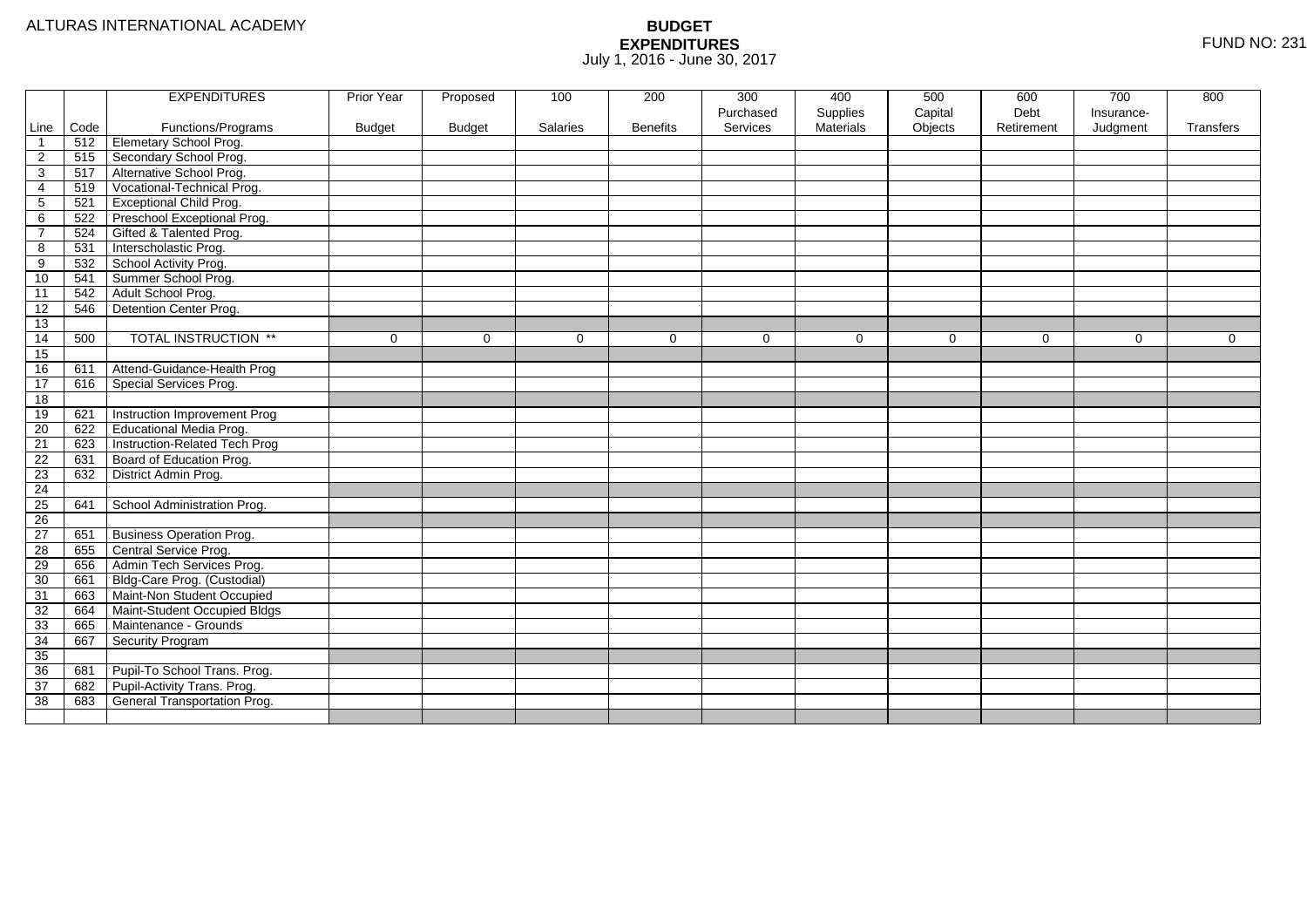ALTURAS INTERNATIONAL ACADEMY

# BUDGET
## EXPENDITURES
July 1, 2016 - June 30, 2017

FUND NO: 231

| Line | Code | EXPENDITURES Functions/Programs | Prior Year Budget | Proposed Budget | 100 Salaries | 200 Benefits | 300 Purchased Services | 400 Supplies Materials | 500 Capital Objects | 600 Debt Retirement | 700 Insurance-Judgment | 800 Transfers |
|---|---|---|---|---|---|---|---|---|---|---|---|---|
| 1 | 512 | Elemetary School Prog. | | | | | | | | | | |
| 2 | 515 | Secondary School Prog. | | | | | | | | | | |
| 3 | 517 | Alternative School Prog. | | | | | | | | | | |
| 4 | 519 | Vocational-Technical Prog. | | | | | | | | | | |
| 5 | 521 | Exceptional Child Prog. | | | | | | | | | | |
| 6 | 522 | Preschool Exceptional Prog. | | | | | | | | | | |
| 7 | 524 | Gifted & Talented Prog. | | | | | | | | | | |
| 8 | 531 | Interscholastic Prog. | | | | | | | | | | |
| 9 | 532 | School Activity Prog. | | | | | | | | | | |
| 10 | 541 | Summer School Prog. | | | | | | | | | | |
| 11 | 542 | Adult School Prog. | | | | | | | | | | |
| 12 | 546 | Detention Center Prog. | | | | | | | | | | |
| 13 | | | | | | | | | | | | |
| 14 | 500 | TOTAL INSTRUCTION ** | 0 | 0 | 0 | 0 | 0 | 0 | 0 | 0 | 0 | 0 |
| 15 | | | | | | | | | | | | |
| 16 | 611 | Attend-Guidance-Health Prog | | | | | | | | | | |
| 17 | 616 | Special Services Prog. | | | | | | | | | | |
| 18 | | | | | | | | | | | | |
| 19 | 621 | Instruction Improvement Prog | | | | | | | | | | |
| 20 | 622 | Educational Media Prog. | | | | | | | | | | |
| 21 | 623 | Instruction-Related Tech Prog | | | | | | | | | | |
| 22 | 631 | Board of Education Prog. | | | | | | | | | | |
| 23 | 632 | District Admin Prog. | | | | | | | | | | |
| 24 | | | | | | | | | | | | |
| 25 | 641 | School Administration Prog. | | | | | | | | | | |
| 26 | | | | | | | | | | | | |
| 27 | 651 | Business Operation Prog. | | | | | | | | | | |
| 28 | 655 | Central Service Prog. | | | | | | | | | | |
| 29 | 656 | Admin Tech Services Prog. | | | | | | | | | | |
| 30 | 661 | Bldg-Care Prog. (Custodial) | | | | | | | | | | |
| 31 | 663 | Maint-Non Student Occupied | | | | | | | | | | |
| 32 | 664 | Maint-Student Occupied Bldgs | | | | | | | | | | |
| 33 | 665 | Maintenance - Grounds | | | | | | | | | | |
| 34 | 667 | Security Program | | | | | | | | | | |
| 35 | | | | | | | | | | | | |
| 36 | 681 | Pupil-To School Trans. Prog. | | | | | | | | | | |
| 37 | 682 | Pupil-Activity Trans. Prog. | | | | | | | | | | |
| 38 | 683 | General Transportation Prog. | | | | | | | | | | |
| | | | | | | | | | | | | |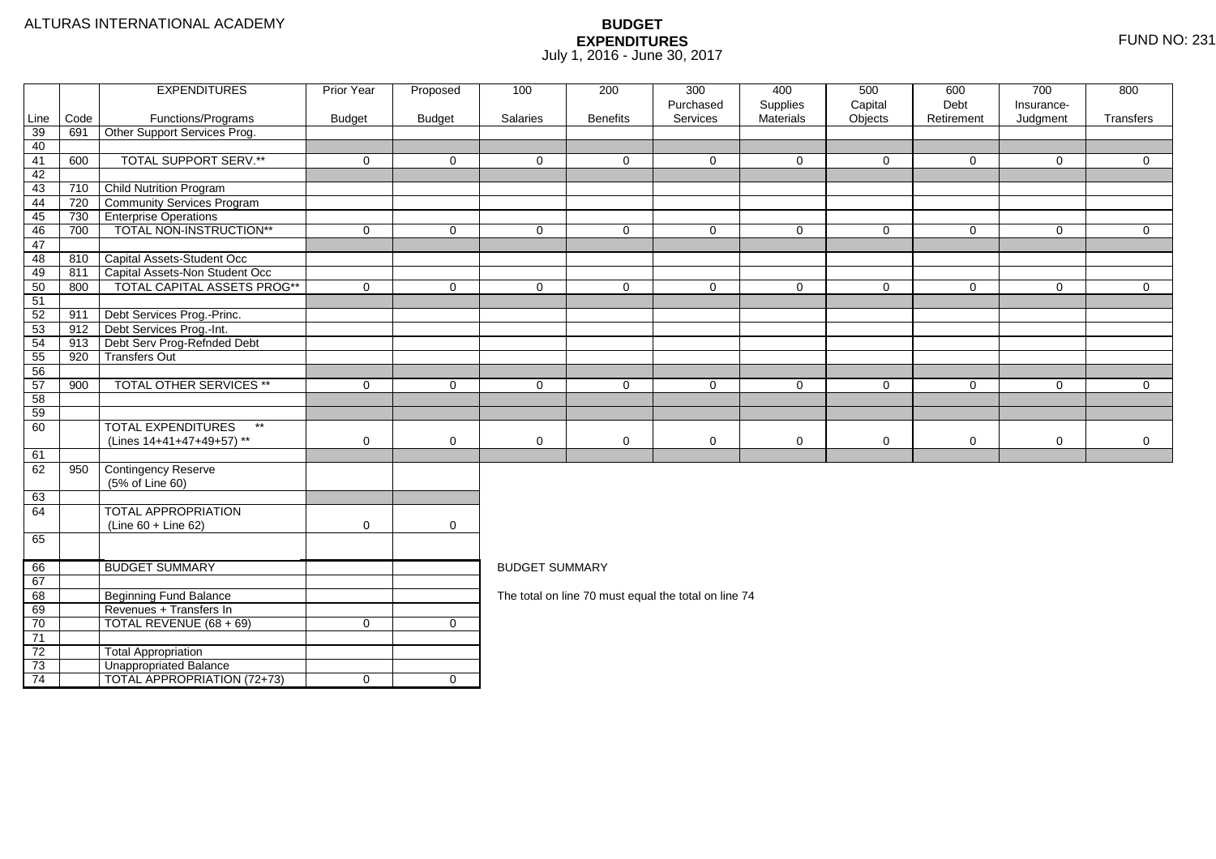ALTURAS INTERNATIONAL ACADEMY

# BUDGET EXPENDITURES

July 1, 2016 - June 30, 2017

FUND NO: 231

| Line | Code | EXPENDITURES Functions/Programs | Prior Year Budget | Proposed Budget | 100 Salaries | 200 Benefits | 300 Purchased Services | 400 Supplies Materials | 500 Capital Objects | 600 Debt Retirement | 700 Insurance-Judgment | 800 Transfers |
|---|---|---|---|---|---|---|---|---|---|---|---|---|
| 39 | 691 | Other Support Services Prog. | | | | | | | | | | |
| 40 | | | | | | | | | | | | |
| 41 | 600 | TOTAL SUPPORT SERV.** | 0 | 0 | 0 | 0 | 0 | 0 | 0 | 0 | 0 | 0 |
| 42 | | | | | | | | | | | | |
| 43 | 710 | Child Nutrition Program | | | | | | | | | | |
| 44 | 720 | Community Services Program | | | | | | | | | | |
| 45 | 730 | Enterprise Operations | | | | | | | | | | |
| 46 | 700 | TOTAL NON-INSTRUCTION** | 0 | 0 | 0 | 0 | 0 | 0 | 0 | 0 | 0 | 0 |
| 47 | | | | | | | | | | | | |
| 48 | 810 | Capital Assets-Student Occ | | | | | | | | | | |
| 49 | 811 | Capital Assets-Non Student Occ | | | | | | | | | | |
| 50 | 800 | TOTAL CAPITAL ASSETS PROG** | 0 | 0 | 0 | 0 | 0 | 0 | 0 | 0 | 0 | 0 |
| 51 | | | | | | | | | | | | |
| 52 | 911 | Debt Services Prog.-Princ. | | | | | | | | | | |
| 53 | 912 | Debt Services Prog.-Int. | | | | | | | | | | |
| 54 | 913 | Debt Serv Prog-Refnded Debt | | | | | | | | | | |
| 55 | 920 | Transfers Out | | | | | | | | | | |
| 56 | | | | | | | | | | | | |
| 57 | 900 | TOTAL OTHER SERVICES ** | 0 | 0 | 0 | 0 | 0 | 0 | 0 | 0 | 0 | 0 |
| 58 | | | | | | | | | | | | |
| 59 | | | | | | | | | | | | |
| 60 | | TOTAL EXPENDITURES ** (Lines 14+41+47+49+57) ** | 0 | 0 | 0 | 0 | 0 | 0 | 0 | 0 | 0 | 0 |
| 61 | | | | | | | | | | | | |
| 62 | 950 | Contingency Reserve (5% of Line 60) | | | | | | | | | | |
| 63 | | | | | | | | | | | | |
| 64 | | TOTAL APPROPRIATION (Line 60 + Line 62) | 0 | 0 | | | | | | | | |
| 65 | | | | | | | | | | | | |

| Line | | BUDGET SUMMARY | Prior Year Budget | Proposed Budget |
|---|---|---|---|---|
| 66 | | BUDGET SUMMARY | | |
| 67 | | | | |
| 68 | | Beginning Fund Balance | | |
| 69 | | Revenues + Transfers In | | |
| 70 | | TOTAL REVENUE (68 + 69) | 0 | 0 |
| 71 | | | | |
| 72 | | Total Appropriation | | |
| 73 | | Unappropriated Balance | | |
| 74 | | TOTAL APPROPRIATION (72+73) | 0 | 0 |

BUDGET SUMMARY

The total on line 70 must equal the total on line 74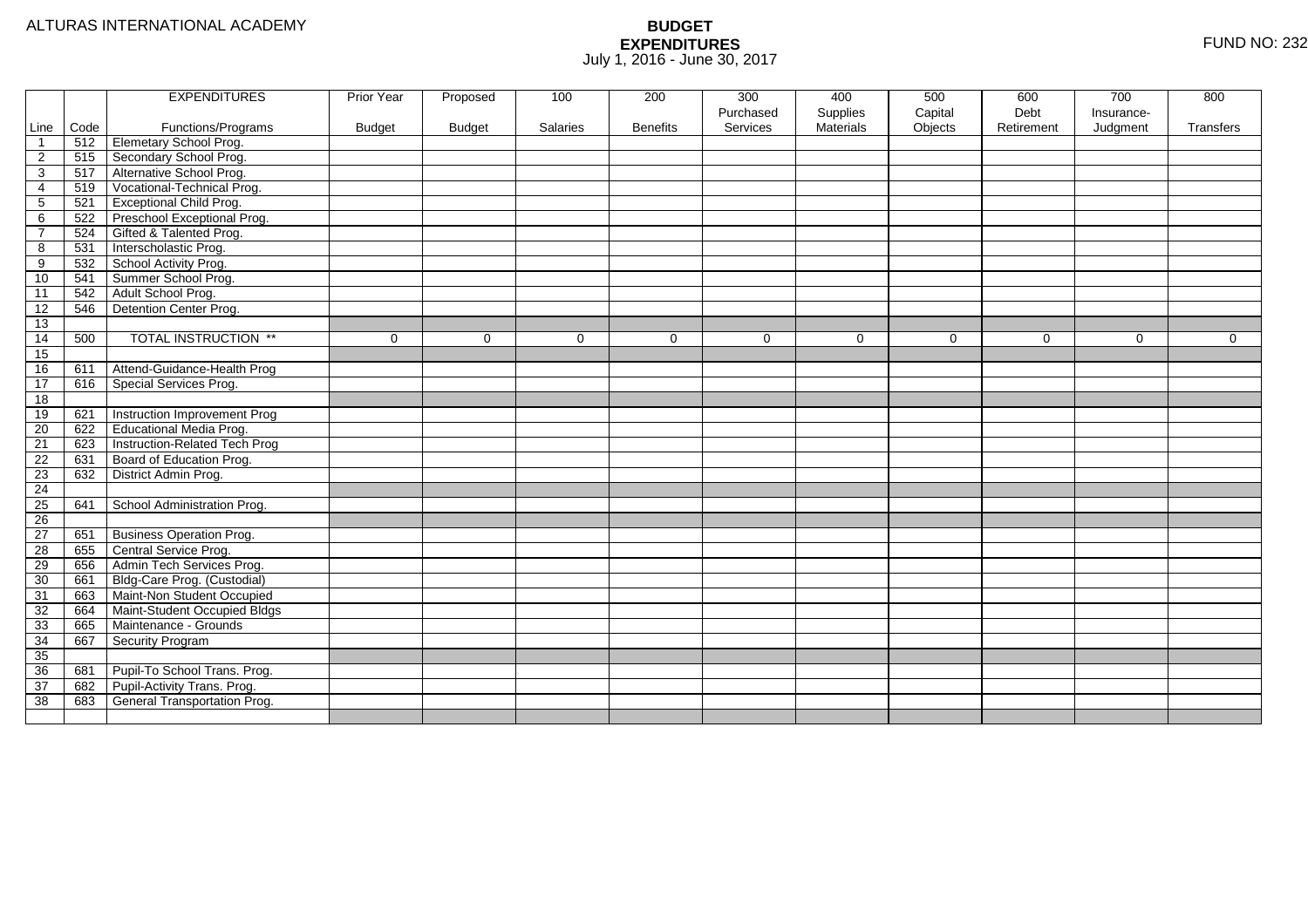ALTURAS INTERNATIONAL ACADEMY

# BUDGET
## EXPENDITURES
July 1, 2016 - June 30, 2017

FUND NO: 232

| Line | Code | EXPENDITURES<br>Functions/Programs | Prior Year<br>Budget | Proposed<br>Budget | 100<br>Salaries | 200<br>Benefits | 300<br>Purchased<br>Services | 400<br>Supplies<br>Materials | 500<br>Capital<br>Objects | 600<br>Debt<br>Retirement | 700<br>Insurance-<br>Judgment | 800<br>Transfers |
|---|---|---|---|---|---|---|---|---|---|---|---|---|
| 1 | 512 | Elemetary School Prog. | | | | | | | | | | |
| 2 | 515 | Secondary School Prog. | | | | | | | | | | |
| 3 | 517 | Alternative School Prog. | | | | | | | | | | |
| 4 | 519 | Vocational-Technical Prog. | | | | | | | | | | |
| 5 | 521 | Exceptional Child Prog. | | | | | | | | | | |
| 6 | 522 | Preschool Exceptional Prog. | | | | | | | | | | |
| 7 | 524 | Gifted & Talented Prog. | | | | | | | | | | |
| 8 | 531 | Interscholastic Prog. | | | | | | | | | | |
| 9 | 532 | School Activity Prog. | | | | | | | | | | |
| 10 | 541 | Summer School Prog. | | | | | | | | | | |
| 11 | 542 | Adult School Prog. | | | | | | | | | | |
| 12 | 546 | Detention Center Prog. | | | | | | | | | | |
| 13 | | | | | | | | | | | | |
| 14 | 500 | TOTAL INSTRUCTION ** | 0 | 0 | 0 | 0 | 0 | 0 | 0 | 0 | 0 | 0 |
| 15 | | | | | | | | | | | | |
| 16 | 611 | Attend-Guidance-Health Prog | | | | | | | | | | |
| 17 | 616 | Special Services Prog. | | | | | | | | | | |
| 18 | | | | | | | | | | | | |
| 19 | 621 | Instruction Improvement Prog | | | | | | | | | | |
| 20 | 622 | Educational Media Prog. | | | | | | | | | | |
| 21 | 623 | Instruction-Related Tech Prog | | | | | | | | | | |
| 22 | 631 | Board of Education Prog. | | | | | | | | | | |
| 23 | 632 | District Admin Prog. | | | | | | | | | | |
| 24 | | | | | | | | | | | | |
| 25 | 641 | School Administration Prog. | | | | | | | | | | |
| 26 | | | | | | | | | | | | |
| 27 | 651 | Business Operation Prog. | | | | | | | | | | |
| 28 | 655 | Central Service Prog. | | | | | | | | | | |
| 29 | 656 | Admin Tech Services Prog. | | | | | | | | | | |
| 30 | 661 | Bldg-Care Prog. (Custodial) | | | | | | | | | | |
| 31 | 663 | Maint-Non Student Occupied | | | | | | | | | | |
| 32 | 664 | Maint-Student Occupied Bldgs | | | | | | | | | | |
| 33 | 665 | Maintenance - Grounds | | | | | | | | | | |
| 34 | 667 | Security Program | | | | | | | | | | |
| 35 | | | | | | | | | | | | |
| 36 | 681 | Pupil-To School Trans. Prog. | | | | | | | | | | |
| 37 | 682 | Pupil-Activity Trans. Prog. | | | | | | | | | | |
| 38 | 683 | General Transportation Prog. | | | | | | | | | | |
| | | | | | | | | | | | | |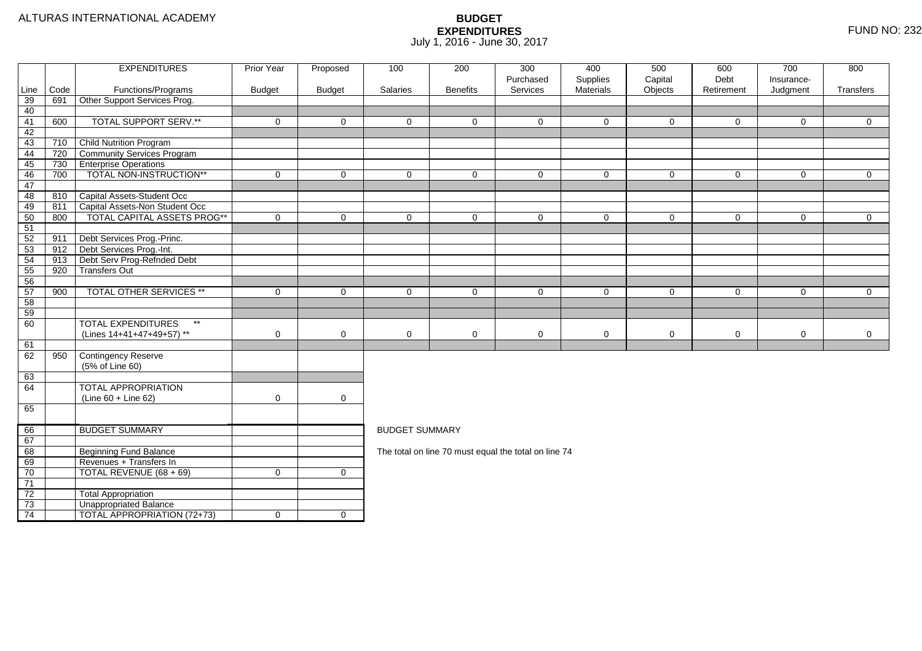ALTURAS INTERNATIONAL ACADEMY

# BUDGET EXPENDITURES

July 1, 2016 - June 30, 2017

FUND NO: 232

| Line | Code | EXPENDITURES<br>Functions/Programs | Prior Year<br>Budget | Proposed<br>Budget | 100<br>Salaries | 200<br>Benefits | 300<br>Purchased<br>Services | 400<br>Supplies<br>Materials | 500<br>Capital<br>Objects | 600<br>Debt<br>Retirement | 700<br>Insurance-<br>Judgment | 800<br>Transfers |
|---|---|---|---|---|---|---|---|---|---|---|---|---|
| 39 | 691 | Other Support Services Prog. | | | | | | | | | | |
| 40 | | | | | | | | | | | | |
| 41 | 600 | TOTAL SUPPORT SERV.** | 0 | 0 | 0 | 0 | 0 | 0 | 0 | 0 | 0 | 0 |
| 42 | | | | | | | | | | | | |
| 43 | 710 | Child Nutrition Program | | | | | | | | | | |
| 44 | 720 | Community Services Program | | | | | | | | | | |
| 45 | 730 | Enterprise Operations | | | | | | | | | | |
| 46 | 700 | TOTAL NON-INSTRUCTION** | 0 | 0 | 0 | 0 | 0 | 0 | 0 | 0 | 0 | 0 |
| 47 | | | | | | | | | | | | |
| 48 | 810 | Capital Assets-Student Occ | | | | | | | | | | |
| 49 | 811 | Capital Assets-Non Student Occ | | | | | | | | | | |
| 50 | 800 | TOTAL CAPITAL ASSETS PROG** | 0 | 0 | 0 | 0 | 0 | 0 | 0 | 0 | 0 | 0 |
| 51 | | | | | | | | | | | | |
| 52 | 911 | Debt Services Prog.-Princ. | | | | | | | | | | |
| 53 | 912 | Debt Services Prog.-Int. | | | | | | | | | | |
| 54 | 913 | Debt Serv Prog-Refnded Debt | | | | | | | | | | |
| 55 | 920 | Transfers Out | | | | | | | | | | |
| 56 | | | | | | | | | | | | |
| 57 | 900 | TOTAL OTHER SERVICES ** | 0 | 0 | 0 | 0 | 0 | 0 | 0 | 0 | 0 | 0 |
| 58 | | | | | | | | | | | | |
| 59 | | | | | | | | | | | | |
| 60 | | TOTAL EXPENDITURES **<br>(Lines 14+41+47+49+57) ** | 0 | 0 | 0 | 0 | 0 | 0 | 0 | 0 | 0 | 0 |
| 61 | | | | | | | | | | | | |
| 62 | 950 | Contingency Reserve<br>(5% of Line 60) | | | | | | | | | | |
| 63 | | | | | | | | | | | | |
| 64 | | TOTAL APPROPRIATION<br>(Line 60 + Line 62) | 0 | 0 | | | | | | | | |
| 65 | | | | | | | | | | | | |

| Line | Code | | Prior Year Budget | Proposed Budget |
|---|---|---|---|---|
| 66 | | BUDGET SUMMARY | | |
| 67 | | | | |
| 68 | | Beginning Fund Balance | | |
| 69 | | Revenues + Transfers In | | |
| 70 | | TOTAL REVENUE (68 + 69) | 0 | 0 |
| 71 | | | | |
| 72 | | Total Appropriation | | |
| 73 | | Unappropriated Balance | | |
| 74 | | TOTAL APPROPRIATION (72+73) | 0 | 0 |

BUDGET SUMMARY

The total on line 70 must equal the total on line 74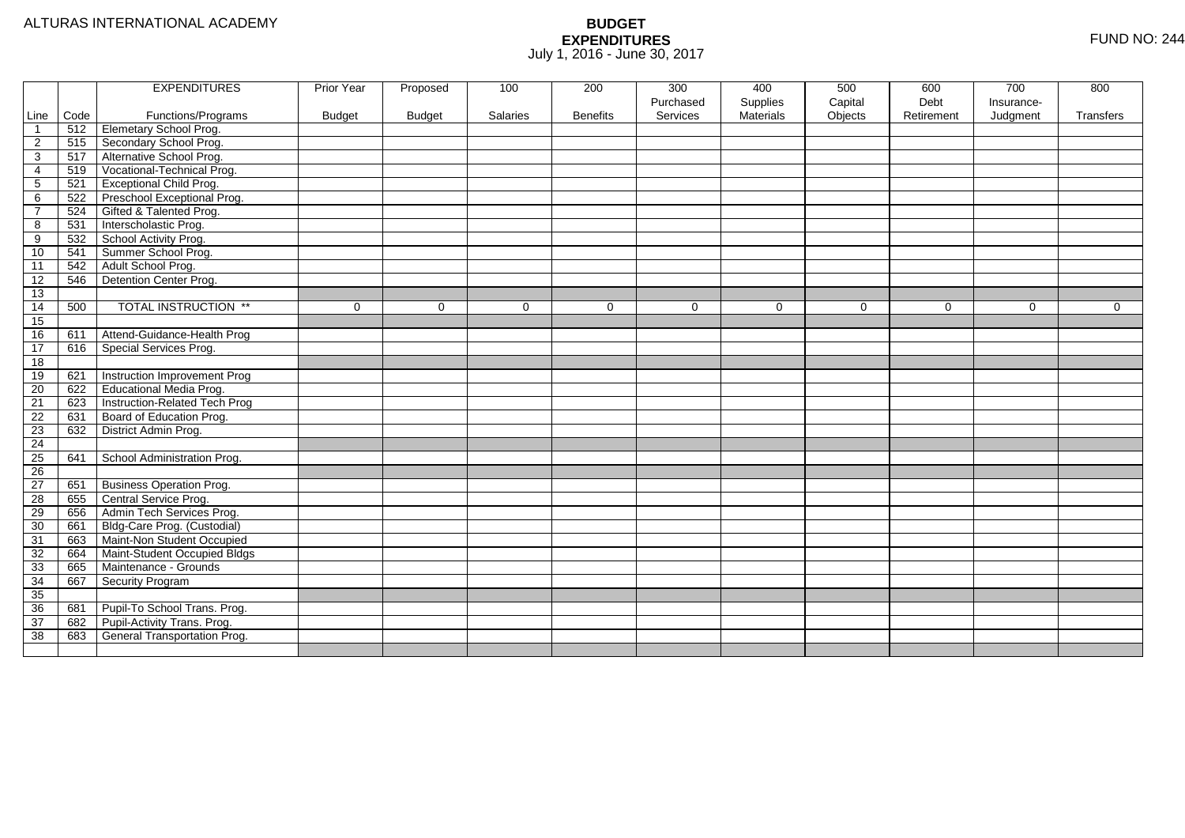ALTURAS INTERNATIONAL ACADEMY

# BUDGET EXPENDITURES

July 1, 2016 - June 30, 2017

FUND NO: 244

| | | EXPENDITURES | Prior Year | Proposed | 100 | 200 | 300 | 400 | 500 | 600 | 700 | 800 |
|---|---|---|---|---|---|---|---|---|---|---|---|---|
| | | | | | | | Purchased | Supplies | Capital | Debt | Insurance- | |
| Line | Code | Functions/Programs | Budget | Budget | Salaries | Benefits | Services | Materials | Objects | Retirement | Judgment | Transfers |
| 1 | 512 | Elemetary School Prog. | | | | | | | | | | |
| 2 | 515 | Secondary School Prog. | | | | | | | | | | |
| 3 | 517 | Alternative School Prog. | | | | | | | | | | |
| 4 | 519 | Vocational-Technical Prog. | | | | | | | | | | |
| 5 | 521 | Exceptional Child Prog. | | | | | | | | | | |
| 6 | 522 | Preschool Exceptional Prog. | | | | | | | | | | |
| 7 | 524 | Gifted & Talented Prog. | | | | | | | | | | |
| 8 | 531 | Interscholastic Prog. | | | | | | | | | | |
| 9 | 532 | School Activity Prog. | | | | | | | | | | |
| 10 | 541 | Summer School Prog. | | | | | | | | | | |
| 11 | 542 | Adult School Prog. | | | | | | | | | | |
| 12 | 546 | Detention Center Prog. | | | | | | | | | | |
| 13 | | | | | | | | | | | | |
| 14 | 500 | TOTAL INSTRUCTION ** | 0 | 0 | 0 | 0 | 0 | 0 | 0 | 0 | 0 | 0 |
| 15 | | | | | | | | | | | | |
| 16 | 611 | Attend-Guidance-Health Prog | | | | | | | | | | |
| 17 | 616 | Special Services Prog. | | | | | | | | | | |
| 18 | | | | | | | | | | | | |
| 19 | 621 | Instruction Improvement Prog | | | | | | | | | | |
| 20 | 622 | Educational Media Prog. | | | | | | | | | | |
| 21 | 623 | Instruction-Related Tech Prog | | | | | | | | | | |
| 22 | 631 | Board of Education Prog. | | | | | | | | | | |
| 23 | 632 | District Admin Prog. | | | | | | | | | | |
| 24 | | | | | | | | | | | | |
| 25 | 641 | School Administration Prog. | | | | | | | | | | |
| 26 | | | | | | | | | | | | |
| 27 | 651 | Business Operation Prog. | | | | | | | | | | |
| 28 | 655 | Central Service Prog. | | | | | | | | | | |
| 29 | 656 | Admin Tech Services Prog. | | | | | | | | | | |
| 30 | 661 | Bldg-Care Prog. (Custodial) | | | | | | | | | | |
| 31 | 663 | Maint-Non Student Occupied | | | | | | | | | | |
| 32 | 664 | Maint-Student Occupied Bldgs | | | | | | | | | | |
| 33 | 665 | Maintenance - Grounds | | | | | | | | | | |
| 34 | 667 | Security Program | | | | | | | | | | |
| 35 | | | | | | | | | | | | |
| 36 | 681 | Pupil-To School Trans. Prog. | | | | | | | | | | |
| 37 | 682 | Pupil-Activity Trans. Prog. | | | | | | | | | | |
| 38 | 683 | General Transportation Prog. | | | | | | | | | | |
| | | | | | | | | | | | | |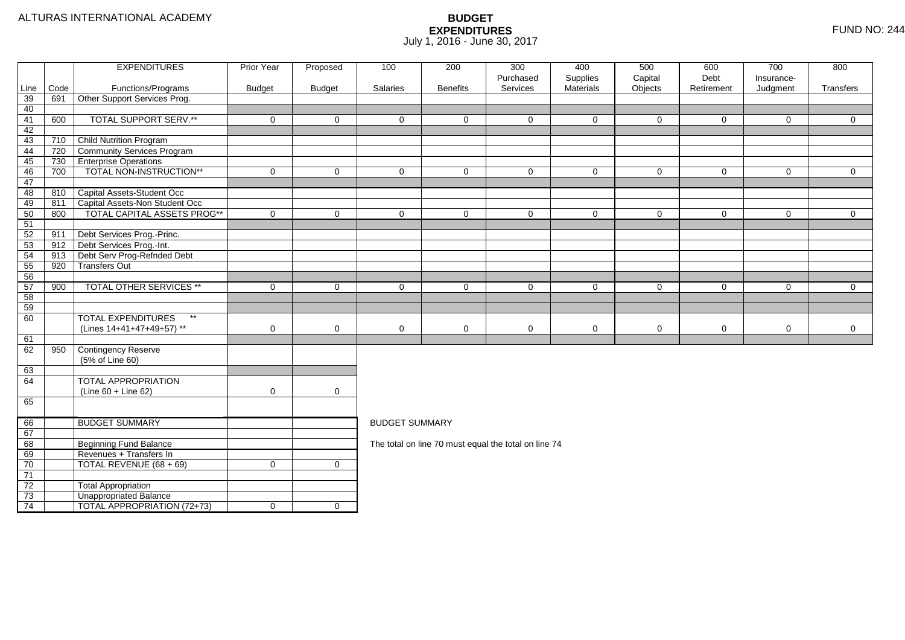ALTURAS INTERNATIONAL ACADEMY

# BUDGET EXPENDITURES
July 1, 2016 - June 30, 2017

FUND NO: 244

| Line | Code | EXPENDITURES<br>Functions/Programs | Prior Year<br>Budget | Proposed<br>Budget | 100<br>Salaries | 200<br>Benefits | 300<br>Purchased<br>Services | 400<br>Supplies<br>Materials | 500<br>Capital<br>Objects | 600<br>Debt<br>Retirement | 700<br>Insurance-<br>Judgment | 800<br>Transfers |
|---|---|---|---|---|---|---|---|---|---|---|---|---|
| 39 | 691 | Other Support Services Prog. | | | | | | | | | | |
| 40 | | | | | | | | | | | | |
| 41 | 600 | TOTAL SUPPORT SERV.** | 0 | 0 | 0 | 0 | 0 | 0 | 0 | 0 | 0 | 0 |
| 42 | | | | | | | | | | | | |
| 43 | 710 | Child Nutrition Program | | | | | | | | | | |
| 44 | 720 | Community Services Program | | | | | | | | | | |
| 45 | 730 | Enterprise Operations | | | | | | | | | | |
| 46 | 700 | TOTAL NON-INSTRUCTION** | 0 | 0 | 0 | 0 | 0 | 0 | 0 | 0 | 0 | 0 |
| 47 | | | | | | | | | | | | |
| 48 | 810 | Capital Assets-Student Occ | | | | | | | | | | |
| 49 | 811 | Capital Assets-Non Student Occ | | | | | | | | | | |
| 50 | 800 | TOTAL CAPITAL ASSETS PROG** | 0 | 0 | 0 | 0 | 0 | 0 | 0 | 0 | 0 | 0 |
| 51 | | | | | | | | | | | | |
| 52 | 911 | Debt Services Prog.-Princ. | | | | | | | | | | |
| 53 | 912 | Debt Services Prog.-Int. | | | | | | | | | | |
| 54 | 913 | Debt Serv Prog-Refnded Debt | | | | | | | | | | |
| 55 | 920 | Transfers Out | | | | | | | | | | |
| 56 | | | | | | | | | | | | |
| 57 | 900 | TOTAL OTHER SERVICES ** | 0 | 0 | 0 | 0 | 0 | 0 | 0 | 0 | 0 | 0 |
| 58 | | | | | | | | | | | | |
| 59 | | | | | | | | | | | | |
| 60 | | TOTAL EXPENDITURES **<br>(Lines 14+41+47+49+57) ** | 0 | 0 | 0 | 0 | 0 | 0 | 0 | 0 | 0 | 0 |
| 61 | | | | | | | | | | | | |
| 62 | 950 | Contingency Reserve<br>(5% of Line 60) | | | | | | | | | | |
| 63 | | | | | | | | | | | | |
| 64 | | TOTAL APPROPRIATION<br>(Line 60 + Line 62) | 0 | 0 | | | | | | | | |
| 65 | | | | | | | | | | | | |

| Line | Code | BUDGET SUMMARY | Prior Year | Proposed |
|---|---|---|---|---|
| 66 | | BUDGET SUMMARY | | |
| 67 | | | | |
| 68 | | Beginning Fund Balance | | |
| 69 | | Revenues + Transfers In | | |
| 70 | | TOTAL REVENUE (68 + 69) | 0 | 0 |
| 71 | | | | |
| 72 | | Total Appropriation | | |
| 73 | | Unappropriated Balance | | |
| 74 | | TOTAL APPROPRIATION (72+73) | 0 | 0 |

BUDGET SUMMARY

The total on line 70 must equal the total on line 74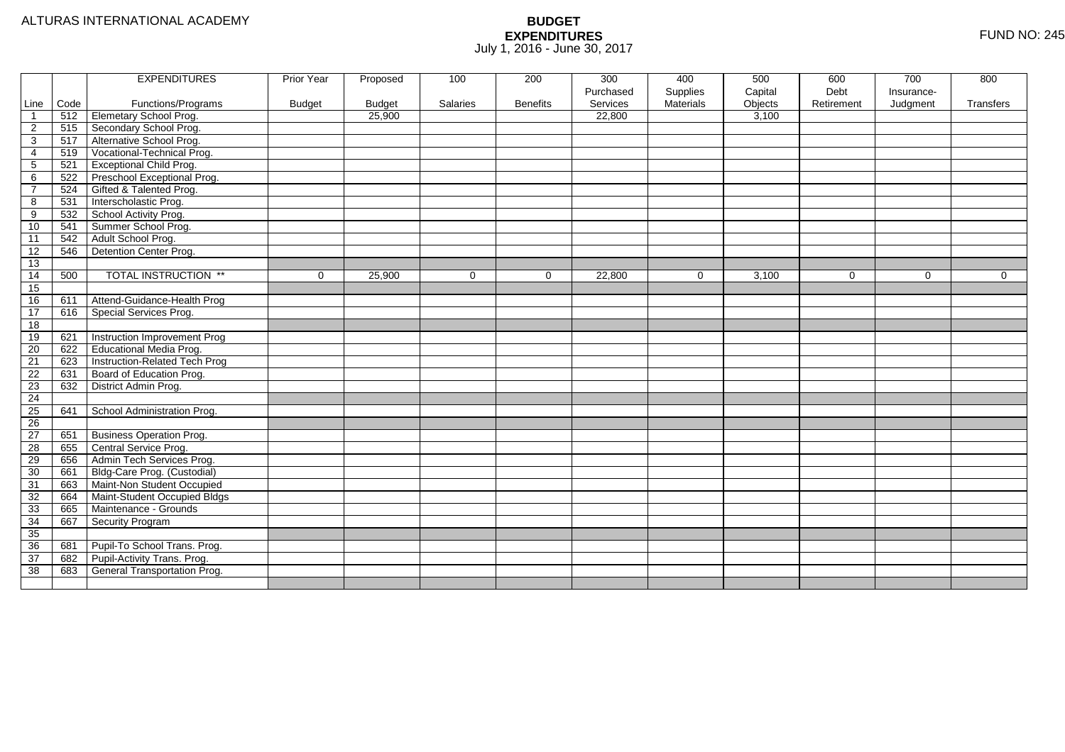ALTURAS INTERNATIONAL ACADEMY

# BUDGET EXPENDITURES

July 1, 2016 - June 30, 2017

FUND NO: 245

| Line | Code | EXPENDITURES Functions/Programs | Prior Year Budget | Proposed Budget | 100 Salaries | 200 Benefits | 300 Purchased Services | 400 Supplies Materials | 500 Capital Objects | 600 Debt Retirement | 700 Insurance-Judgment | 800 Transfers |
|---|---|---|---|---|---|---|---|---|---|---|---|---|
| 1 | 512 | Elemetary School Prog. | | 25,900 | | | 22,800 | | 3,100 | | | |
| 2 | 515 | Secondary School Prog. | | | | | | | | | | |
| 3 | 517 | Alternative School Prog. | | | | | | | | | | |
| 4 | 519 | Vocational-Technical Prog. | | | | | | | | | | |
| 5 | 521 | Exceptional Child Prog. | | | | | | | | | | |
| 6 | 522 | Preschool Exceptional Prog. | | | | | | | | | | |
| 7 | 524 | Gifted & Talented Prog. | | | | | | | | | | |
| 8 | 531 | Interscholastic Prog. | | | | | | | | | | |
| 9 | 532 | School Activity Prog. | | | | | | | | | | |
| 10 | 541 | Summer School Prog. | | | | | | | | | | |
| 11 | 542 | Adult School Prog. | | | | | | | | | | |
| 12 | 546 | Detention Center Prog. | | | | | | | | | | |
| 13 | | | | | | | | | | | | |
| 14 | 500 | TOTAL INSTRUCTION ** | 0 | 25,900 | 0 | 0 | 22,800 | 0 | 3,100 | 0 | 0 | 0 |
| 15 | | | | | | | | | | | | |
| 16 | 611 | Attend-Guidance-Health Prog | | | | | | | | | | |
| 17 | 616 | Special Services Prog. | | | | | | | | | | |
| 18 | | | | | | | | | | | | |
| 19 | 621 | Instruction Improvement Prog | | | | | | | | | | |
| 20 | 622 | Educational Media Prog. | | | | | | | | | | |
| 21 | 623 | Instruction-Related Tech Prog | | | | | | | | | | |
| 22 | 631 | Board of Education Prog. | | | | | | | | | | |
| 23 | 632 | District Admin Prog. | | | | | | | | | | |
| 24 | | | | | | | | | | | | |
| 25 | 641 | School Administration Prog. | | | | | | | | | | |
| 26 | | | | | | | | | | | | |
| 27 | 651 | Business Operation Prog. | | | | | | | | | | |
| 28 | 655 | Central Service Prog. | | | | | | | | | | |
| 29 | 656 | Admin Tech Services Prog. | | | | | | | | | | |
| 30 | 661 | Bldg-Care Prog. (Custodial) | | | | | | | | | | |
| 31 | 663 | Maint-Non Student Occupied | | | | | | | | | | |
| 32 | 664 | Maint-Student Occupied Bldgs | | | | | | | | | | |
| 33 | 665 | Maintenance - Grounds | | | | | | | | | | |
| 34 | 667 | Security Program | | | | | | | | | | |
| 35 | | | | | | | | | | | | |
| 36 | 681 | Pupil-To School Trans. Prog. | | | | | | | | | | |
| 37 | 682 | Pupil-Activity Trans. Prog. | | | | | | | | | | |
| 38 | 683 | General Transportation Prog. | | | | | | | | | | |
| | | | | | | | | | | | | |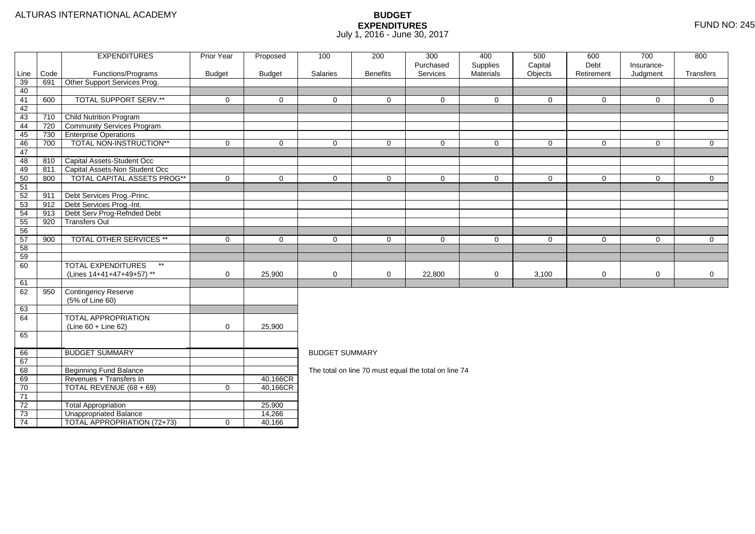ALTURAS INTERNATIONAL ACADEMY

# BUDGET EXPENDITURES

July 1, 2016 - June 30, 2017

FUND NO: 245

| Line | Code | EXPENDITURES Functions/Programs | Prior Year Budget | Proposed Budget | 100 Salaries | 200 Benefits | 300 Purchased Services | 400 Supplies Materials | 500 Capital Objects | 600 Debt Retirement | 700 Insurance-Judgment | 800 Transfers |
|---|---|---|---|---|---|---|---|---|---|---|---|---|
| 39 | 691 | Other Support Services Prog. | | | | | | | | | | |
| 40 | | | | | | | | | | | | |
| 41 | 600 | TOTAL SUPPORT SERV.** | 0 | 0 | 0 | 0 | 0 | 0 | 0 | 0 | 0 | 0 |
| 42 | | | | | | | | | | | | |
| 43 | 710 | Child Nutrition Program | | | | | | | | | | |
| 44 | 720 | Community Services Program | | | | | | | | | | |
| 45 | 730 | Enterprise Operations | | | | | | | | | | |
| 46 | 700 | TOTAL NON-INSTRUCTION** | 0 | 0 | 0 | 0 | 0 | 0 | 0 | 0 | 0 | 0 |
| 47 | | | | | | | | | | | | |
| 48 | 810 | Capital Assets-Student Occ | | | | | | | | | | |
| 49 | 811 | Capital Assets-Non Student Occ | | | | | | | | | | |
| 50 | 800 | TOTAL CAPITAL ASSETS PROG** | 0 | 0 | 0 | 0 | 0 | 0 | 0 | 0 | 0 | 0 |
| 51 | | | | | | | | | | | | |
| 52 | 911 | Debt Services Prog.-Princ. | | | | | | | | | | |
| 53 | 912 | Debt Services Prog.-Int. | | | | | | | | | | |
| 54 | 913 | Debt Serv Prog-Refnded Debt | | | | | | | | | | |
| 55 | 920 | Transfers Out | | | | | | | | | | |
| 56 | | | | | | | | | | | | |
| 57 | 900 | TOTAL OTHER SERVICES ** | 0 | 0 | 0 | 0 | 0 | 0 | 0 | 0 | 0 | 0 |
| 58 | | | | | | | | | | | | |
| 59 | | | | | | | | | | | | |
| 60 | | TOTAL EXPENDITURES ** (Lines 14+41+47+49+57) ** | 0 | 25,900 | 0 | 0 | 22,800 | 0 | 3,100 | 0 | 0 | 0 |
| 61 | | | | | | | | | | | | |
| 62 | 950 | Contingency Reserve (5% of Line 60) | | | | | | | | | | |
| 63 | | | | | | | | | | | | |
| 64 | | TOTAL APPROPRIATION (Line 60 + Line 62) | 0 | 25,900 | | | | | | | | |
| 65 | | | | | | | | | | | | |
| 66 | | BUDGET SUMMARY | | | | | | | | | | |
| 67 | | | | | | | | | | | | |
| 68 | | Beginning Fund Balance | | | | | | | | | | |
| 69 | | Revenues + Transfers In | | 40,166CR | | | | | | | | |
| 70 | | TOTAL REVENUE (68 + 69) | 0 | 40,166CR | | | | | | | | |
| 71 | | | | | | | | | | | | |
| 72 | | Total Appropriation | | 25,900 | | | | | | | | |
| 73 | | Unappropriated Balance | | 14,266 | | | | | | | | |
| 74 | | TOTAL APPROPRIATION (72+73) | 0 | 40,166 | | | | | | | | |

BUDGET SUMMARY

The total on line 70 must equal the total on line 74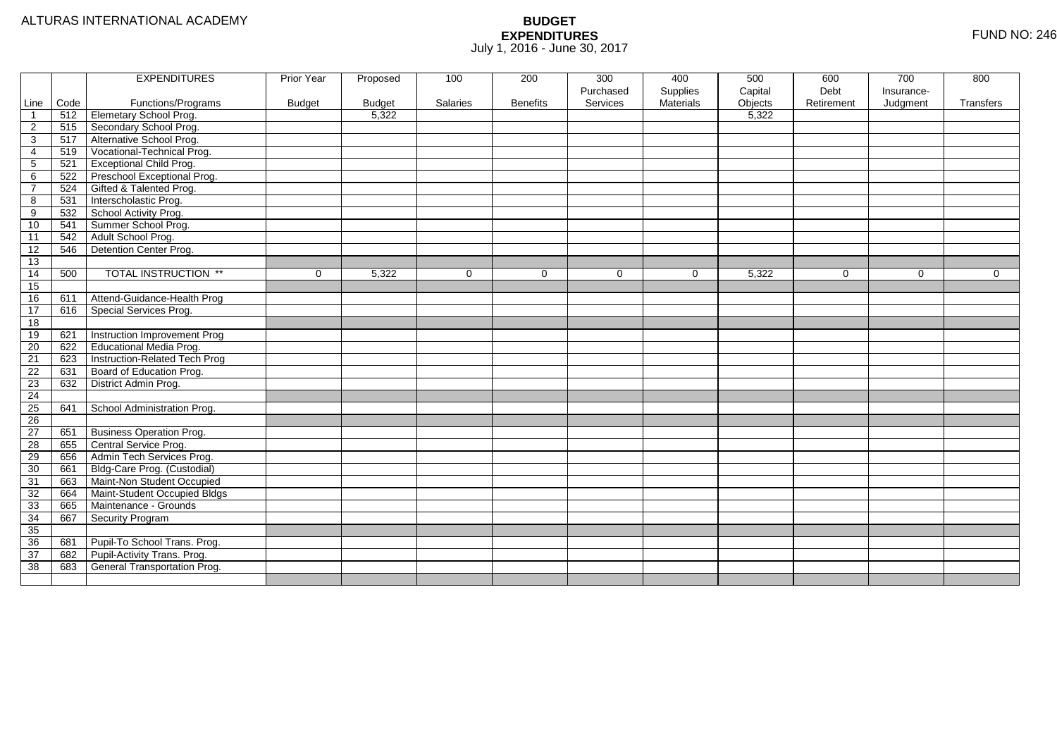ALTURAS INTERNATIONAL ACADEMY

# BUDGET
## EXPENDITURES
July 1, 2016 - June 30, 2017

FUND NO: 246

| Line | Code | EXPENDITURES Functions/Programs | Prior Year Budget | Proposed Budget | 100 Salaries | 200 Benefits | 300 Purchased Services | 400 Supplies Materials | 500 Capital Objects | 600 Debt Retirement | 700 Insurance-Judgment | 800 Transfers |
|---|---|---|---|---|---|---|---|---|---|---|---|---|
| 1 | 512 | Elemetary School Prog. | | 5,322 | | | | | 5,322 | | | |
| 2 | 515 | Secondary School Prog. | | | | | | | | | | |
| 3 | 517 | Alternative School Prog. | | | | | | | | | | |
| 4 | 519 | Vocational-Technical Prog. | | | | | | | | | | |
| 5 | 521 | Exceptional Child Prog. | | | | | | | | | | |
| 6 | 522 | Preschool Exceptional Prog. | | | | | | | | | | |
| 7 | 524 | Gifted & Talented Prog. | | | | | | | | | | |
| 8 | 531 | Interscholastic Prog. | | | | | | | | | | |
| 9 | 532 | School Activity Prog. | | | | | | | | | | |
| 10 | 541 | Summer School Prog. | | | | | | | | | | |
| 11 | 542 | Adult School Prog. | | | | | | | | | | |
| 12 | 546 | Detention Center Prog. | | | | | | | | | | |
| 13 | | | | | | | | | | | | |
| 14 | 500 | TOTAL INSTRUCTION ** | 0 | 5,322 | 0 | 0 | 0 | 0 | 5,322 | 0 | 0 | 0 |
| 15 | | | | | | | | | | | | |
| 16 | 611 | Attend-Guidance-Health Prog | | | | | | | | | | |
| 17 | 616 | Special Services Prog. | | | | | | | | | | |
| 18 | | | | | | | | | | | | |
| 19 | 621 | Instruction Improvement Prog | | | | | | | | | | |
| 20 | 622 | Educational Media Prog. | | | | | | | | | | |
| 21 | 623 | Instruction-Related Tech Prog | | | | | | | | | | |
| 22 | 631 | Board of Education Prog. | | | | | | | | | | |
| 23 | 632 | District Admin Prog. | | | | | | | | | | |
| 24 | | | | | | | | | | | | |
| 25 | 641 | School Administration Prog. | | | | | | | | | | |
| 26 | | | | | | | | | | | | |
| 27 | 651 | Business Operation Prog. | | | | | | | | | | |
| 28 | 655 | Central Service Prog. | | | | | | | | | | |
| 29 | 656 | Admin Tech Services Prog. | | | | | | | | | | |
| 30 | 661 | Bldg-Care Prog. (Custodial) | | | | | | | | | | |
| 31 | 663 | Maint-Non Student Occupied | | | | | | | | | | |
| 32 | 664 | Maint-Student Occupied Bldgs | | | | | | | | | | |
| 33 | 665 | Maintenance - Grounds | | | | | | | | | | |
| 34 | 667 | Security Program | | | | | | | | | | |
| 35 | | | | | | | | | | | | |
| 36 | 681 | Pupil-To School Trans. Prog. | | | | | | | | | | |
| 37 | 682 | Pupil-Activity Trans. Prog. | | | | | | | | | | |
| 38 | 683 | General Transportation Prog. | | | | | | | | | | |
| | | | | | | | | | | | | |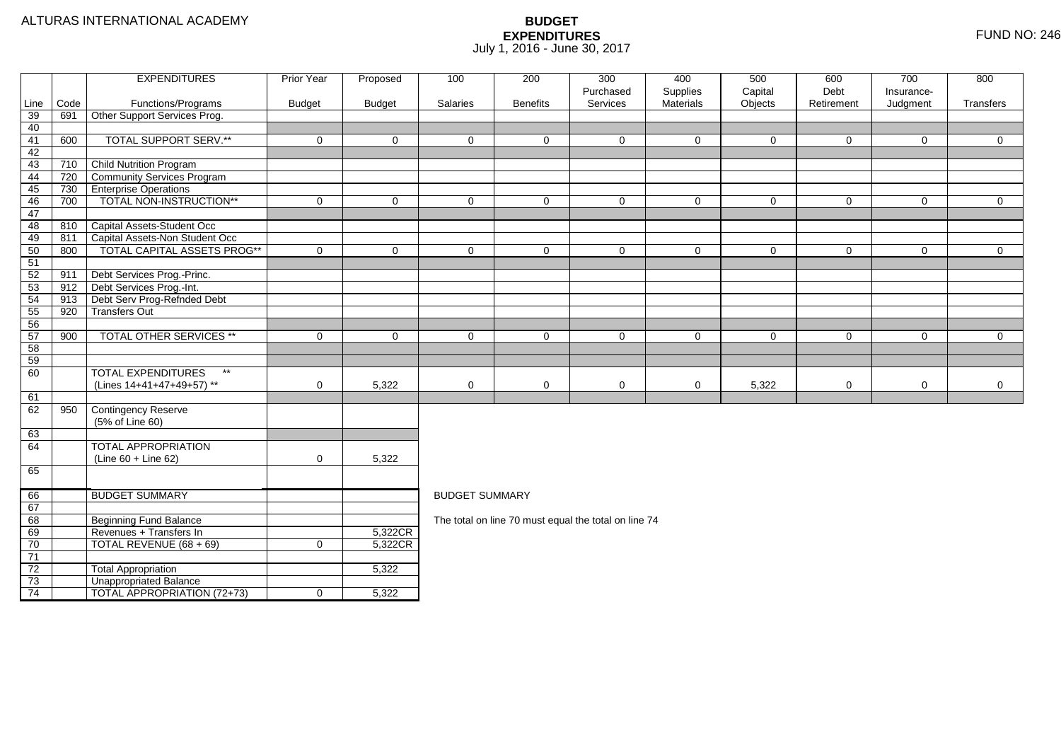ALTURAS INTERNATIONAL ACADEMY

# BUDGET EXPENDITURES

July 1, 2016 - June 30, 2017

FUND NO: 246

| Line | Code | EXPENDITURES Functions/Programs | Prior Year Budget | Proposed Budget | 100 Salaries | 200 Benefits | 300 Purchased Services | 400 Supplies Materials | 500 Capital Objects | 600 Debt Retirement | 700 Insurance-Judgment | 800 Transfers |
|---|---|---|---|---|---|---|---|---|---|---|---|---|
| 39 | 691 | Other Support Services Prog. | | | | | | | | | | |
| 40 | | | | | | | | | | | | |
| 41 | 600 | TOTAL SUPPORT SERV.** | 0 | 0 | 0 | 0 | 0 | 0 | 0 | 0 | 0 | 0 |
| 42 | | | | | | | | | | | | |
| 43 | 710 | Child Nutrition Program | | | | | | | | | | |
| 44 | 720 | Community Services Program | | | | | | | | | | |
| 45 | 730 | Enterprise Operations | | | | | | | | | | |
| 46 | 700 | TOTAL NON-INSTRUCTION** | 0 | 0 | 0 | 0 | 0 | 0 | 0 | 0 | 0 | 0 |
| 47 | | | | | | | | | | | | |
| 48 | 810 | Capital Assets-Student Occ | | | | | | | | | | |
| 49 | 811 | Capital Assets-Non Student Occ | | | | | | | | | | |
| 50 | 800 | TOTAL CAPITAL ASSETS PROG** | 0 | 0 | 0 | 0 | 0 | 0 | 0 | 0 | 0 | 0 |
| 51 | | | | | | | | | | | | |
| 52 | 911 | Debt Services Prog.-Princ. | | | | | | | | | | |
| 53 | 912 | Debt Services Prog.-Int. | | | | | | | | | | |
| 54 | 913 | Debt Serv Prog-Refnded Debt | | | | | | | | | | |
| 55 | 920 | Transfers Out | | | | | | | | | | |
| 56 | | | | | | | | | | | | |
| 57 | 900 | TOTAL OTHER SERVICES ** | 0 | 0 | 0 | 0 | 0 | 0 | 0 | 0 | 0 | 0 |
| 58 | | | | | | | | | | | | |
| 59 | | | | | | | | | | | | |
| 60 | | TOTAL EXPENDITURES ** (Lines 14+41+47+49+57) ** | 0 | 5,322 | 0 | 0 | 0 | 0 | 5,322 | 0 | 0 | 0 |
| 61 | | | | | | | | | | | | |
| 62 | 950 | Contingency Reserve (5% of Line 60) | | | | | | | | | | |
| 63 | | | | | | | | | | | | |
| 64 | | TOTAL APPROPRIATION (Line 60 + Line 62) | 0 | 5,322 | | | | | | | | |
| 65 | | | | | | | | | | | | |
| 66 | | BUDGET SUMMARY | | | | | | | | | | |
| 67 | | | | | | | | | | | | |
| 68 | | Beginning Fund Balance | | | | | | | | | | |
| 69 | | Revenues + Transfers In | | 5,322CR | | | | | | | | |
| 70 | | TOTAL REVENUE (68 + 69) | 0 | 5,322CR | | | | | | | | |
| 71 | | | | | | | | | | | | |
| 72 | | Total Appropriation | | 5,322 | | | | | | | | |
| 73 | | Unappropriated Balance | | | | | | | | | | |
| 74 | | TOTAL APPROPRIATION (72+73) | 0 | 5,322 | | | | | | | | |

BUDGET SUMMARY

The total on line 70 must equal the total on line 74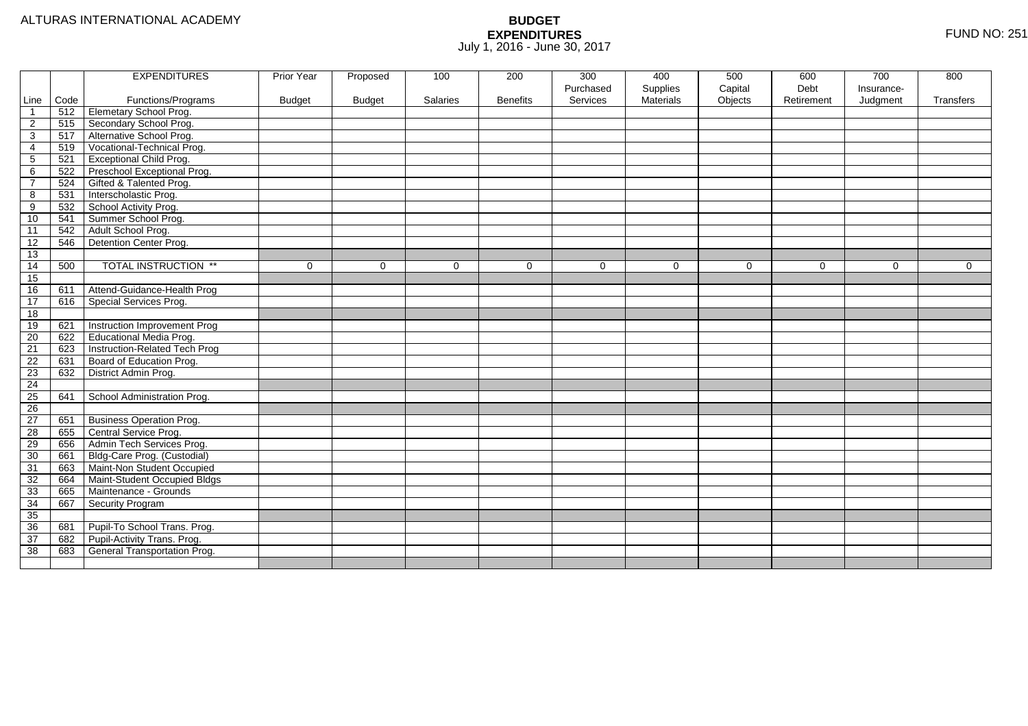ALTURAS INTERNATIONAL ACADEMY

# BUDGET
## EXPENDITURES
July 1, 2016 - June 30, 2017

FUND NO: 251

| Line | Code | EXPENDITURES<br>Functions/Programs | Prior Year<br>Budget | Proposed<br>Budget | 100<br>Salaries | 200<br>Benefits | 300<br>Purchased<br>Services | 400<br>Supplies<br>Materials | 500<br>Capital<br>Objects | 600<br>Debt<br>Retirement | 700<br>Insurance-<br>Judgment | 800<br>Transfers |
|---|---|---|---|---|---|---|---|---|---|---|---|---|
| 1 | 512 | Elemetary School Prog. | | | | | | | | | | |
| 2 | 515 | Secondary School Prog. | | | | | | | | | | |
| 3 | 517 | Alternative School Prog. | | | | | | | | | | |
| 4 | 519 | Vocational-Technical Prog. | | | | | | | | | | |
| 5 | 521 | Exceptional Child Prog. | | | | | | | | | | |
| 6 | 522 | Preschool Exceptional Prog. | | | | | | | | | | |
| 7 | 524 | Gifted & Talented Prog. | | | | | | | | | | |
| 8 | 531 | Interscholastic Prog. | | | | | | | | | | |
| 9 | 532 | School Activity Prog. | | | | | | | | | | |
| 10 | 541 | Summer School Prog. | | | | | | | | | | |
| 11 | 542 | Adult School Prog. | | | | | | | | | | |
| 12 | 546 | Detention Center Prog. | | | | | | | | | | |
| 13 | | | | | | | | | | | | |
| 14 | 500 | TOTAL INSTRUCTION ** | 0 | 0 | 0 | 0 | 0 | 0 | 0 | 0 | 0 | 0 |
| 15 | | | | | | | | | | | | |
| 16 | 611 | Attend-Guidance-Health Prog | | | | | | | | | | |
| 17 | 616 | Special Services Prog. | | | | | | | | | | |
| 18 | | | | | | | | | | | | |
| 19 | 621 | Instruction Improvement Prog | | | | | | | | | | |
| 20 | 622 | Educational Media Prog. | | | | | | | | | | |
| 21 | 623 | Instruction-Related Tech Prog | | | | | | | | | | |
| 22 | 631 | Board of Education Prog. | | | | | | | | | | |
| 23 | 632 | District Admin Prog. | | | | | | | | | | |
| 24 | | | | | | | | | | | | |
| 25 | 641 | School Administration Prog. | | | | | | | | | | |
| 26 | | | | | | | | | | | | |
| 27 | 651 | Business Operation Prog. | | | | | | | | | | |
| 28 | 655 | Central Service Prog. | | | | | | | | | | |
| 29 | 656 | Admin Tech Services Prog. | | | | | | | | | | |
| 30 | 661 | Bldg-Care Prog. (Custodial) | | | | | | | | | | |
| 31 | 663 | Maint-Non Student Occupied | | | | | | | | | | |
| 32 | 664 | Maint-Student Occupied Bldgs | | | | | | | | | | |
| 33 | 665 | Maintenance - Grounds | | | | | | | | | | |
| 34 | 667 | Security Program | | | | | | | | | | |
| 35 | | | | | | | | | | | | |
| 36 | 681 | Pupil-To School Trans. Prog. | | | | | | | | | | |
| 37 | 682 | Pupil-Activity Trans. Prog. | | | | | | | | | | |
| 38 | 683 | General Transportation Prog. | | | | | | | | | | |
| | | | | | | | | | | | | |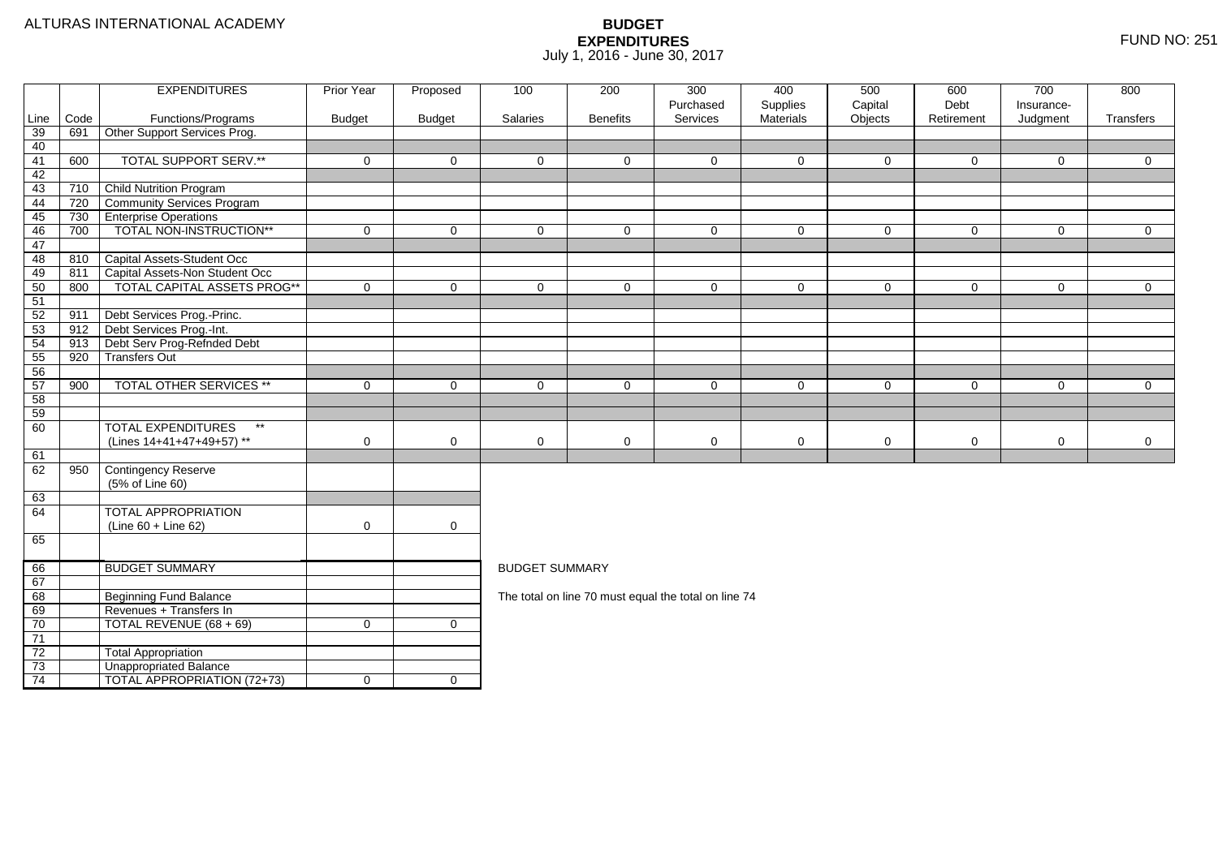ALTURAS INTERNATIONAL ACADEMY

# BUDGET EXPENDITURES

July 1, 2016 - June 30, 2017

FUND NO: 251

| Line | Code | EXPENDITURES Functions/Programs | Prior Year Budget | Proposed Budget | 100 Salaries | 200 Benefits | 300 Purchased Services | 400 Supplies Materials | 500 Capital Objects | 600 Debt Retirement | 700 Insurance-Judgment | 800 Transfers |
|---|---|---|---|---|---|---|---|---|---|---|---|---|
| 39 | 691 | Other Support Services Prog. | | | | | | | | | | |
| 40 | | | | | | | | | | | | |
| 41 | 600 | TOTAL SUPPORT SERV.** | 0 | 0 | 0 | 0 | 0 | 0 | 0 | 0 | 0 | 0 |
| 42 | | | | | | | | | | | | |
| 43 | 710 | Child Nutrition Program | | | | | | | | | | |
| 44 | 720 | Community Services Program | | | | | | | | | | |
| 45 | 730 | Enterprise Operations | | | | | | | | | | |
| 46 | 700 | TOTAL NON-INSTRUCTION** | 0 | 0 | 0 | 0 | 0 | 0 | 0 | 0 | 0 | 0 |
| 47 | | | | | | | | | | | | |
| 48 | 810 | Capital Assets-Student Occ | | | | | | | | | | |
| 49 | 811 | Capital Assets-Non Student Occ | | | | | | | | | | |
| 50 | 800 | TOTAL CAPITAL ASSETS PROG** | 0 | 0 | 0 | 0 | 0 | 0 | 0 | 0 | 0 | 0 |
| 51 | | | | | | | | | | | | |
| 52 | 911 | Debt Services Prog.-Princ. | | | | | | | | | | |
| 53 | 912 | Debt Services Prog.-Int. | | | | | | | | | | |
| 54 | 913 | Debt Serv Prog-Refnded Debt | | | | | | | | | | |
| 55 | 920 | Transfers Out | | | | | | | | | | |
| 56 | | | | | | | | | | | | |
| 57 | 900 | TOTAL OTHER SERVICES ** | 0 | 0 | 0 | 0 | 0 | 0 | 0 | 0 | 0 | 0 |
| 58 | | | | | | | | | | | | |
| 59 | | | | | | | | | | | | |
| 60 | | TOTAL EXPENDITURES ** (Lines 14+41+47+49+57) ** | 0 | 0 | 0 | 0 | 0 | 0 | 0 | 0 | 0 | 0 |
| 61 | | | | | | | | | | | | |
| 62 | 950 | Contingency Reserve (5% of Line 60) | | | | | | | | | | |
| 63 | | | | | | | | | | | | |
| 64 | | TOTAL APPROPRIATION (Line 60 + Line 62) | 0 | 0 | | | | | | | | |
| 65 | | | | | | | | | | | | |
| 66 | | BUDGET SUMMARY | | | | | | | | | | |
| 67 | | | | | | | | | | | | |
| 68 | | Beginning Fund Balance | | | | | | | | | | |
| 69 | | Revenues + Transfers In | | | | | | | | | | |
| 70 | | TOTAL REVENUE (68 + 69) | 0 | 0 | | | | | | | | |
| 71 | | | | | | | | | | | | |
| 72 | | Total Appropriation | | | | | | | | | | |
| 73 | | Unappropriated Balance | | | | | | | | | | |
| 74 | | TOTAL APPROPRIATION (72+73) | 0 | 0 | | | | | | | | |

BUDGET SUMMARY

The total on line 70 must equal the total on line 74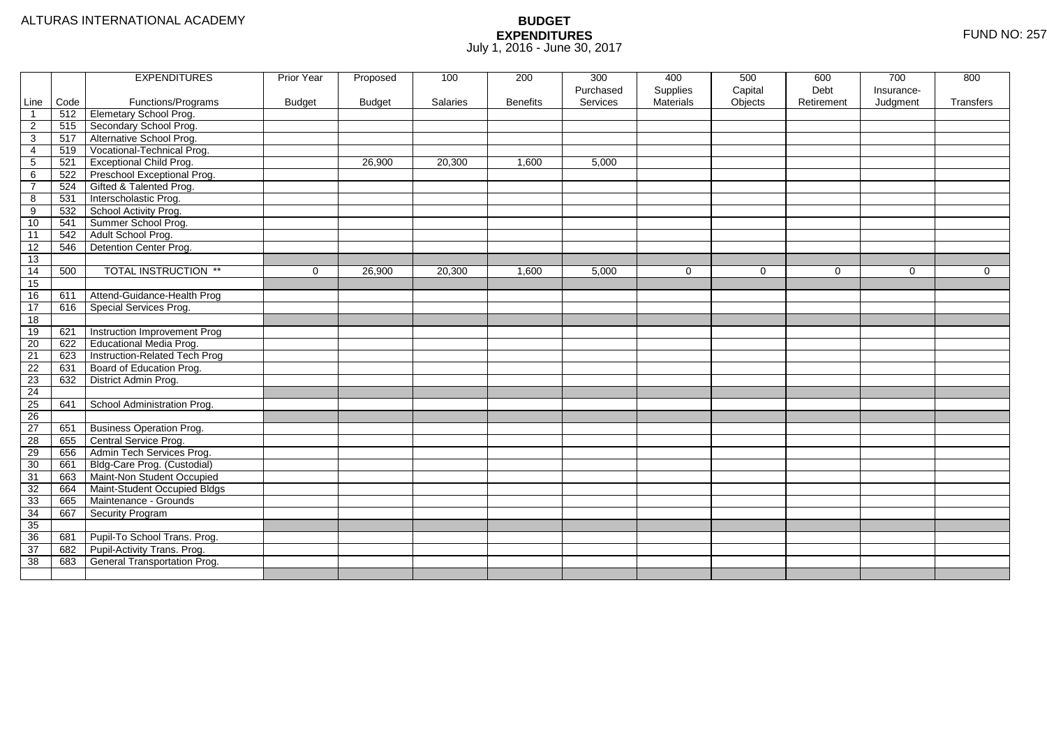ALTURAS INTERNATIONAL ACADEMY

# BUDGET
## EXPENDITURES
July 1, 2016 - June 30, 2017

FUND NO: 257

| Line | Code | EXPENDITURES<br>Functions/Programs | Prior Year<br>Budget | Proposed<br>Budget | 100<br>Salaries | 200<br>Benefits | 300<br>Purchased<br>Services | 400<br>Supplies<br>Materials | 500<br>Capital<br>Objects | 600<br>Debt<br>Retirement | 700<br>Insurance-<br>Judgment | 800<br>Transfers |
|---|---|---|---|---|---|---|---|---|---|---|---|---|
| 1 | 512 | Elemetary School Prog. | | | | | | | | | | |
| 2 | 515 | Secondary School Prog. | | | | | | | | | | |
| 3 | 517 | Alternative School Prog. | | | | | | | | | | |
| 4 | 519 | Vocational-Technical Prog. | | | | | | | | | | |
| 5 | 521 | Exceptional Child Prog. | | 26,900 | 20,300 | 1,600 | 5,000 | | | | | |
| 6 | 522 | Preschool Exceptional Prog. | | | | | | | | | | |
| 7 | 524 | Gifted & Talented Prog. | | | | | | | | | | |
| 8 | 531 | Interscholastic Prog. | | | | | | | | | | |
| 9 | 532 | School Activity Prog. | | | | | | | | | | |
| 10 | 541 | Summer School Prog. | | | | | | | | | | |
| 11 | 542 | Adult School Prog. | | | | | | | | | | |
| 12 | 546 | Detention Center Prog. | | | | | | | | | | |
| 13 | | | | | | | | | | | | |
| 14 | 500 | TOTAL INSTRUCTION ** | 0 | 26,900 | 20,300 | 1,600 | 5,000 | 0 | 0 | 0 | 0 | 0 |
| 15 | | | | | | | | | | | | |
| 16 | 611 | Attend-Guidance-Health Prog | | | | | | | | | | |
| 17 | 616 | Special Services Prog. | | | | | | | | | | |
| 18 | | | | | | | | | | | | |
| 19 | 621 | Instruction Improvement Prog | | | | | | | | | | |
| 20 | 622 | Educational Media Prog. | | | | | | | | | | |
| 21 | 623 | Instruction-Related Tech Prog | | | | | | | | | | |
| 22 | 631 | Board of Education Prog. | | | | | | | | | | |
| 23 | 632 | District Admin Prog. | | | | | | | | | | |
| 24 | | | | | | | | | | | | |
| 25 | 641 | School Administration Prog. | | | | | | | | | | |
| 26 | | | | | | | | | | | | |
| 27 | 651 | Business Operation Prog. | | | | | | | | | | |
| 28 | 655 | Central Service Prog. | | | | | | | | | | |
| 29 | 656 | Admin Tech Services Prog. | | | | | | | | | | |
| 30 | 661 | Bldg-Care Prog. (Custodial) | | | | | | | | | | |
| 31 | 663 | Maint-Non Student Occupied | | | | | | | | | | |
| 32 | 664 | Maint-Student Occupied Bldgs | | | | | | | | | | |
| 33 | 665 | Maintenance - Grounds | | | | | | | | | | |
| 34 | 667 | Security Program | | | | | | | | | | |
| 35 | | | | | | | | | | | | |
| 36 | 681 | Pupil-To School Trans. Prog. | | | | | | | | | | |
| 37 | 682 | Pupil-Activity Trans. Prog. | | | | | | | | | | |
| 38 | 683 | General Transportation Prog. | | | | | | | | | | |
| | | | | | | | | | | | | |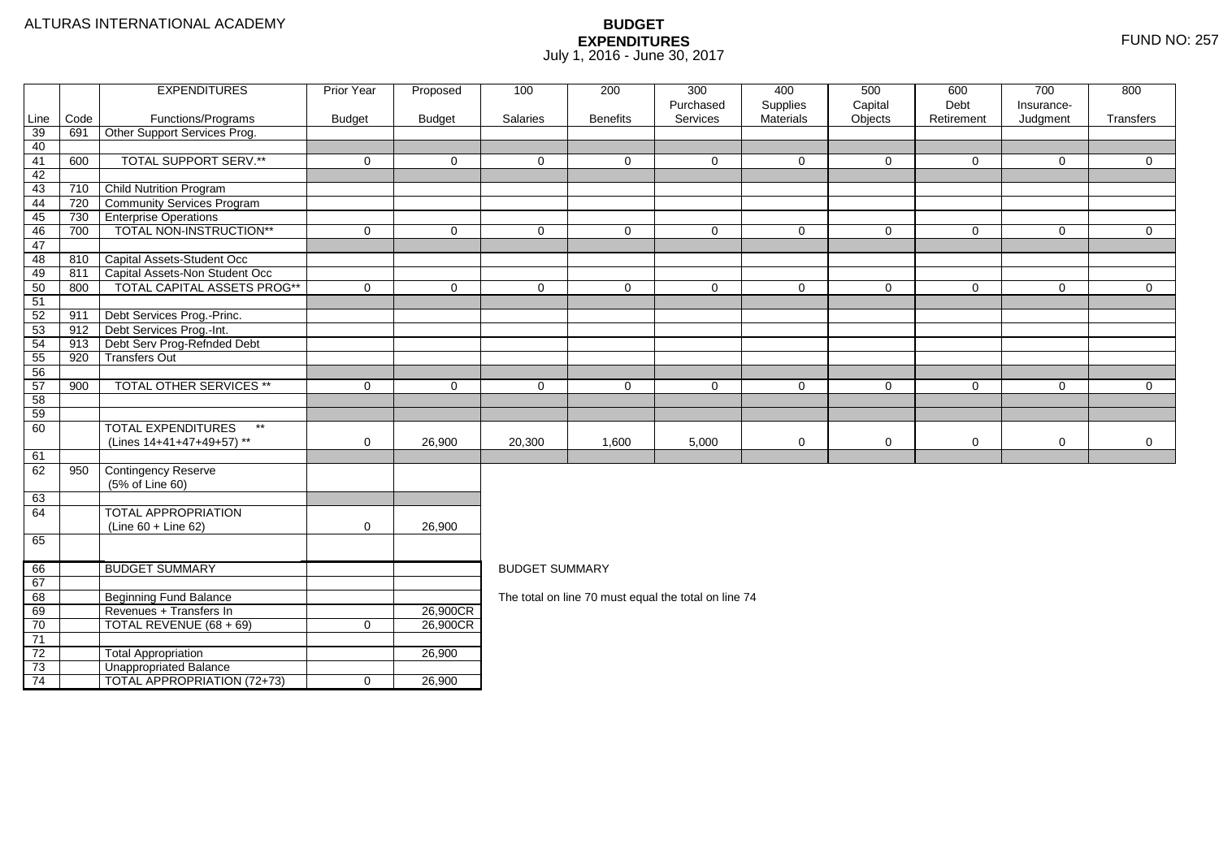ALTURAS INTERNATIONAL ACADEMY

# BUDGET EXPENDITURES

July 1, 2016 - June 30, 2017

FUND NO: 257

| Line | Code | EXPENDITURES Functions/Programs | Prior Year Budget | Proposed Budget | 100 Salaries | 200 Benefits | 300 Purchased Services | 400 Supplies Materials | 500 Capital Objects | 600 Debt Retirement | 700 Insurance-Judgment | 800 Transfers |
|---|---|---|---|---|---|---|---|---|---|---|---|---|
| 39 | 691 | Other Support Services Prog. | | | | | | | | | | |
| 40 | | | | | | | | | | | | |
| 41 | 600 | TOTAL SUPPORT SERV.** | 0 | 0 | 0 | 0 | 0 | 0 | 0 | 0 | 0 | 0 |
| 42 | | | | | | | | | | | | |
| 43 | 710 | Child Nutrition Program | | | | | | | | | | |
| 44 | 720 | Community Services Program | | | | | | | | | | |
| 45 | 730 | Enterprise Operations | | | | | | | | | | |
| 46 | 700 | TOTAL NON-INSTRUCTION** | 0 | 0 | 0 | 0 | 0 | 0 | 0 | 0 | 0 | 0 |
| 47 | | | | | | | | | | | | |
| 48 | 810 | Capital Assets-Student Occ | | | | | | | | | | |
| 49 | 811 | Capital Assets-Non Student Occ | | | | | | | | | | |
| 50 | 800 | TOTAL CAPITAL ASSETS PROG** | 0 | 0 | 0 | 0 | 0 | 0 | 0 | 0 | 0 | 0 |
| 51 | | | | | | | | | | | | |
| 52 | 911 | Debt Services Prog.-Princ. | | | | | | | | | | |
| 53 | 912 | Debt Services Prog.-Int. | | | | | | | | | | |
| 54 | 913 | Debt Serv Prog-Refnded Debt | | | | | | | | | | |
| 55 | 920 | Transfers Out | | | | | | | | | | |
| 56 | | | | | | | | | | | | |
| 57 | 900 | TOTAL OTHER SERVICES ** | 0 | 0 | 0 | 0 | 0 | 0 | 0 | 0 | 0 | 0 |
| 58 | | | | | | | | | | | | |
| 59 | | | | | | | | | | | | |
| 60 | | TOTAL EXPENDITURES ** (Lines 14+41+47+49+57) ** | 0 | 26,900 | 20,300 | 1,600 | 5,000 | 0 | 0 | 0 | 0 | 0 |
| 61 | | | | | | | | | | | | |
| 62 | 950 | Contingency Reserve (5% of Line 60) | | | | | | | | | | |
| 63 | | | | | | | | | | | | |
| 64 | | TOTAL APPROPRIATION (Line 60 + Line 62) | 0 | 26,900 | | | | | | | | |
| 65 | | | | | | | | | | | | |
| 66 | | BUDGET SUMMARY | | | | | | | | | | |
| 67 | | | | | | | | | | | | |
| 68 | | Beginning Fund Balance | | | | | | | | | | |
| 69 | | Revenues + Transfers In | | 26,900CR | | | | | | | | |
| 70 | | TOTAL REVENUE (68 + 69) | 0 | 26,900CR | | | | | | | | |
| 71 | | | | | | | | | | | | |
| 72 | | Total Appropriation | | 26,900 | | | | | | | | |
| 73 | | Unappropriated Balance | | | | | | | | | | |
| 74 | | TOTAL APPROPRIATION (72+73) | 0 | 26,900 | | | | | | | | |

BUDGET SUMMARY

The total on line 70 must equal the total on line 74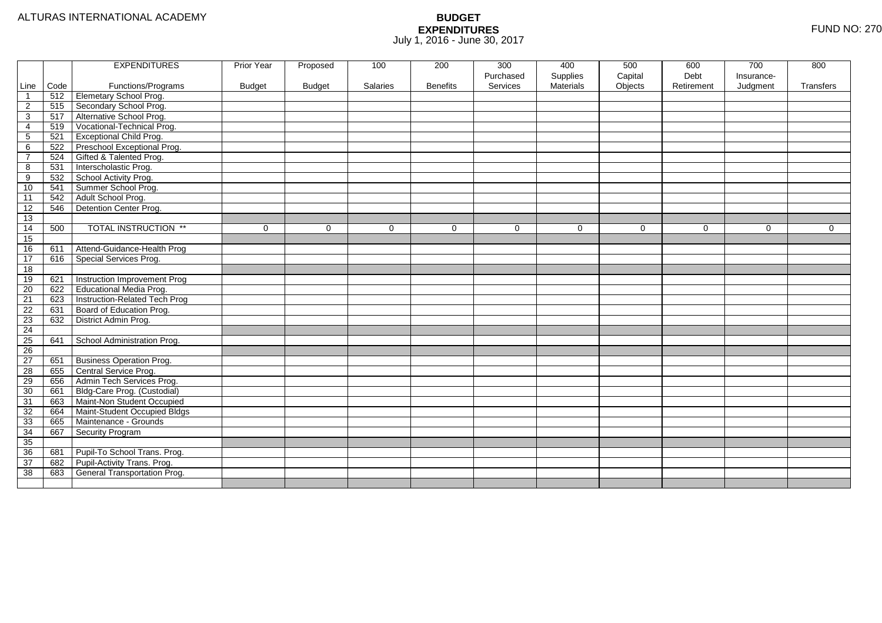ALTURAS INTERNATIONAL ACADEMY

# BUDGET EXPENDITURES

July 1, 2016 - June 30, 2017

FUND NO: 270

| Line | Code | EXPENDITURES Functions/Programs | Prior Year Budget | Proposed Budget | 100 Salaries | 200 Benefits | 300 Purchased Services | 400 Supplies Materials | 500 Capital Objects | 600 Debt Retirement | 700 Insurance-Judgment | 800 Transfers |
|---|---|---|---|---|---|---|---|---|---|---|---|---|
| 1 | 512 | Elemetary School Prog. | | | | | | | | | | |
| 2 | 515 | Secondary School Prog. | | | | | | | | | | |
| 3 | 517 | Alternative School Prog. | | | | | | | | | | |
| 4 | 519 | Vocational-Technical Prog. | | | | | | | | | | |
| 5 | 521 | Exceptional Child Prog. | | | | | | | | | | |
| 6 | 522 | Preschool Exceptional Prog. | | | | | | | | | | |
| 7 | 524 | Gifted & Talented Prog. | | | | | | | | | | |
| 8 | 531 | Interscholastic Prog. | | | | | | | | | | |
| 9 | 532 | School Activity Prog. | | | | | | | | | | |
| 10 | 541 | Summer School Prog. | | | | | | | | | | |
| 11 | 542 | Adult School Prog. | | | | | | | | | | |
| 12 | 546 | Detention Center Prog. | | | | | | | | | | |
| 13 | | | | | | | | | | | | |
| 14 | 500 | TOTAL INSTRUCTION ** | 0 | 0 | 0 | 0 | 0 | 0 | 0 | 0 | 0 | 0 |
| 15 | | | | | | | | | | | | |
| 16 | 611 | Attend-Guidance-Health Prog | | | | | | | | | | |
| 17 | 616 | Special Services Prog. | | | | | | | | | | |
| 18 | | | | | | | | | | | | |
| 19 | 621 | Instruction Improvement Prog | | | | | | | | | | |
| 20 | 622 | Educational Media Prog. | | | | | | | | | | |
| 21 | 623 | Instruction-Related Tech Prog | | | | | | | | | | |
| 22 | 631 | Board of Education Prog. | | | | | | | | | | |
| 23 | 632 | District Admin Prog. | | | | | | | | | | |
| 24 | | | | | | | | | | | | |
| 25 | 641 | School Administration Prog. | | | | | | | | | | |
| 26 | | | | | | | | | | | | |
| 27 | 651 | Business Operation Prog. | | | | | | | | | | |
| 28 | 655 | Central Service Prog. | | | | | | | | | | |
| 29 | 656 | Admin Tech Services Prog. | | | | | | | | | | |
| 30 | 661 | Bldg-Care Prog. (Custodial) | | | | | | | | | | |
| 31 | 663 | Maint-Non Student Occupied | | | | | | | | | | |
| 32 | 664 | Maint-Student Occupied Bldgs | | | | | | | | | | |
| 33 | 665 | Maintenance - Grounds | | | | | | | | | | |
| 34 | 667 | Security Program | | | | | | | | | | |
| 35 | | | | | | | | | | | | |
| 36 | 681 | Pupil-To School Trans. Prog. | | | | | | | | | | |
| 37 | 682 | Pupil-Activity Trans. Prog. | | | | | | | | | | |
| 38 | 683 | General Transportation Prog. | | | | | | | | | | |
| | | | | | | | | | | | | |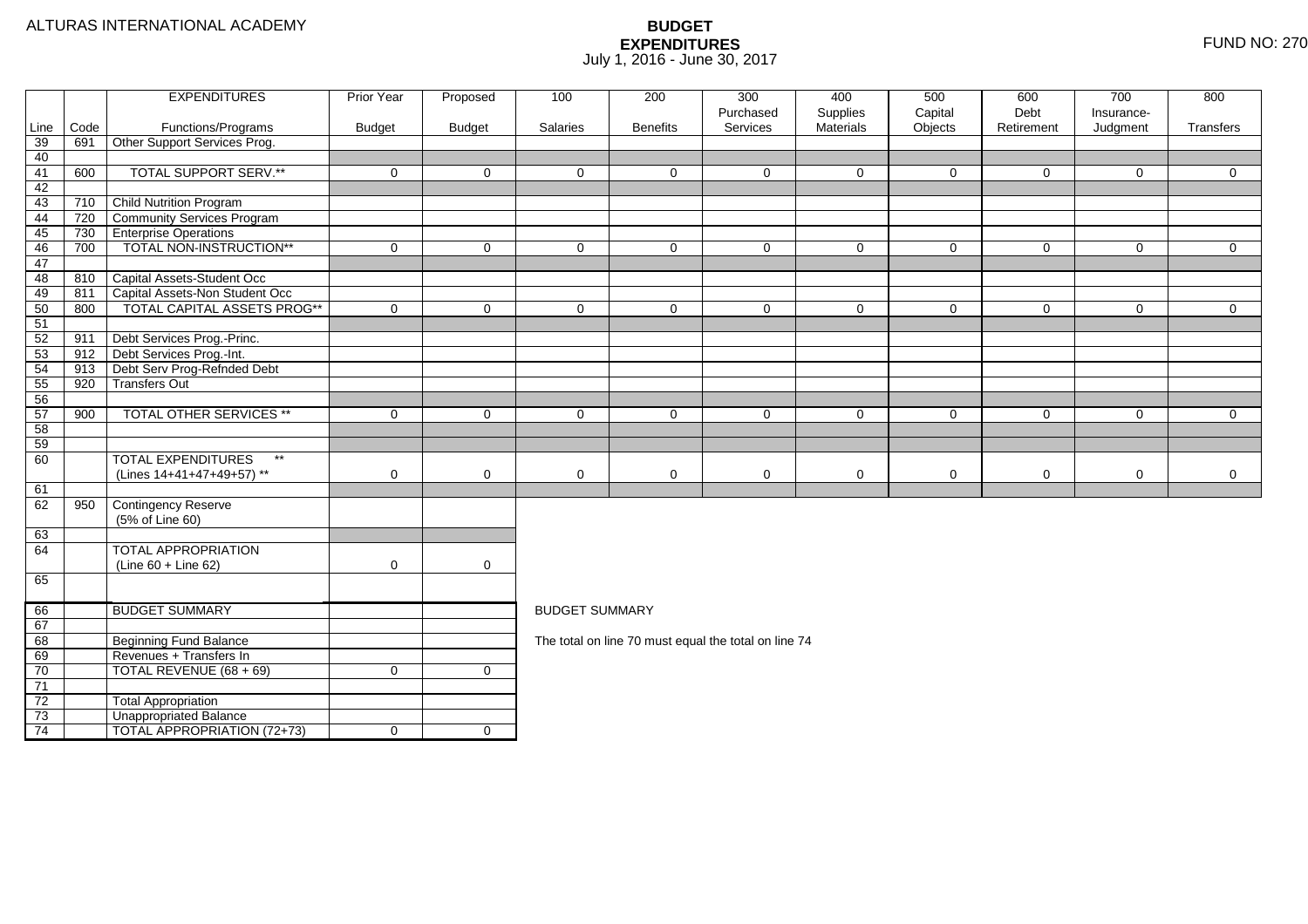ALTURAS INTERNATIONAL ACADEMY

# BUDGET EXPENDITURES
July 1, 2016 - June 30, 2017

FUND NO: 270

| Line | Code | EXPENDITURES Functions/Programs | Prior Year Budget | Proposed Budget | 100 Salaries | 200 Benefits | 300 Purchased Services | 400 Supplies Materials | 500 Capital Objects | 600 Debt Retirement | 700 Insurance-Judgment | 800 Transfers |
|---|---|---|---|---|---|---|---|---|---|---|---|---|
| 39 | 691 | Other Support Services Prog. | | | | | | | | | | |
| 40 | | | | | | | | | | | | |
| 41 | 600 | TOTAL SUPPORT SERV.** | 0 | 0 | 0 | 0 | 0 | 0 | 0 | 0 | 0 | 0 |
| 42 | | | | | | | | | | | | |
| 43 | 710 | Child Nutrition Program | | | | | | | | | | |
| 44 | 720 | Community Services Program | | | | | | | | | | |
| 45 | 730 | Enterprise Operations | | | | | | | | | | |
| 46 | 700 | TOTAL NON-INSTRUCTION** | 0 | 0 | 0 | 0 | 0 | 0 | 0 | 0 | 0 | 0 |
| 47 | | | | | | | | | | | | |
| 48 | 810 | Capital Assets-Student Occ | | | | | | | | | | |
| 49 | 811 | Capital Assets-Non Student Occ | | | | | | | | | | |
| 50 | 800 | TOTAL CAPITAL ASSETS PROG** | 0 | 0 | 0 | 0 | 0 | 0 | 0 | 0 | 0 | 0 |
| 51 | | | | | | | | | | | | |
| 52 | 911 | Debt Services Prog.-Princ. | | | | | | | | | | |
| 53 | 912 | Debt Services Prog.-Int. | | | | | | | | | | |
| 54 | 913 | Debt Serv Prog-Refnded Debt | | | | | | | | | | |
| 55 | 920 | Transfers Out | | | | | | | | | | |
| 56 | | | | | | | | | | | | |
| 57 | 900 | TOTAL OTHER SERVICES ** | 0 | 0 | 0 | 0 | 0 | 0 | 0 | 0 | 0 | 0 |
| 58 | | | | | | | | | | | | |
| 59 | | | | | | | | | | | | |
| 60 | | TOTAL EXPENDITURES ** (Lines 14+41+47+49+57) ** | 0 | 0 | 0 | 0 | 0 | 0 | 0 | 0 | 0 | 0 |
| 61 | | | | | | | | | | | | |
| 62 | 950 | Contingency Reserve (5% of Line 60) | | | | | | | | | | |
| 63 | | | | | | | | | | | | |
| 64 | | TOTAL APPROPRIATION (Line 60 + Line 62) | 0 | 0 | | | | | | | | |
| 65 | | | | | | | | | | | | |
| 66 | | BUDGET SUMMARY | | | | | | | | | | |
| 67 | | | | | | | | | | | | |
| 68 | | Beginning Fund Balance | | | | | | | | | | |
| 69 | | Revenues + Transfers In | | | | | | | | | | |
| 70 | | TOTAL REVENUE (68 + 69) | 0 | 0 | | | | | | | | |
| 71 | | | | | | | | | | | | |
| 72 | | Total Appropriation | | | | | | | | | | |
| 73 | | Unappropriated Balance | | | | | | | | | | |
| 74 | | TOTAL APPROPRIATION (72+73) | 0 | 0 | | | | | | | | |

BUDGET SUMMARY

The total on line 70 must equal the total on line 74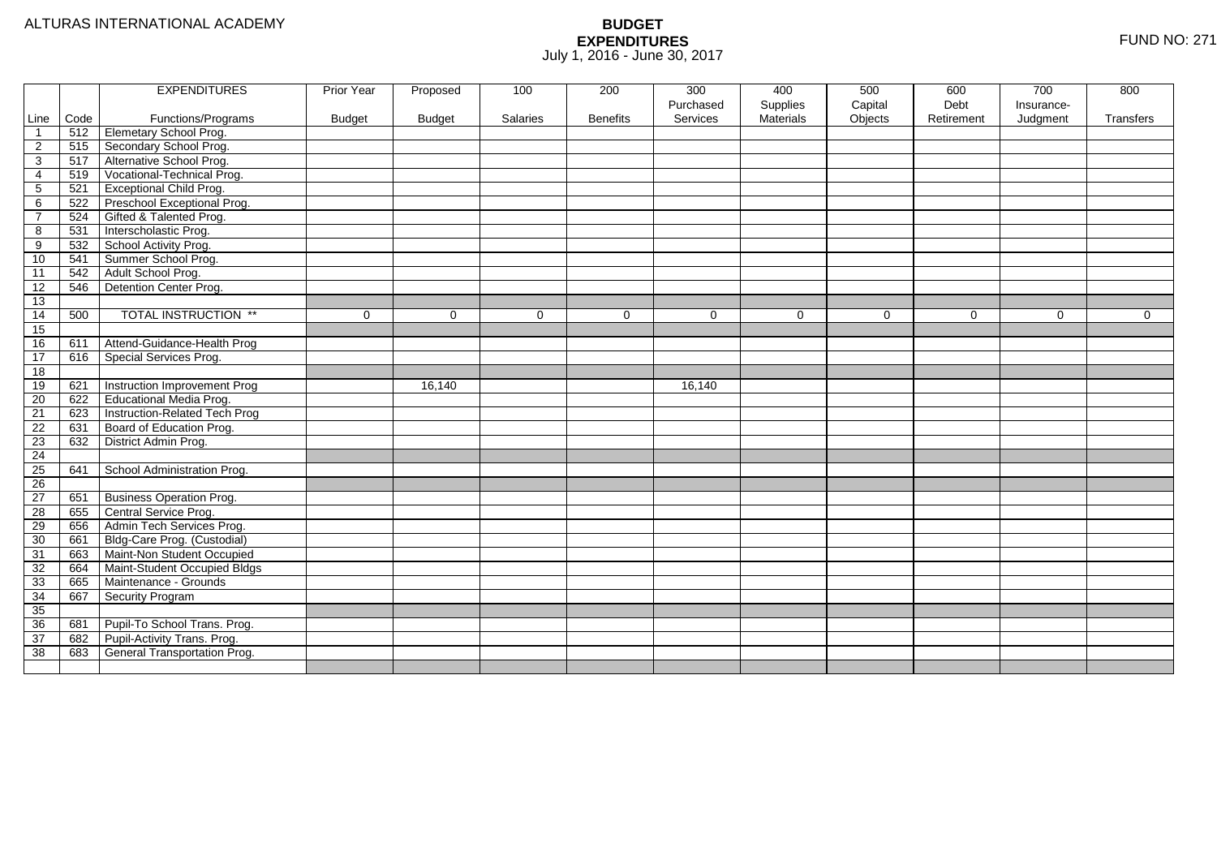ALTURAS INTERNATIONAL ACADEMY

# BUDGET
## EXPENDITURES
July 1, 2016 - June 30, 2017

FUND NO: 271

| Line | Code | EXPENDITURES Functions/Programs | Prior Year Budget | Proposed Budget | 100 Salaries | 200 Benefits | 300 Purchased Services | 400 Supplies Materials | 500 Capital Objects | 600 Debt Retirement | 700 Insurance-Judgment | 800 Transfers |
|---|---|---|---|---|---|---|---|---|---|---|---|---|
| 1 | 512 | Elemetary School Prog. | | | | | | | | | | |
| 2 | 515 | Secondary School Prog. | | | | | | | | | | |
| 3 | 517 | Alternative School Prog. | | | | | | | | | | |
| 4 | 519 | Vocational-Technical Prog. | | | | | | | | | | |
| 5 | 521 | Exceptional Child Prog. | | | | | | | | | | |
| 6 | 522 | Preschool Exceptional Prog. | | | | | | | | | | |
| 7 | 524 | Gifted & Talented Prog. | | | | | | | | | | |
| 8 | 531 | Interscholastic Prog. | | | | | | | | | | |
| 9 | 532 | School Activity Prog. | | | | | | | | | | |
| 10 | 541 | Summer School Prog. | | | | | | | | | | |
| 11 | 542 | Adult School Prog. | | | | | | | | | | |
| 12 | 546 | Detention Center Prog. | | | | | | | | | | |
| 13 | | | | | | | | | | | | |
| 14 | 500 | TOTAL INSTRUCTION ** | 0 | 0 | 0 | 0 | 0 | 0 | 0 | 0 | 0 | 0 |
| 15 | | | | | | | | | | | | |
| 16 | 611 | Attend-Guidance-Health Prog | | | | | | | | | | |
| 17 | 616 | Special Services Prog. | | | | | | | | | | |
| 18 | | | | | | | | | | | | |
| 19 | 621 | Instruction Improvement Prog | | 16,140 | | | 16,140 | | | | | |
| 20 | 622 | Educational Media Prog. | | | | | | | | | | |
| 21 | 623 | Instruction-Related Tech Prog | | | | | | | | | | |
| 22 | 631 | Board of Education Prog. | | | | | | | | | | |
| 23 | 632 | District Admin Prog. | | | | | | | | | | |
| 24 | | | | | | | | | | | | |
| 25 | 641 | School Administration Prog. | | | | | | | | | | |
| 26 | | | | | | | | | | | | |
| 27 | 651 | Business Operation Prog. | | | | | | | | | | |
| 28 | 655 | Central Service Prog. | | | | | | | | | | |
| 29 | 656 | Admin Tech Services Prog. | | | | | | | | | | |
| 30 | 661 | Bldg-Care Prog. (Custodial) | | | | | | | | | | |
| 31 | 663 | Maint-Non Student Occupied | | | | | | | | | | |
| 32 | 664 | Maint-Student Occupied Bldgs | | | | | | | | | | |
| 33 | 665 | Maintenance - Grounds | | | | | | | | | | |
| 34 | 667 | Security Program | | | | | | | | | | |
| 35 | | | | | | | | | | | | |
| 36 | 681 | Pupil-To School Trans. Prog. | | | | | | | | | | |
| 37 | 682 | Pupil-Activity Trans. Prog. | | | | | | | | | | |
| 38 | 683 | General Transportation Prog. | | | | | | | | | | |
| | | | | | | | | | | | | |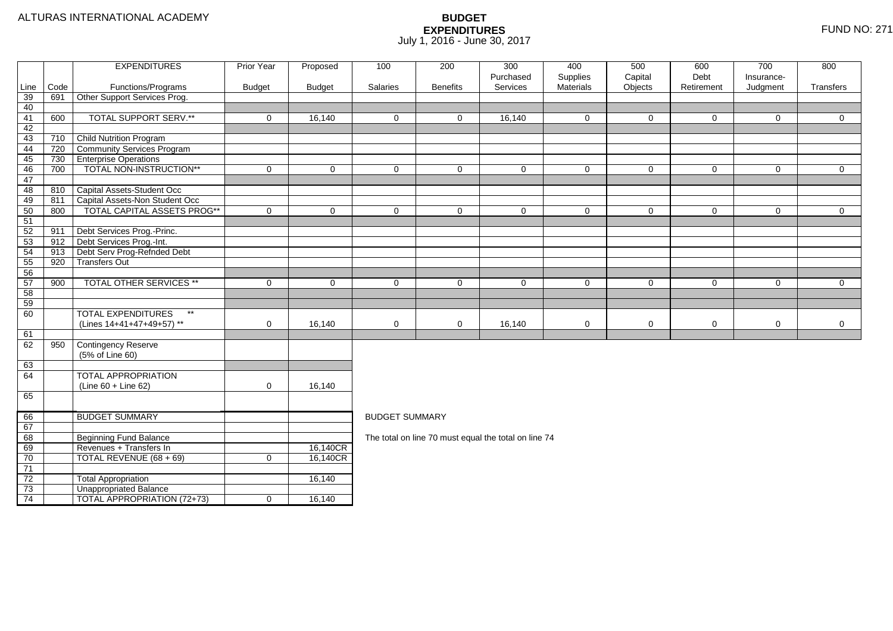ALTURAS INTERNATIONAL ACADEMY

# BUDGET EXPENDITURES
July 1, 2016 - June 30, 2017

FUND NO: 271

| Line | Code | EXPENDITURES Functions/Programs | Prior Year Budget | Proposed Budget | 100 Salaries | 200 Benefits | 300 Purchased Services | 400 Supplies Materials | 500 Capital Objects | 600 Debt Retirement | 700 Insurance-Judgment | 800 Transfers |
|---|---|---|---|---|---|---|---|---|---|---|---|---|
| 39 | 691 | Other Support Services Prog. | | | | | | | | | | |
| 40 | | | | | | | | | | | | |
| 41 | 600 | TOTAL SUPPORT SERV.** | 0 | 16,140 | 0 | 0 | 16,140 | 0 | 0 | 0 | 0 | 0 |
| 42 | | | | | | | | | | | | |
| 43 | 710 | Child Nutrition Program | | | | | | | | | | |
| 44 | 720 | Community Services Program | | | | | | | | | | |
| 45 | 730 | Enterprise Operations | | | | | | | | | | |
| 46 | 700 | TOTAL NON-INSTRUCTION** | 0 | 0 | 0 | 0 | 0 | 0 | 0 | 0 | 0 | 0 |
| 47 | | | | | | | | | | | | |
| 48 | 810 | Capital Assets-Student Occ | | | | | | | | | | |
| 49 | 811 | Capital Assets-Non Student Occ | | | | | | | | | | |
| 50 | 800 | TOTAL CAPITAL ASSETS PROG** | 0 | 0 | 0 | 0 | 0 | 0 | 0 | 0 | 0 | 0 |
| 51 | | | | | | | | | | | | |
| 52 | 911 | Debt Services Prog.-Princ. | | | | | | | | | | |
| 53 | 912 | Debt Services Prog.-Int. | | | | | | | | | | |
| 54 | 913 | Debt Serv Prog-Refnded Debt | | | | | | | | | | |
| 55 | 920 | Transfers Out | | | | | | | | | | |
| 56 | | | | | | | | | | | | |
| 57 | 900 | TOTAL OTHER SERVICES ** | 0 | 0 | 0 | 0 | 0 | 0 | 0 | 0 | 0 | 0 |
| 58 | | | | | | | | | | | | |
| 59 | | | | | | | | | | | | |
| 60 | | TOTAL EXPENDITURES ** (Lines 14+41+47+49+57) ** | 0 | 16,140 | 0 | 0 | 16,140 | 0 | 0 | 0 | 0 | 0 |
| 61 | | | | | | | | | | | | |
| 62 | 950 | Contingency Reserve (5% of Line 60) | | | | | | | | | | |
| 63 | | | | | | | | | | | | |
| 64 | | TOTAL APPROPRIATION (Line 60 + Line 62) | 0 | 16,140 | | | | | | | | |
| 65 | | | | | | | | | | | | |

| Line | | BUDGET SUMMARY | Prior Year Budget | Proposed Budget |
|---|---|---|---|---|
| 66 | | BUDGET SUMMARY | | |
| 67 | | | | |
| 68 | | Beginning Fund Balance | | |
| 69 | | Revenues + Transfers In | | 16,140CR |
| 70 | | TOTAL REVENUE (68 + 69) | 0 | 16,140CR |
| 71 | | | | |
| 72 | | Total Appropriation | | 16,140 |
| 73 | | Unappropriated Balance | | |
| 74 | | TOTAL APPROPRIATION (72+73) | 0 | 16,140 |

BUDGET SUMMARY

The total on line 70 must equal the total on line 74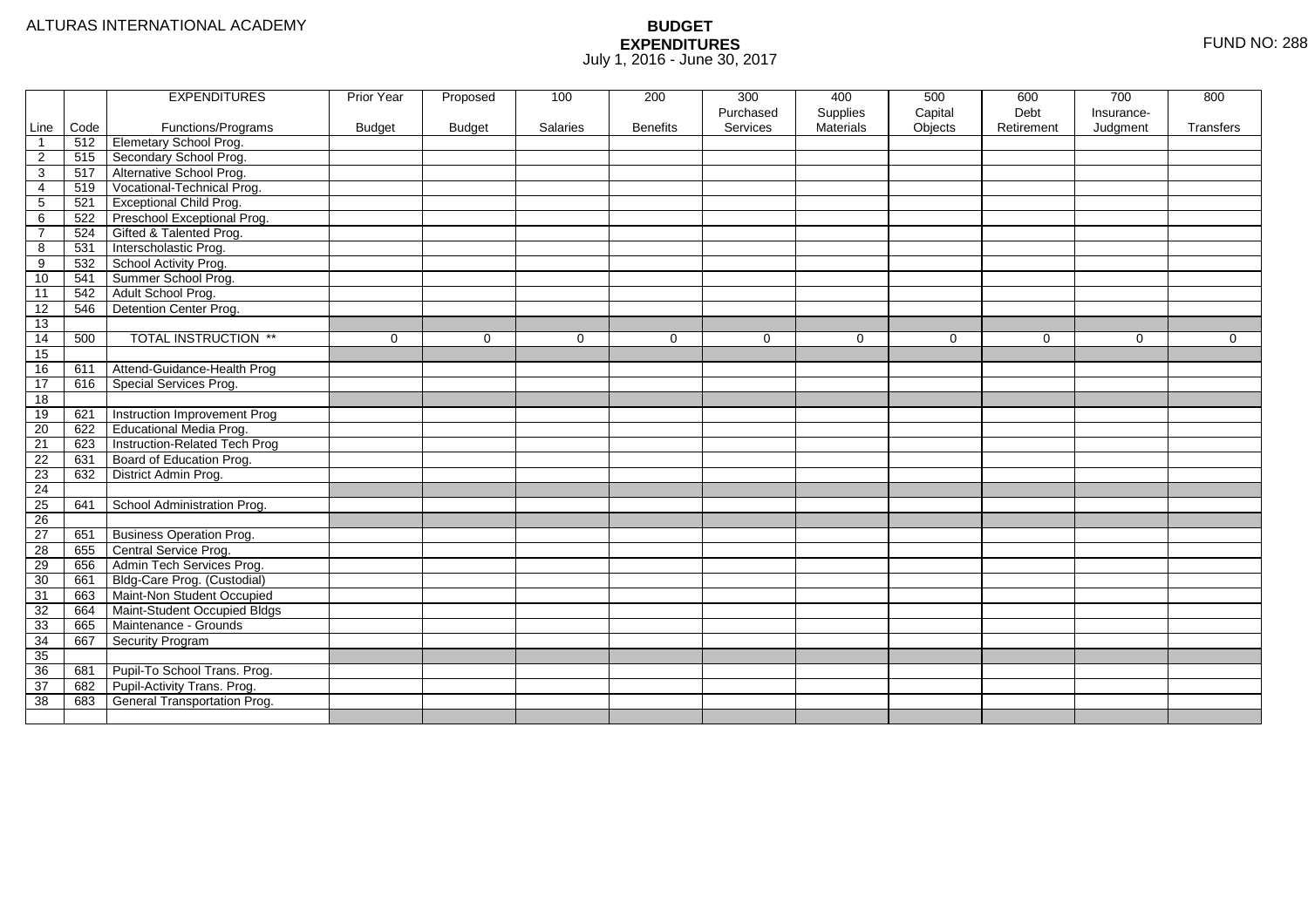ALTURAS INTERNATIONAL ACADEMY

# BUDGET
## EXPENDITURES
July 1, 2016 - June 30, 2017

FUND NO: 288

| Line | Code | EXPENDITURES Functions/Programs | Prior Year Budget | Proposed Budget | 100 Salaries | 200 Benefits | 300 Purchased Services | 400 Supplies Materials | 500 Capital Objects | 600 Debt Retirement | 700 Insurance-Judgment | 800 Transfers |
|---|---|---|---|---|---|---|---|---|---|---|---|---|
| 1 | 512 | Elemetary School Prog. | | | | | | | | | | |
| 2 | 515 | Secondary School Prog. | | | | | | | | | | |
| 3 | 517 | Alternative School Prog. | | | | | | | | | | |
| 4 | 519 | Vocational-Technical Prog. | | | | | | | | | | |
| 5 | 521 | Exceptional Child Prog. | | | | | | | | | | |
| 6 | 522 | Preschool Exceptional Prog. | | | | | | | | | | |
| 7 | 524 | Gifted & Talented Prog. | | | | | | | | | | |
| 8 | 531 | Interscholastic Prog. | | | | | | | | | | |
| 9 | 532 | School Activity Prog. | | | | | | | | | | |
| 10 | 541 | Summer School Prog. | | | | | | | | | | |
| 11 | 542 | Adult School Prog. | | | | | | | | | | |
| 12 | 546 | Detention Center Prog. | | | | | | | | | | |
| 13 | | | | | | | | | | | | |
| 14 | 500 | TOTAL INSTRUCTION ** | 0 | 0 | 0 | 0 | 0 | 0 | 0 | 0 | 0 | 0 |
| 15 | | | | | | | | | | | | |
| 16 | 611 | Attend-Guidance-Health Prog | | | | | | | | | | |
| 17 | 616 | Special Services Prog. | | | | | | | | | | |
| 18 | | | | | | | | | | | | |
| 19 | 621 | Instruction Improvement Prog | | | | | | | | | | |
| 20 | 622 | Educational Media Prog. | | | | | | | | | | |
| 21 | 623 | Instruction-Related Tech Prog | | | | | | | | | | |
| 22 | 631 | Board of Education Prog. | | | | | | | | | | |
| 23 | 632 | District Admin Prog. | | | | | | | | | | |
| 24 | | | | | | | | | | | | |
| 25 | 641 | School Administration Prog. | | | | | | | | | | |
| 26 | | | | | | | | | | | | |
| 27 | 651 | Business Operation Prog. | | | | | | | | | | |
| 28 | 655 | Central Service Prog. | | | | | | | | | | |
| 29 | 656 | Admin Tech Services Prog. | | | | | | | | | | |
| 30 | 661 | Bldg-Care Prog. (Custodial) | | | | | | | | | | |
| 31 | 663 | Maint-Non Student Occupied | | | | | | | | | | |
| 32 | 664 | Maint-Student Occupied Bldgs | | | | | | | | | | |
| 33 | 665 | Maintenance - Grounds | | | | | | | | | | |
| 34 | 667 | Security Program | | | | | | | | | | |
| 35 | | | | | | | | | | | | |
| 36 | 681 | Pupil-To School Trans. Prog. | | | | | | | | | | |
| 37 | 682 | Pupil-Activity Trans. Prog. | | | | | | | | | | |
| 38 | 683 | General Transportation Prog. | | | | | | | | | | |
| | | | | | | | | | | | | |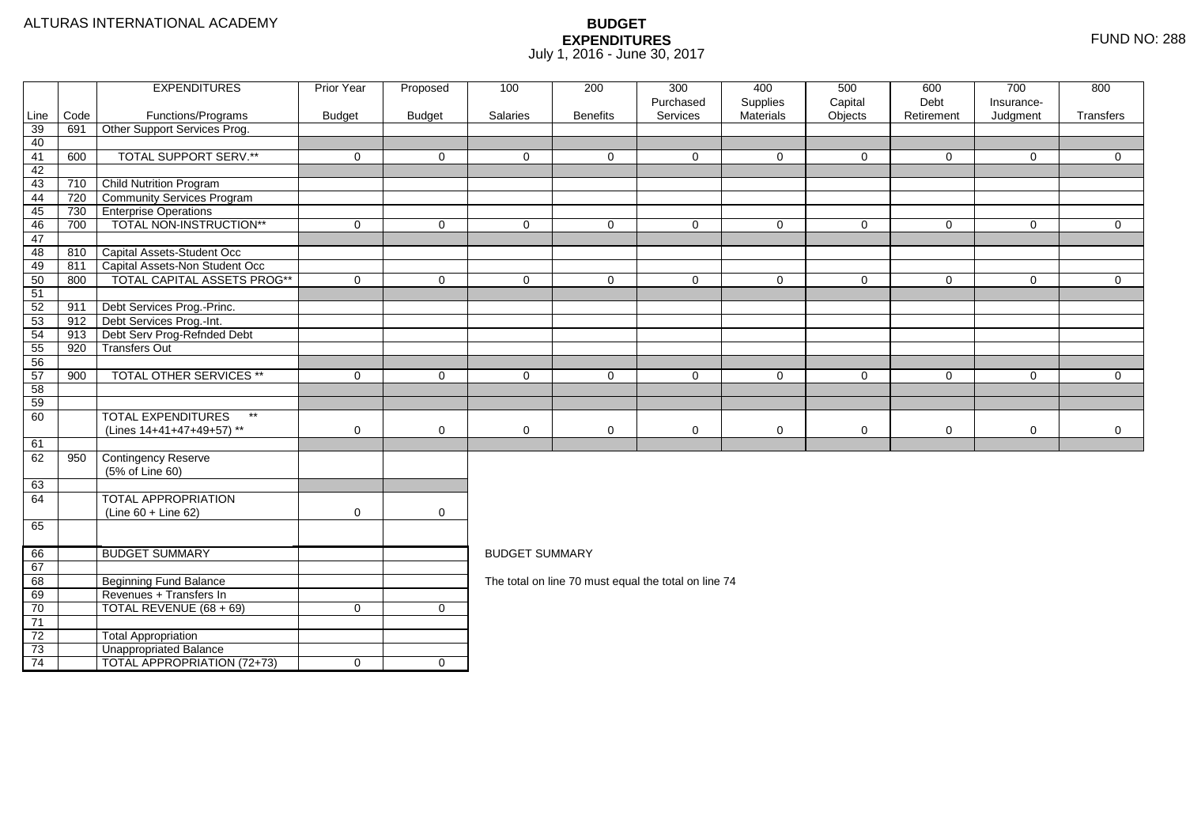ALTURAS INTERNATIONAL ACADEMY

# BUDGET EXPENDITURES

July 1, 2016 - June 30, 2017

FUND NO: 288

| Line | Code | EXPENDITURES Functions/Programs | Prior Year Budget | Proposed Budget | 100 Salaries | 200 Benefits | 300 Purchased Services | 400 Supplies Materials | 500 Capital Objects | 600 Debt Retirement | 700 Insurance-Judgment | 800 Transfers |
|---|---|---|---|---|---|---|---|---|---|---|---|---|
| 39 | 691 | Other Support Services Prog. | | | | | | | | | | |
| 40 | | | | | | | | | | | | |
| 41 | 600 | TOTAL SUPPORT SERV.** | 0 | 0 | 0 | 0 | 0 | 0 | 0 | 0 | 0 | 0 |
| 42 | | | | | | | | | | | | |
| 43 | 710 | Child Nutrition Program | | | | | | | | | | |
| 44 | 720 | Community Services Program | | | | | | | | | | |
| 45 | 730 | Enterprise Operations | | | | | | | | | | |
| 46 | 700 | TOTAL NON-INSTRUCTION** | 0 | 0 | 0 | 0 | 0 | 0 | 0 | 0 | 0 | 0 |
| 47 | | | | | | | | | | | | |
| 48 | 810 | Capital Assets-Student Occ | | | | | | | | | | |
| 49 | 811 | Capital Assets-Non Student Occ | | | | | | | | | | |
| 50 | 800 | TOTAL CAPITAL ASSETS PROG** | 0 | 0 | 0 | 0 | 0 | 0 | 0 | 0 | 0 | 0 |
| 51 | | | | | | | | | | | | |
| 52 | 911 | Debt Services Prog.-Princ. | | | | | | | | | | |
| 53 | 912 | Debt Services Prog.-Int. | | | | | | | | | | |
| 54 | 913 | Debt Serv Prog-Refnded Debt | | | | | | | | | | |
| 55 | 920 | Transfers Out | | | | | | | | | | |
| 56 | | | | | | | | | | | | |
| 57 | 900 | TOTAL OTHER SERVICES ** | 0 | 0 | 0 | 0 | 0 | 0 | 0 | 0 | 0 | 0 |
| 58 | | | | | | | | | | | | |
| 59 | | | | | | | | | | | | |
| 60 | | TOTAL EXPENDITURES ** (Lines 14+41+47+49+57) ** | 0 | 0 | 0 | 0 | 0 | 0 | 0 | 0 | 0 | 0 |
| 61 | | | | | | | | | | | | |
| 62 | 950 | Contingency Reserve (5% of Line 60) | | | | | | | | | | |
| 63 | | | | | | | | | | | | |
| 64 | | TOTAL APPROPRIATION (Line 60 + Line 62) | 0 | 0 | | | | | | | | |
| 65 | | | | | | | | | | | | |

| Line | | BUDGET SUMMARY | Prior Year Budget | Proposed Budget |
|---|---|---|---|---|
| 66 | | BUDGET SUMMARY | | |
| 67 | | | | |
| 68 | | Beginning Fund Balance | | |
| 69 | | Revenues + Transfers In | | |
| 70 | | TOTAL REVENUE (68 + 69) | 0 | 0 |
| 71 | | | | |
| 72 | | Total Appropriation | | |
| 73 | | Unappropriated Balance | | |
| 74 | | TOTAL APPROPRIATION (72+73) | 0 | 0 |

BUDGET SUMMARY

The total on line 70 must equal the total on line 74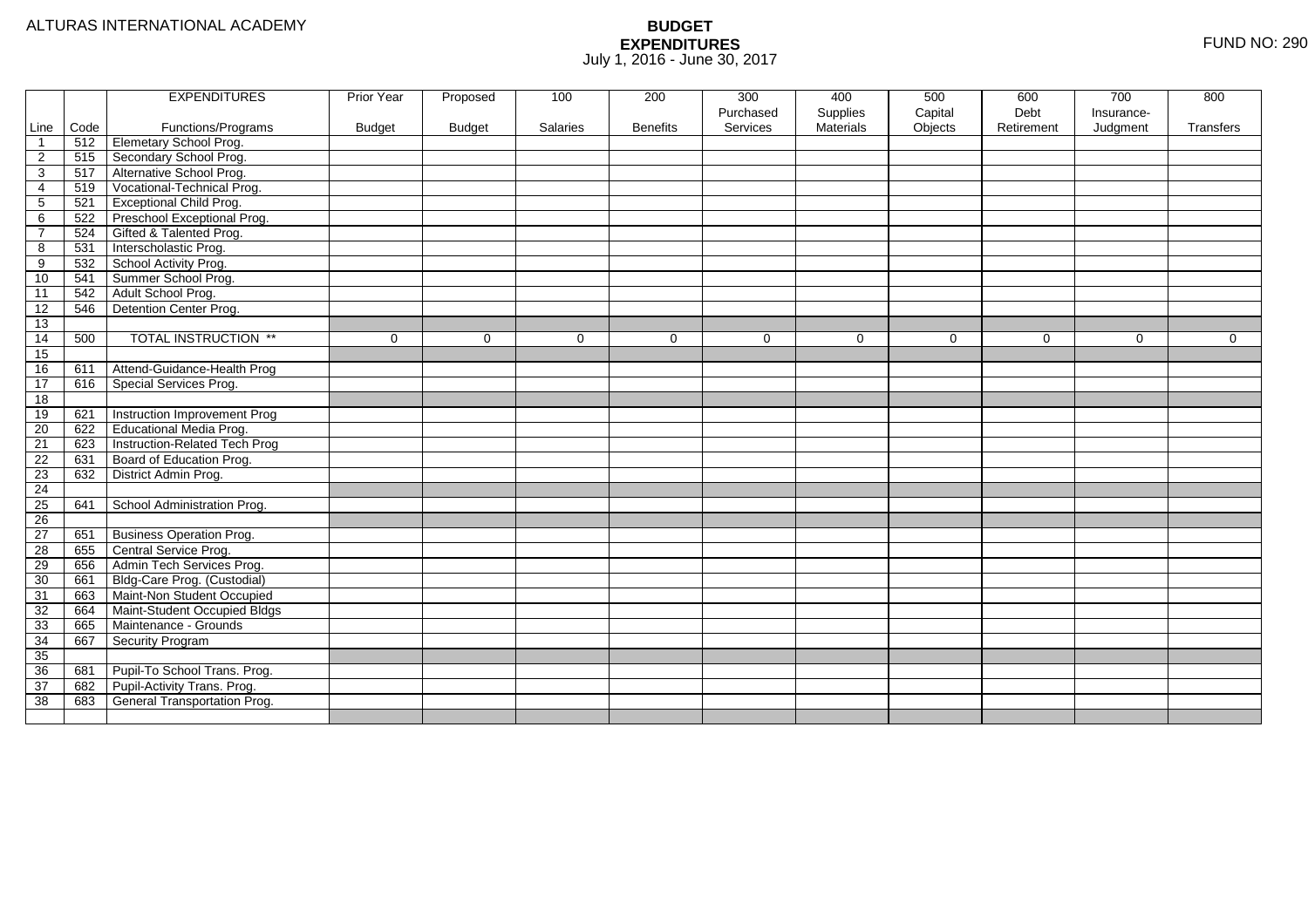ALTURAS INTERNATIONAL ACADEMY

# BUDGET
## EXPENDITURES
July 1, 2016 - June 30, 2017

FUND NO: 290

| Line | Code | EXPENDITURES Functions/Programs | Prior Year Budget | Proposed Budget | 100 Salaries | 200 Benefits | 300 Purchased Services | 400 Supplies Materials | 500 Capital Objects | 600 Debt Retirement | 700 Insurance-Judgment | 800 Transfers |
|---|---|---|---|---|---|---|---|---|---|---|---|---|
| 1 | 512 | Elemetary School Prog. | | | | | | | | | | |
| 2 | 515 | Secondary School Prog. | | | | | | | | | | |
| 3 | 517 | Alternative School Prog. | | | | | | | | | | |
| 4 | 519 | Vocational-Technical Prog. | | | | | | | | | | |
| 5 | 521 | Exceptional Child Prog. | | | | | | | | | | |
| 6 | 522 | Preschool Exceptional Prog. | | | | | | | | | | |
| 7 | 524 | Gifted & Talented Prog. | | | | | | | | | | |
| 8 | 531 | Interscholastic Prog. | | | | | | | | | | |
| 9 | 532 | School Activity Prog. | | | | | | | | | | |
| 10 | 541 | Summer School Prog. | | | | | | | | | | |
| 11 | 542 | Adult School Prog. | | | | | | | | | | |
| 12 | 546 | Detention Center Prog. | | | | | | | | | | |
| 13 | | | | | | | | | | | | |
| 14 | 500 | TOTAL INSTRUCTION ** | 0 | 0 | 0 | 0 | 0 | 0 | 0 | 0 | 0 | 0 |
| 15 | | | | | | | | | | | | |
| 16 | 611 | Attend-Guidance-Health Prog | | | | | | | | | | |
| 17 | 616 | Special Services Prog. | | | | | | | | | | |
| 18 | | | | | | | | | | | | |
| 19 | 621 | Instruction Improvement Prog | | | | | | | | | | |
| 20 | 622 | Educational Media Prog. | | | | | | | | | | |
| 21 | 623 | Instruction-Related Tech Prog | | | | | | | | | | |
| 22 | 631 | Board of Education Prog. | | | | | | | | | | |
| 23 | 632 | District Admin Prog. | | | | | | | | | | |
| 24 | | | | | | | | | | | | |
| 25 | 641 | School Administration Prog. | | | | | | | | | | |
| 26 | | | | | | | | | | | | |
| 27 | 651 | Business Operation Prog. | | | | | | | | | | |
| 28 | 655 | Central Service Prog. | | | | | | | | | | |
| 29 | 656 | Admin Tech Services Prog. | | | | | | | | | | |
| 30 | 661 | Bldg-Care Prog. (Custodial) | | | | | | | | | | |
| 31 | 663 | Maint-Non Student Occupied | | | | | | | | | | |
| 32 | 664 | Maint-Student Occupied Bldgs | | | | | | | | | | |
| 33 | 665 | Maintenance - Grounds | | | | | | | | | | |
| 34 | 667 | Security Program | | | | | | | | | | |
| 35 | | | | | | | | | | | | |
| 36 | 681 | Pupil-To School Trans. Prog. | | | | | | | | | | |
| 37 | 682 | Pupil-Activity Trans. Prog. | | | | | | | | | | |
| 38 | 683 | General Transportation Prog. | | | | | | | | | | |
| | | | | | | | | | | | | |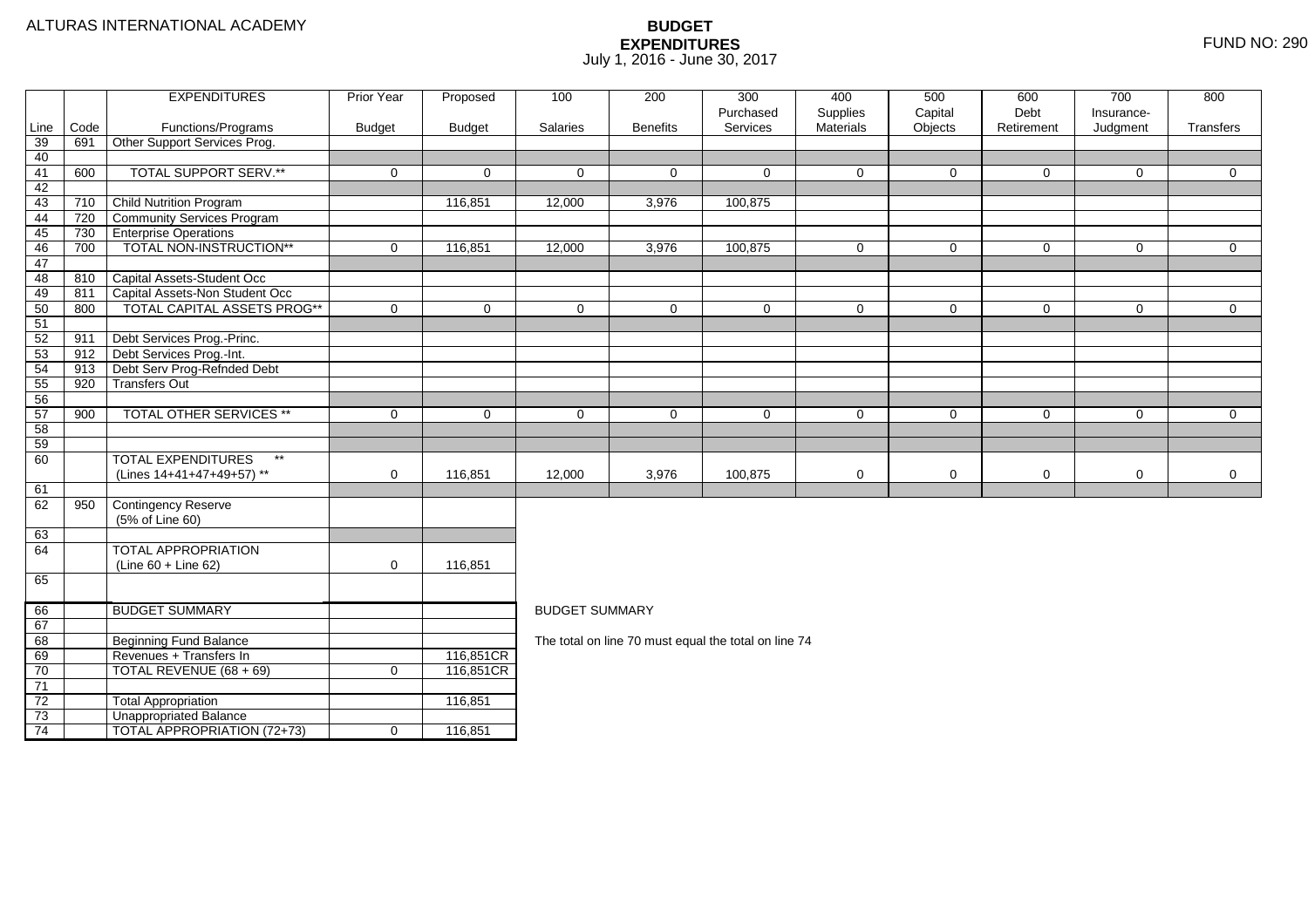ALTURAS INTERNATIONAL ACADEMY

# BUDGET EXPENDITURES

July 1, 2016 - June 30, 2017

FUND NO: 290

| Line | Code | EXPENDITURES Functions/Programs | Prior Year Budget | Proposed Budget | 100 Salaries | 200 Benefits | 300 Purchased Services | 400 Supplies Materials | 500 Capital Objects | 600 Debt Retirement | 700 Insurance-Judgment | 800 Transfers |
|---|---|---|---|---|---|---|---|---|---|---|---|---|
| 39 | 691 | Other Support Services Prog. | | | | | | | | | | |
| 40 | | | | | | | | | | | | |
| 41 | 600 | TOTAL SUPPORT SERV.** | 0 | 0 | 0 | 0 | 0 | 0 | 0 | 0 | 0 | 0 |
| 42 | | | | | | | | | | | | |
| 43 | 710 | Child Nutrition Program | | 116,851 | 12,000 | 3,976 | 100,875 | | | | | |
| 44 | 720 | Community Services Program | | | | | | | | | | |
| 45 | 730 | Enterprise Operations | | | | | | | | | | |
| 46 | 700 | TOTAL NON-INSTRUCTION** | 0 | 116,851 | 12,000 | 3,976 | 100,875 | 0 | 0 | 0 | 0 | 0 |
| 47 | | | | | | | | | | | | |
| 48 | 810 | Capital Assets-Student Occ | | | | | | | | | | |
| 49 | 811 | Capital Assets-Non Student Occ | | | | | | | | | | |
| 50 | 800 | TOTAL CAPITAL ASSETS PROG** | 0 | 0 | 0 | 0 | 0 | 0 | 0 | 0 | 0 | 0 |
| 51 | | | | | | | | | | | | |
| 52 | 911 | Debt Services Prog.-Princ. | | | | | | | | | | |
| 53 | 912 | Debt Services Prog.-Int. | | | | | | | | | | |
| 54 | 913 | Debt Serv Prog-Refnded Debt | | | | | | | | | | |
| 55 | 920 | Transfers Out | | | | | | | | | | |
| 56 | | | | | | | | | | | | |
| 57 | 900 | TOTAL OTHER SERVICES ** | 0 | 0 | 0 | 0 | 0 | 0 | 0 | 0 | 0 | 0 |
| 58 | | | | | | | | | | | | |
| 59 | | | | | | | | | | | | |
| 60 | | TOTAL EXPENDITURES ** (Lines 14+41+47+49+57) ** | 0 | 116,851 | 12,000 | 3,976 | 100,875 | 0 | 0 | 0 | 0 | 0 |
| 61 | | | | | | | | | | | | |
| 62 | 950 | Contingency Reserve (5% of Line 60) | | | | | | | | | | |
| 63 | | | | | | | | | | | | |
| 64 | | TOTAL APPROPRIATION (Line 60 + Line 62) | 0 | 116,851 | | | | | | | | |
| 65 | | | | | | | | | | | | |

| Line | | BUDGET SUMMARY | Prior Year | Proposed |
|---|---|---|---|---|
| 66 | | BUDGET SUMMARY | | |
| 67 | | | | |
| 68 | | Beginning Fund Balance | | |
| 69 | | Revenues + Transfers In | | 116,851CR |
| 70 | | TOTAL REVENUE (68 + 69) | 0 | 116,851CR |
| 71 | | | | |
| 72 | | Total Appropriation | | 116,851 |
| 73 | | Unappropriated Balance | | |
| 74 | | TOTAL APPROPRIATION (72+73) | 0 | 116,851 |

BUDGET SUMMARY

The total on line 70 must equal the total on line 74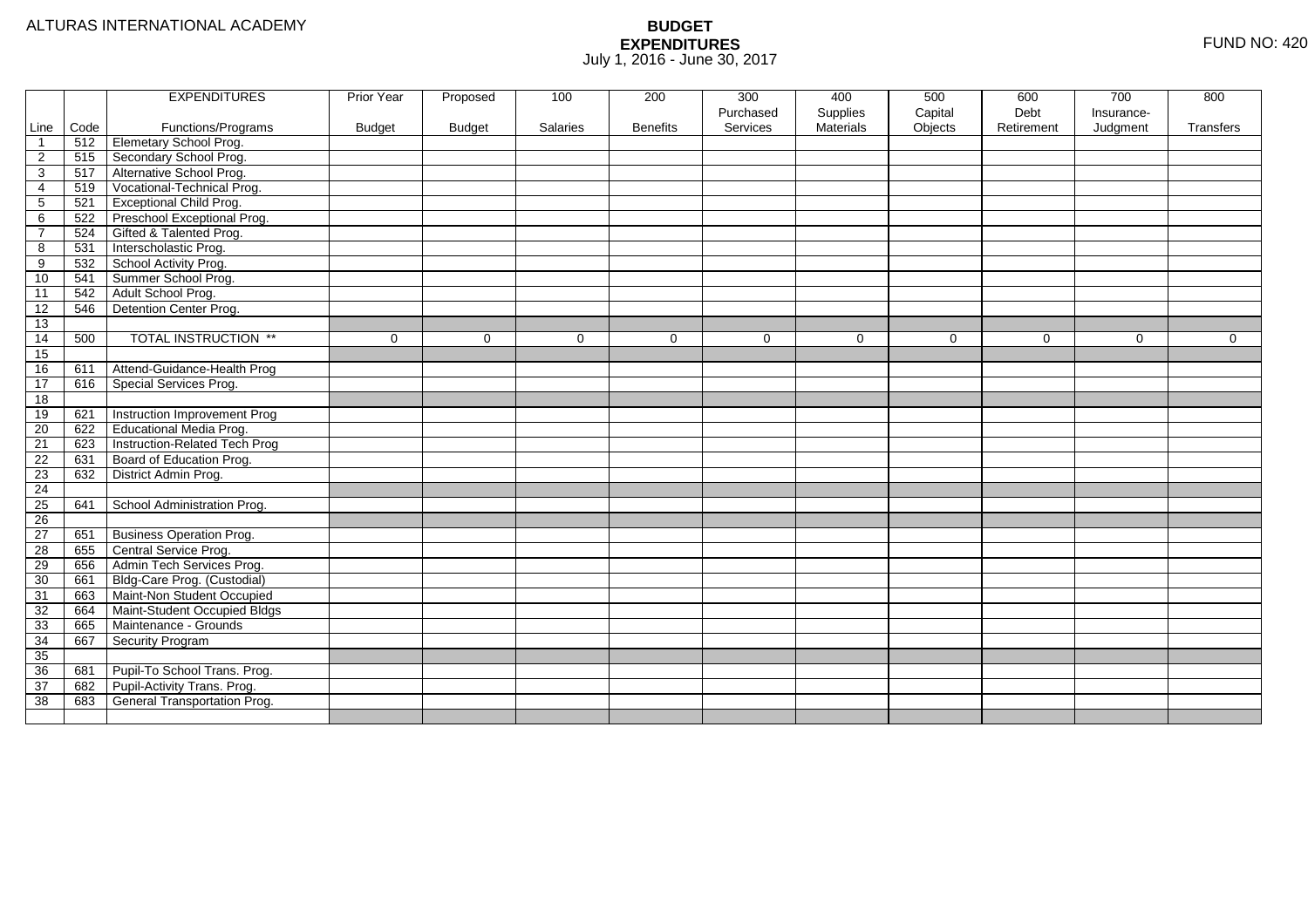ALTURAS INTERNATIONAL ACADEMY

# BUDGET
## EXPENDITURES
July 1, 2016 - June 30, 2017

FUND NO: 420

| Line | Code | EXPENDITURES Functions/Programs | Prior Year Budget | Proposed Budget | 100 Salaries | 200 Benefits | 300 Purchased Services | 400 Supplies Materials | 500 Capital Objects | 600 Debt Retirement | 700 Insurance-Judgment | 800 Transfers |
|---|---|---|---|---|---|---|---|---|---|---|---|---|
| 1 | 512 | Elemetary School Prog. | | | | | | | | | | |
| 2 | 515 | Secondary School Prog. | | | | | | | | | | |
| 3 | 517 | Alternative School Prog. | | | | | | | | | | |
| 4 | 519 | Vocational-Technical Prog. | | | | | | | | | | |
| 5 | 521 | Exceptional Child Prog. | | | | | | | | | | |
| 6 | 522 | Preschool Exceptional Prog. | | | | | | | | | | |
| 7 | 524 | Gifted & Talented Prog. | | | | | | | | | | |
| 8 | 531 | Interscholastic Prog. | | | | | | | | | | |
| 9 | 532 | School Activity Prog. | | | | | | | | | | |
| 10 | 541 | Summer School Prog. | | | | | | | | | | |
| 11 | 542 | Adult School Prog. | | | | | | | | | | |
| 12 | 546 | Detention Center Prog. | | | | | | | | | | |
| 13 | | | | | | | | | | | | |
| 14 | 500 | TOTAL INSTRUCTION ** | 0 | 0 | 0 | 0 | 0 | 0 | 0 | 0 | 0 | 0 |
| 15 | | | | | | | | | | | | |
| 16 | 611 | Attend-Guidance-Health Prog | | | | | | | | | | |
| 17 | 616 | Special Services Prog. | | | | | | | | | | |
| 18 | | | | | | | | | | | | |
| 19 | 621 | Instruction Improvement Prog | | | | | | | | | | |
| 20 | 622 | Educational Media Prog. | | | | | | | | | | |
| 21 | 623 | Instruction-Related Tech Prog | | | | | | | | | | |
| 22 | 631 | Board of Education Prog. | | | | | | | | | | |
| 23 | 632 | District Admin Prog. | | | | | | | | | | |
| 24 | | | | | | | | | | | | |
| 25 | 641 | School Administration Prog. | | | | | | | | | | |
| 26 | | | | | | | | | | | | |
| 27 | 651 | Business Operation Prog. | | | | | | | | | | |
| 28 | 655 | Central Service Prog. | | | | | | | | | | |
| 29 | 656 | Admin Tech Services Prog. | | | | | | | | | | |
| 30 | 661 | Bldg-Care Prog. (Custodial) | | | | | | | | | | |
| 31 | 663 | Maint-Non Student Occupied | | | | | | | | | | |
| 32 | 664 | Maint-Student Occupied Bldgs | | | | | | | | | | |
| 33 | 665 | Maintenance - Grounds | | | | | | | | | | |
| 34 | 667 | Security Program | | | | | | | | | | |
| 35 | | | | | | | | | | | | |
| 36 | 681 | Pupil-To School Trans. Prog. | | | | | | | | | | |
| 37 | 682 | Pupil-Activity Trans. Prog. | | | | | | | | | | |
| 38 | 683 | General Transportation Prog. | | | | | | | | | | |
| | | | | | | | | | | | | |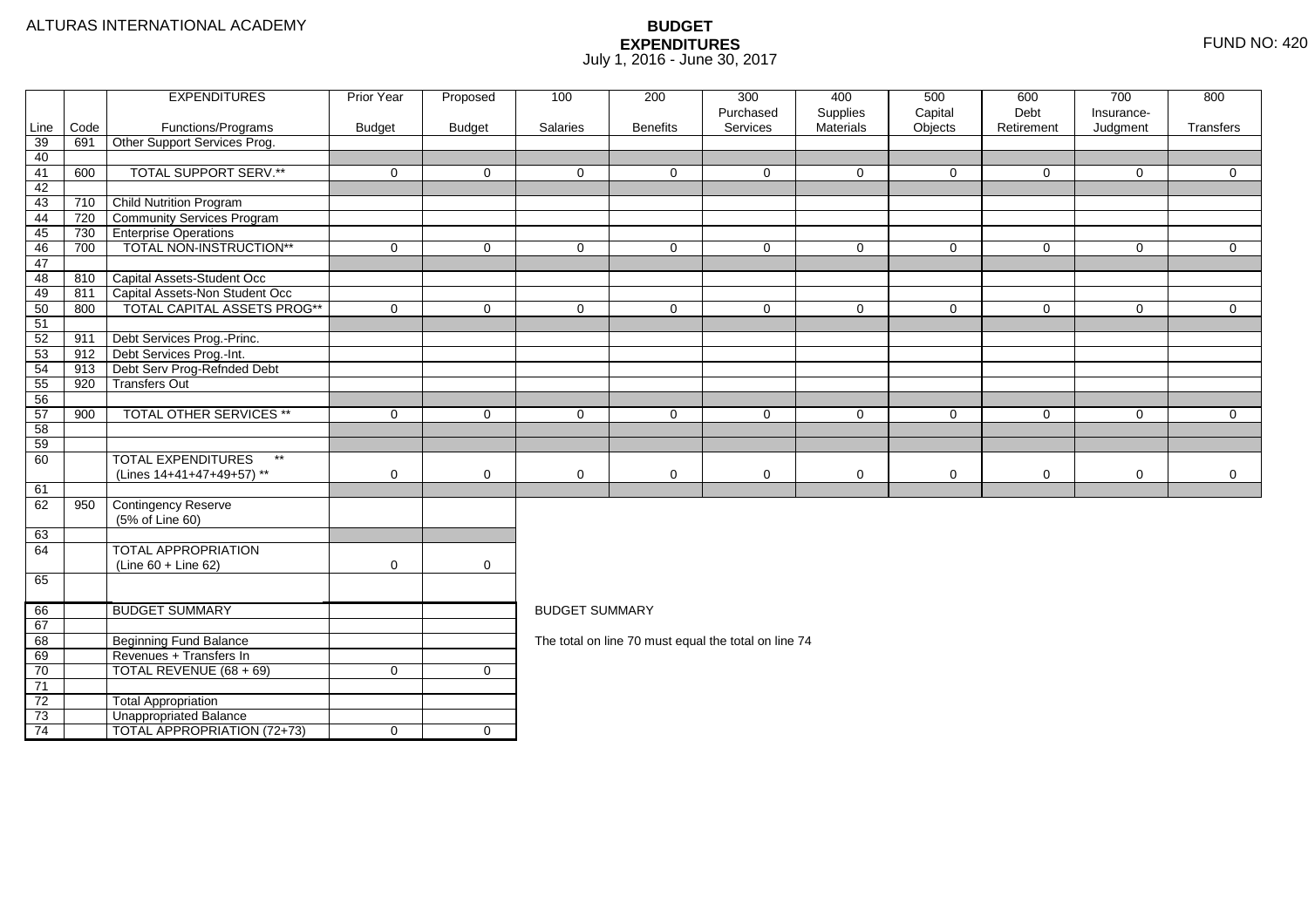ALTURAS INTERNATIONAL ACADEMY

# BUDGET EXPENDITURES
July 1, 2016 - June 30, 2017

FUND NO: 420

| Line | Code | EXPENDITURES Functions/Programs | Prior Year Budget | Proposed Budget | 100 Salaries | 200 Benefits | 300 Purchased Services | 400 Supplies Materials | 500 Capital Objects | 600 Debt Retirement | 700 Insurance-Judgment | 800 Transfers |
|---|---|---|---|---|---|---|---|---|---|---|---|---|
| 39 | 691 | Other Support Services Prog. | | | | | | | | | | |
| 40 | | | | | | | | | | | | |
| 41 | 600 | TOTAL SUPPORT SERV.** | 0 | 0 | 0 | 0 | 0 | 0 | 0 | 0 | 0 | 0 |
| 42 | | | | | | | | | | | | |
| 43 | 710 | Child Nutrition Program | | | | | | | | | | |
| 44 | 720 | Community Services Program | | | | | | | | | | |
| 45 | 730 | Enterprise Operations | | | | | | | | | | |
| 46 | 700 | TOTAL NON-INSTRUCTION** | 0 | 0 | 0 | 0 | 0 | 0 | 0 | 0 | 0 | 0 |
| 47 | | | | | | | | | | | | |
| 48 | 810 | Capital Assets-Student Occ | | | | | | | | | | |
| 49 | 811 | Capital Assets-Non Student Occ | | | | | | | | | | |
| 50 | 800 | TOTAL CAPITAL ASSETS PROG** | 0 | 0 | 0 | 0 | 0 | 0 | 0 | 0 | 0 | 0 |
| 51 | | | | | | | | | | | | |
| 52 | 911 | Debt Services Prog.-Princ. | | | | | | | | | | |
| 53 | 912 | Debt Services Prog.-Int. | | | | | | | | | | |
| 54 | 913 | Debt Serv Prog-Refnded Debt | | | | | | | | | | |
| 55 | 920 | Transfers Out | | | | | | | | | | |
| 56 | | | | | | | | | | | | |
| 57 | 900 | TOTAL OTHER SERVICES ** | 0 | 0 | 0 | 0 | 0 | 0 | 0 | 0 | 0 | 0 |
| 58 | | | | | | | | | | | | |
| 59 | | | | | | | | | | | | |
| 60 | | TOTAL EXPENDITURES ** (Lines 14+41+47+49+57) ** | 0 | 0 | 0 | 0 | 0 | 0 | 0 | 0 | 0 | 0 |
| 61 | | | | | | | | | | | | |
| 62 | 950 | Contingency Reserve (5% of Line 60) | | | | | | | | | | |
| 63 | | | | | | | | | | | | |
| 64 | | TOTAL APPROPRIATION (Line 60 + Line 62) | 0 | 0 | | | | | | | | |
| 65 | | | | | | | | | | | | |

| Line | Code | BUDGET SUMMARY | Prior Year Budget | Proposed Budget |
|---|---|---|---|---|
| 66 | | BUDGET SUMMARY | | |
| 67 | | | | |
| 68 | | Beginning Fund Balance | | |
| 69 | | Revenues + Transfers In | | |
| 70 | | TOTAL REVENUE (68 + 69) | 0 | 0 |
| 71 | | | | |
| 72 | | Total Appropriation | | |
| 73 | | Unappropriated Balance | | |
| 74 | | TOTAL APPROPRIATION (72+73) | 0 | 0 |

BUDGET SUMMARY

The total on line 70 must equal the total on line 74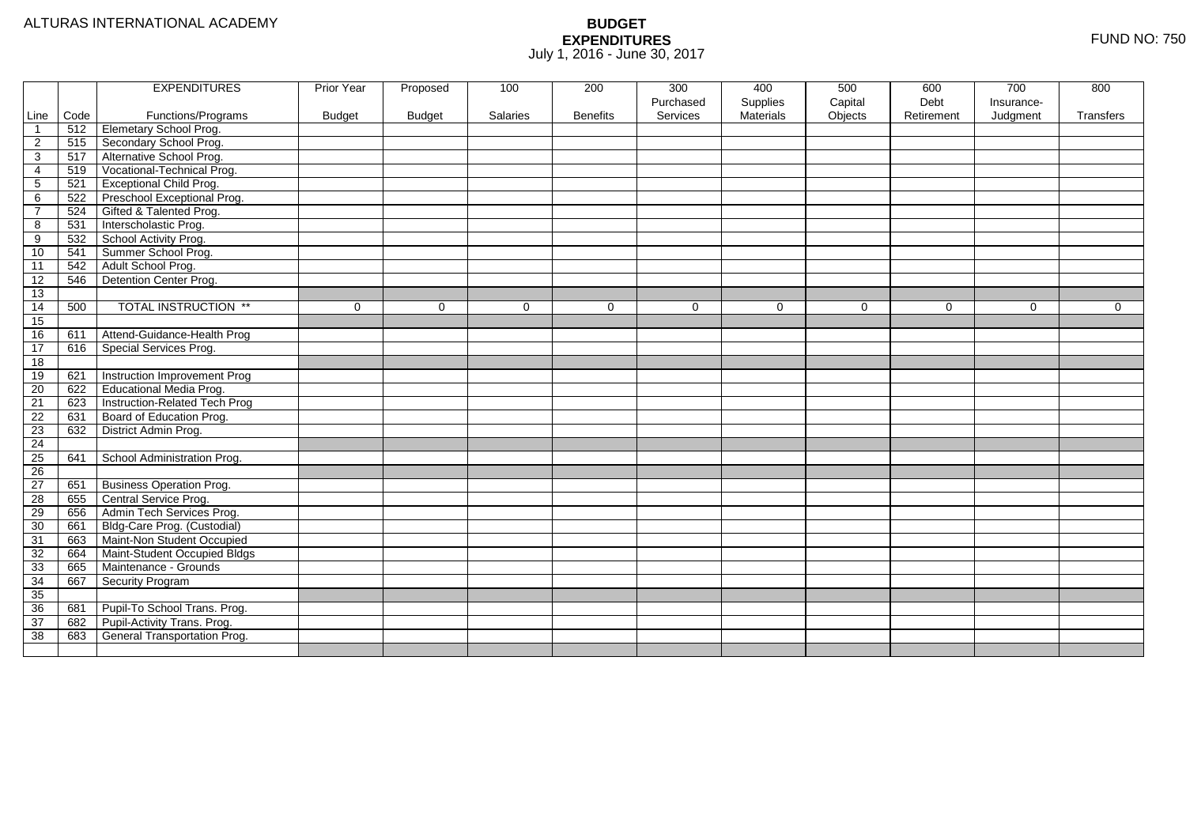ALTURAS INTERNATIONAL ACADEMY

# BUDGET EXPENDITURES

July 1, 2016 - June 30, 2017

FUND NO: 750

| Line | Code | EXPENDITURES Functions/Programs | Prior Year Budget | Proposed Budget | 100 Salaries | 200 Benefits | 300 Purchased Services | 400 Supplies Materials | 500 Capital Objects | 600 Debt Retirement | 700 Insurance-Judgment | 800 Transfers |
|---|---|---|---|---|---|---|---|---|---|---|---|---|
| 1 | 512 | Elemetary School Prog. | | | | | | | | | | |
| 2 | 515 | Secondary School Prog. | | | | | | | | | | |
| 3 | 517 | Alternative School Prog. | | | | | | | | | | |
| 4 | 519 | Vocational-Technical Prog. | | | | | | | | | | |
| 5 | 521 | Exceptional Child Prog. | | | | | | | | | | |
| 6 | 522 | Preschool Exceptional Prog. | | | | | | | | | | |
| 7 | 524 | Gifted & Talented Prog. | | | | | | | | | | |
| 8 | 531 | Interscholastic Prog. | | | | | | | | | | |
| 9 | 532 | School Activity Prog. | | | | | | | | | | |
| 10 | 541 | Summer School Prog. | | | | | | | | | | |
| 11 | 542 | Adult School Prog. | | | | | | | | | | |
| 12 | 546 | Detention Center Prog. | | | | | | | | | | |
| 13 | | | | | | | | | | | | |
| 14 | 500 | TOTAL INSTRUCTION ** | 0 | 0 | 0 | 0 | 0 | 0 | 0 | 0 | 0 | 0 |
| 15 | | | | | | | | | | | | |
| 16 | 611 | Attend-Guidance-Health Prog | | | | | | | | | | |
| 17 | 616 | Special Services Prog. | | | | | | | | | | |
| 18 | | | | | | | | | | | | |
| 19 | 621 | Instruction Improvement Prog | | | | | | | | | | |
| 20 | 622 | Educational Media Prog. | | | | | | | | | | |
| 21 | 623 | Instruction-Related Tech Prog | | | | | | | | | | |
| 22 | 631 | Board of Education Prog. | | | | | | | | | | |
| 23 | 632 | District Admin Prog. | | | | | | | | | | |
| 24 | | | | | | | | | | | | |
| 25 | 641 | School Administration Prog. | | | | | | | | | | |
| 26 | | | | | | | | | | | | |
| 27 | 651 | Business Operation Prog. | | | | | | | | | | |
| 28 | 655 | Central Service Prog. | | | | | | | | | | |
| 29 | 656 | Admin Tech Services Prog. | | | | | | | | | | |
| 30 | 661 | Bldg-Care Prog. (Custodial) | | | | | | | | | | |
| 31 | 663 | Maint-Non Student Occupied | | | | | | | | | | |
| 32 | 664 | Maint-Student Occupied Bldgs | | | | | | | | | | |
| 33 | 665 | Maintenance - Grounds | | | | | | | | | | |
| 34 | 667 | Security Program | | | | | | | | | | |
| 35 | | | | | | | | | | | | |
| 36 | 681 | Pupil-To School Trans. Prog. | | | | | | | | | | |
| 37 | 682 | Pupil-Activity Trans. Prog. | | | | | | | | | | |
| 38 | 683 | General Transportation Prog. | | | | | | | | | | |
| | | | | | | | | | | | | |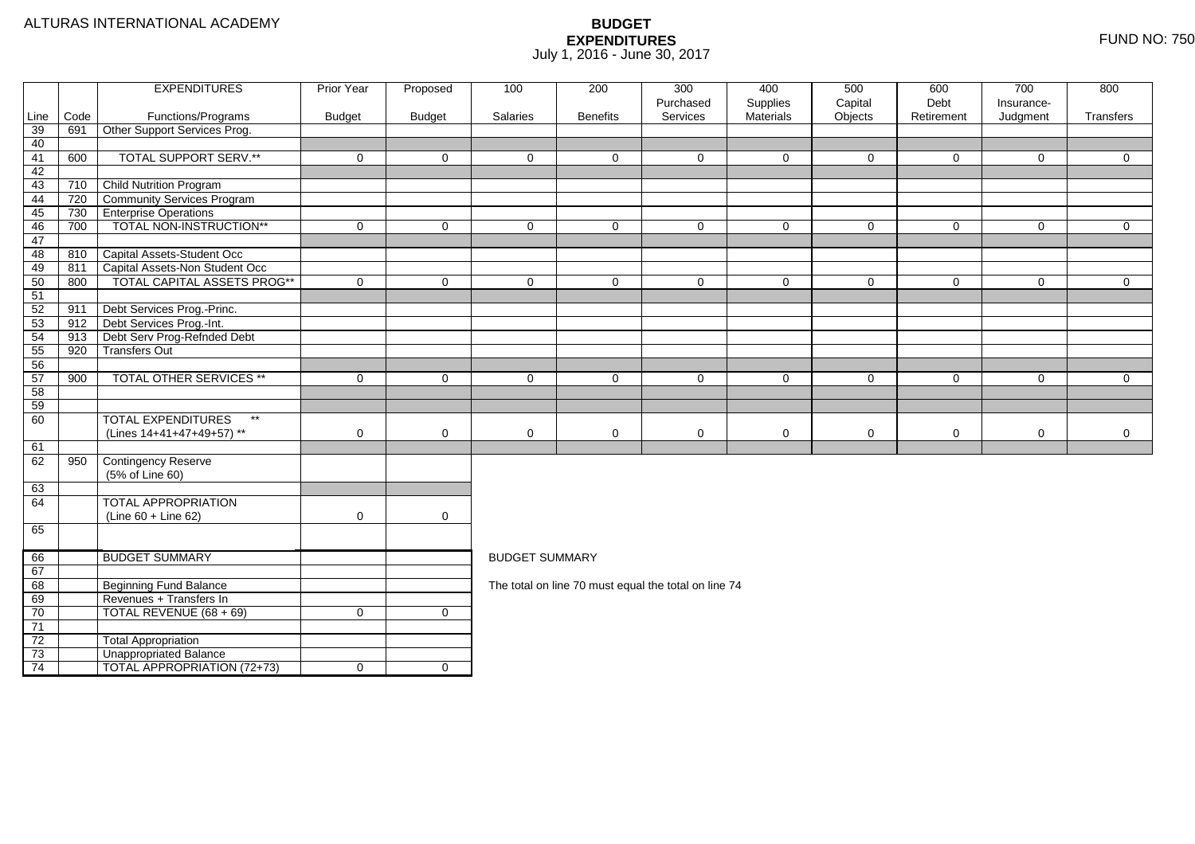ALTURAS INTERNATIONAL ACADEMY

# BUDGET EXPENDITURES

July 1, 2016 - June 30, 2017

FUND NO: 750

| Line | Code | EXPENDITURES Functions/Programs | Prior Year Budget | Proposed Budget | 100 Salaries | 200 Benefits | 300 Purchased Services | 400 Supplies Materials | 500 Capital Objects | 600 Debt Retirement | 700 Insurance-Judgment | 800 Transfers |
|---|---|---|---|---|---|---|---|---|---|---|---|---|
| 39 | 691 | Other Support Services Prog. | | | | | | | | | | |
| 40 | | | | | | | | | | | | |
| 41 | 600 | TOTAL SUPPORT SERV.** | 0 | 0 | 0 | 0 | 0 | 0 | 0 | 0 | 0 | 0 |
| 42 | | | | | | | | | | | | |
| 43 | 710 | Child Nutrition Program | | | | | | | | | | |
| 44 | 720 | Community Services Program | | | | | | | | | | |
| 45 | 730 | Enterprise Operations | | | | | | | | | | |
| 46 | 700 | TOTAL NON-INSTRUCTION** | 0 | 0 | 0 | 0 | 0 | 0 | 0 | 0 | 0 | 0 |
| 47 | | | | | | | | | | | | |
| 48 | 810 | Capital Assets-Student Occ | | | | | | | | | | |
| 49 | 811 | Capital Assets-Non Student Occ | | | | | | | | | | |
| 50 | 800 | TOTAL CAPITAL ASSETS PROG** | 0 | 0 | 0 | 0 | 0 | 0 | 0 | 0 | 0 | 0 |
| 51 | | | | | | | | | | | | |
| 52 | 911 | Debt Services Prog.-Princ. | | | | | | | | | | |
| 53 | 912 | Debt Services Prog.-Int. | | | | | | | | | | |
| 54 | 913 | Debt Serv Prog-Refnded Debt | | | | | | | | | | |
| 55 | 920 | Transfers Out | | | | | | | | | | |
| 56 | | | | | | | | | | | | |
| 57 | 900 | TOTAL OTHER SERVICES ** | 0 | 0 | 0 | 0 | 0 | 0 | 0 | 0 | 0 | 0 |
| 58 | | | | | | | | | | | | |
| 59 | | | | | | | | | | | | |
| 60 | | TOTAL EXPENDITURES ** (Lines 14+41+47+49+57) ** | 0 | 0 | 0 | 0 | 0 | 0 | 0 | 0 | 0 | 0 |
| 61 | | | | | | | | | | | | |
| 62 | 950 | Contingency Reserve (5% of Line 60) | | | | | | | | | | |
| 63 | | | | | | | | | | | | |
| 64 | | TOTAL APPROPRIATION (Line 60 + Line 62) | 0 | 0 | | | | | | | | |
| 65 | | | | | | | | | | | | |

| Line | | BUDGET SUMMARY | Prior Year Budget | Proposed Budget |
|---|---|---|---|---|
| 66 | | BUDGET SUMMARY | | |
| 67 | | | | |
| 68 | | Beginning Fund Balance | | |
| 69 | | Revenues + Transfers In | | |
| 70 | | TOTAL REVENUE (68 + 69) | 0 | 0 |
| 71 | | | | |
| 72 | | Total Appropriation | | |
| 73 | | Unappropriated Balance | | |
| 74 | | TOTAL APPROPRIATION (72+73) | 0 | 0 |

BUDGET SUMMARY

The total on line 70 must equal the total on line 74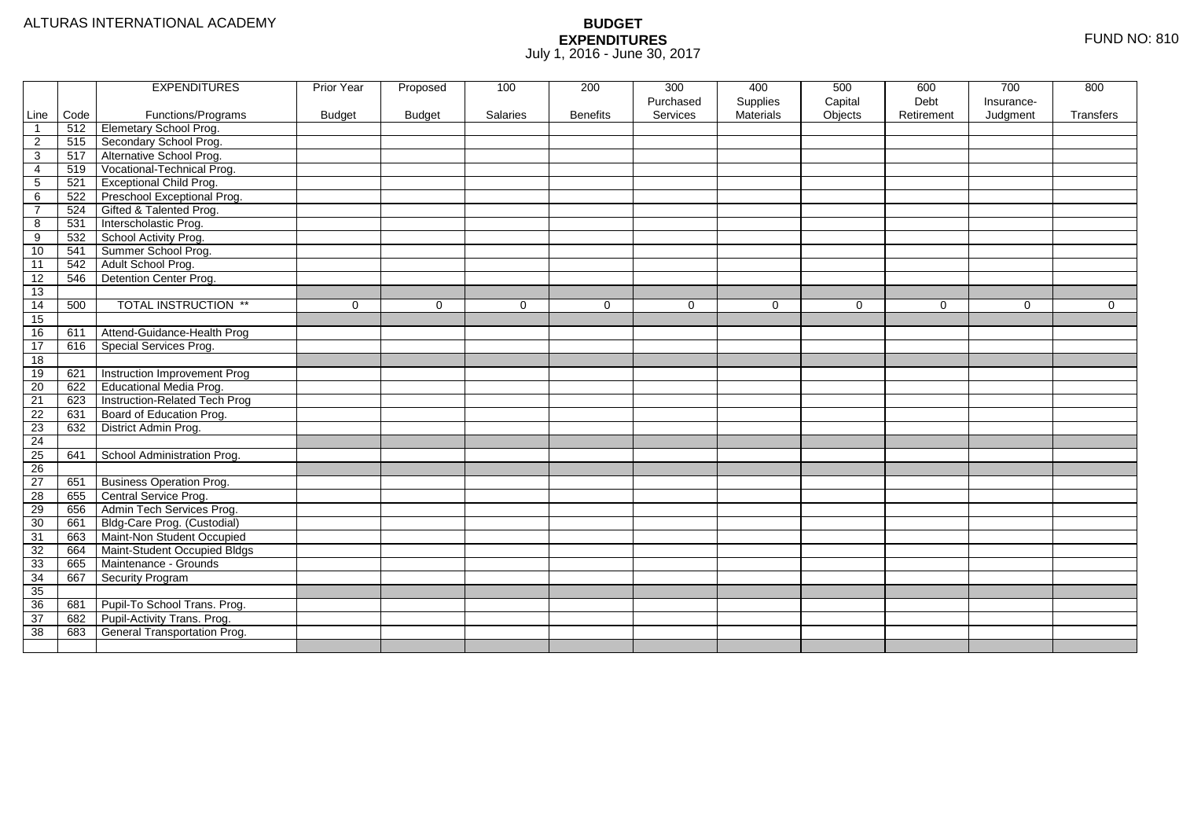ALTURAS INTERNATIONAL ACADEMY

# BUDGET EXPENDITURES
July 1, 2016 - June 30, 2017

FUND NO: 810

| Line | Code | EXPENDITURES Functions/Programs | Prior Year Budget | Proposed Budget | 100 Salaries | 200 Benefits | 300 Purchased Services | 400 Supplies Materials | 500 Capital Objects | 600 Debt Retirement | 700 Insurance-Judgment | 800 Transfers |
|---|---|---|---|---|---|---|---|---|---|---|---|---|
| 1 | 512 | Elemetary School Prog. | | | | | | | | | | |
| 2 | 515 | Secondary School Prog. | | | | | | | | | | |
| 3 | 517 | Alternative School Prog. | | | | | | | | | | |
| 4 | 519 | Vocational-Technical Prog. | | | | | | | | | | |
| 5 | 521 | Exceptional Child Prog. | | | | | | | | | | |
| 6 | 522 | Preschool Exceptional Prog. | | | | | | | | | | |
| 7 | 524 | Gifted & Talented Prog. | | | | | | | | | | |
| 8 | 531 | Interscholastic Prog. | | | | | | | | | | |
| 9 | 532 | School Activity Prog. | | | | | | | | | | |
| 10 | 541 | Summer School Prog. | | | | | | | | | | |
| 11 | 542 | Adult School Prog. | | | | | | | | | | |
| 12 | 546 | Detention Center Prog. | | | | | | | | | | |
| 13 | | | | | | | | | | | | |
| 14 | 500 | TOTAL INSTRUCTION ** | 0 | 0 | 0 | 0 | 0 | 0 | 0 | 0 | 0 | 0 |
| 15 | | | | | | | | | | | | |
| 16 | 611 | Attend-Guidance-Health Prog | | | | | | | | | | |
| 17 | 616 | Special Services Prog. | | | | | | | | | | |
| 18 | | | | | | | | | | | | |
| 19 | 621 | Instruction Improvement Prog | | | | | | | | | | |
| 20 | 622 | Educational Media Prog. | | | | | | | | | | |
| 21 | 623 | Instruction-Related Tech Prog | | | | | | | | | | |
| 22 | 631 | Board of Education Prog. | | | | | | | | | | |
| 23 | 632 | District Admin Prog. | | | | | | | | | | |
| 24 | | | | | | | | | | | | |
| 25 | 641 | School Administration Prog. | | | | | | | | | | |
| 26 | | | | | | | | | | | | |
| 27 | 651 | Business Operation Prog. | | | | | | | | | | |
| 28 | 655 | Central Service Prog. | | | | | | | | | | |
| 29 | 656 | Admin Tech Services Prog. | | | | | | | | | | |
| 30 | 661 | Bldg-Care Prog. (Custodial) | | | | | | | | | | |
| 31 | 663 | Maint-Non Student Occupied | | | | | | | | | | |
| 32 | 664 | Maint-Student Occupied Bldgs | | | | | | | | | | |
| 33 | 665 | Maintenance - Grounds | | | | | | | | | | |
| 34 | 667 | Security Program | | | | | | | | | | |
| 35 | | | | | | | | | | | | |
| 36 | 681 | Pupil-To School Trans. Prog. | | | | | | | | | | |
| 37 | 682 | Pupil-Activity Trans. Prog. | | | | | | | | | | |
| 38 | 683 | General Transportation Prog. | | | | | | | | | | |
| | | | | | | | | | | | | |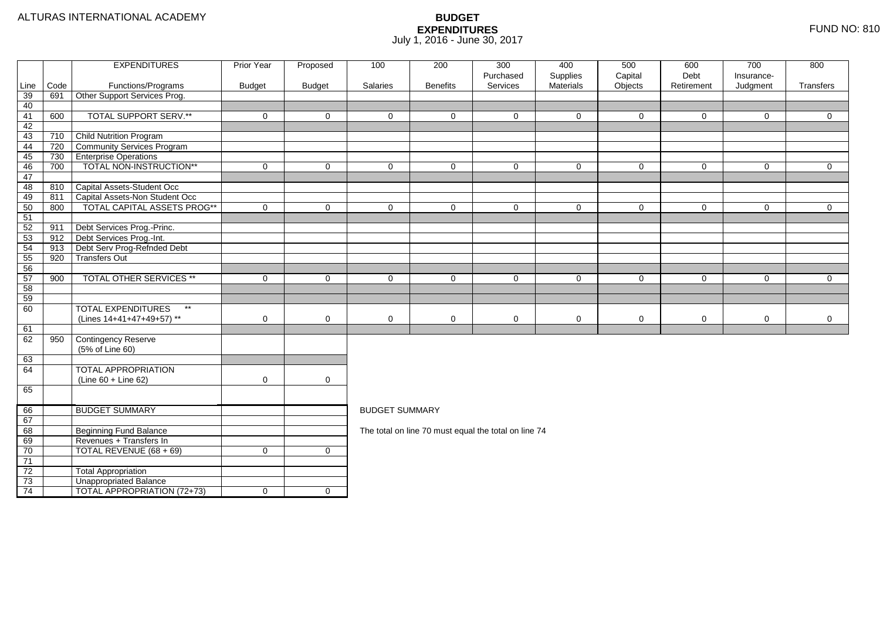ALTURAS INTERNATIONAL ACADEMY

# BUDGET EXPENDITURES

July 1, 2016 - June 30, 2017

FUND NO: 810

| Line | Code | EXPENDITURES Functions/Programs | Prior Year Budget | Proposed Budget | 100 Salaries | 200 Benefits | 300 Purchased Services | 400 Supplies Materials | 500 Capital Objects | 600 Debt Retirement | 700 Insurance-Judgment | 800 Transfers |
|---|---|---|---|---|---|---|---|---|---|---|---|---|
| 39 | 691 | Other Support Services Prog. | | | | | | | | | | |
| 40 | | | | | | | | | | | | |
| 41 | 600 | TOTAL SUPPORT SERV.** | 0 | 0 | 0 | 0 | 0 | 0 | 0 | 0 | 0 | 0 |
| 42 | | | | | | | | | | | | |
| 43 | 710 | Child Nutrition Program | | | | | | | | | | |
| 44 | 720 | Community Services Program | | | | | | | | | | |
| 45 | 730 | Enterprise Operations | | | | | | | | | | |
| 46 | 700 | TOTAL NON-INSTRUCTION** | 0 | 0 | 0 | 0 | 0 | 0 | 0 | 0 | 0 | 0 |
| 47 | | | | | | | | | | | | |
| 48 | 810 | Capital Assets-Student Occ | | | | | | | | | | |
| 49 | 811 | Capital Assets-Non Student Occ | | | | | | | | | | |
| 50 | 800 | TOTAL CAPITAL ASSETS PROG** | 0 | 0 | 0 | 0 | 0 | 0 | 0 | 0 | 0 | 0 |
| 51 | | | | | | | | | | | | |
| 52 | 911 | Debt Services Prog.-Princ. | | | | | | | | | | |
| 53 | 912 | Debt Services Prog.-Int. | | | | | | | | | | |
| 54 | 913 | Debt Serv Prog-Refnded Debt | | | | | | | | | | |
| 55 | 920 | Transfers Out | | | | | | | | | | |
| 56 | | | | | | | | | | | | |
| 57 | 900 | TOTAL OTHER SERVICES ** | 0 | 0 | 0 | 0 | 0 | 0 | 0 | 0 | 0 | 0 |
| 58 | | | | | | | | | | | | |
| 59 | | | | | | | | | | | | |
| 60 | | TOTAL EXPENDITURES ** (Lines 14+41+47+49+57) ** | 0 | 0 | 0 | 0 | 0 | 0 | 0 | 0 | 0 | 0 |
| 61 | | | | | | | | | | | | |
| 62 | 950 | Contingency Reserve (5% of Line 60) | | | | | | | | | | |
| 63 | | | | | | | | | | | | |
| 64 | | TOTAL APPROPRIATION (Line 60 + Line 62) | 0 | 0 | | | | | | | | |
| 65 | | | | | | | | | | | | |

| Line | | BUDGET SUMMARY | Prior Year Budget | Proposed Budget |
|---|---|---|---|---|
| 66 | | BUDGET SUMMARY | | |
| 67 | | | | |
| 68 | | Beginning Fund Balance | | |
| 69 | | Revenues + Transfers In | | |
| 70 | | TOTAL REVENUE (68 + 69) | 0 | 0 |
| 71 | | | | |
| 72 | | Total Appropriation | | |
| 73 | | Unappropriated Balance | | |
| 74 | | TOTAL APPROPRIATION (72+73) | 0 | 0 |

BUDGET SUMMARY

The total on line 70 must equal the total on line 74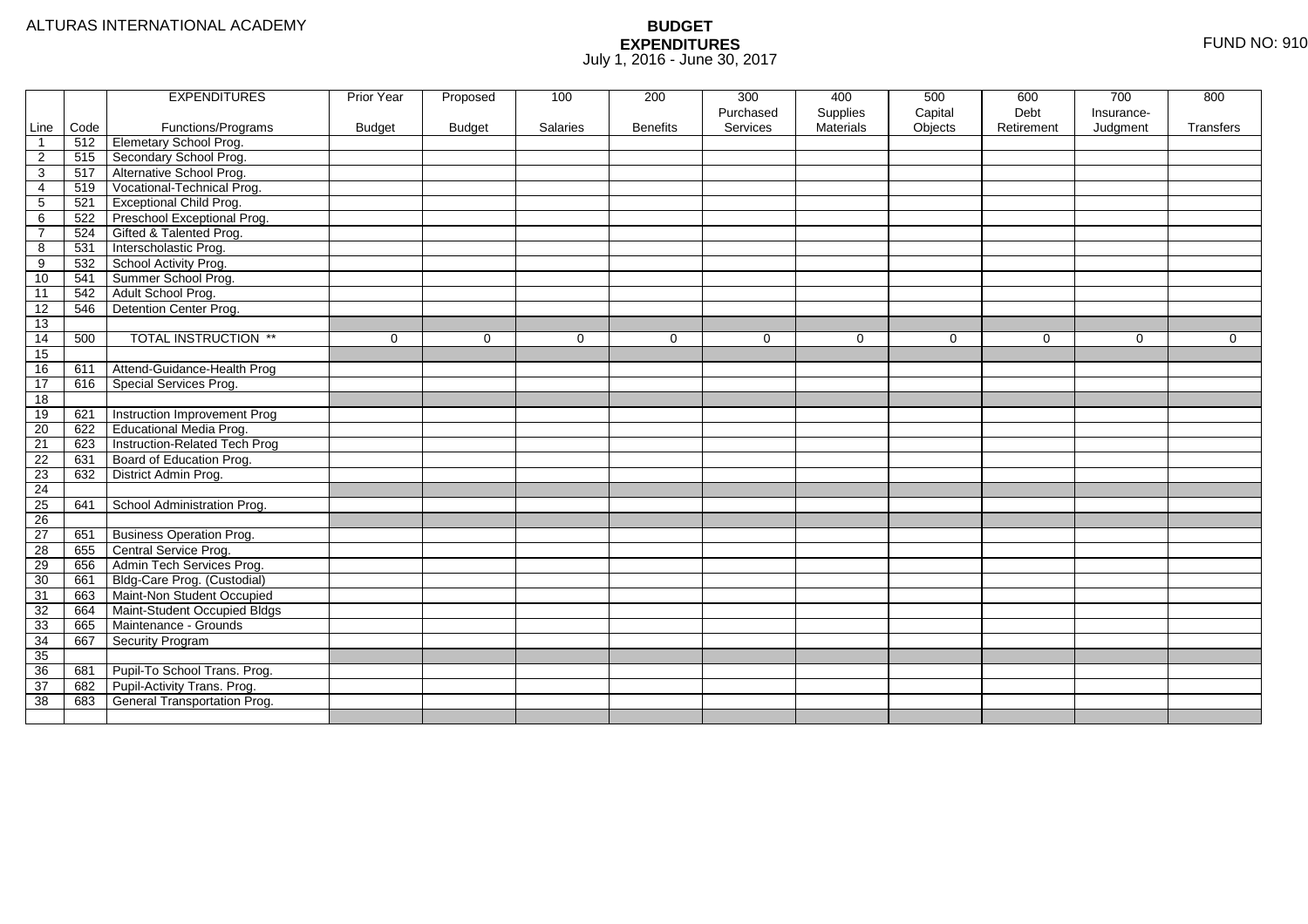ALTURAS INTERNATIONAL ACADEMY

# BUDGET
## EXPENDITURES
July 1, 2016 - June 30, 2017

FUND NO: 910

| Line | Code | EXPENDITURES<br>Functions/Programs | Prior Year<br>Budget | Proposed<br>Budget | 100<br>Salaries | 200<br>Benefits | 300<br>Purchased<br>Services | 400<br>Supplies<br>Materials | 500<br>Capital<br>Objects | 600<br>Debt<br>Retirement | 700<br>Insurance-<br>Judgment | 800<br>Transfers |
|---|---|---|---|---|---|---|---|---|---|---|---|---|
| 1 | 512 | Elemetary School Prog. | | | | | | | | | | |
| 2 | 515 | Secondary School Prog. | | | | | | | | | | |
| 3 | 517 | Alternative School Prog. | | | | | | | | | | |
| 4 | 519 | Vocational-Technical Prog. | | | | | | | | | | |
| 5 | 521 | Exceptional Child Prog. | | | | | | | | | | |
| 6 | 522 | Preschool Exceptional Prog. | | | | | | | | | | |
| 7 | 524 | Gifted & Talented Prog. | | | | | | | | | | |
| 8 | 531 | Interscholastic Prog. | | | | | | | | | | |
| 9 | 532 | School Activity Prog. | | | | | | | | | | |
| 10 | 541 | Summer School Prog. | | | | | | | | | | |
| 11 | 542 | Adult School Prog. | | | | | | | | | | |
| 12 | 546 | Detention Center Prog. | | | | | | | | | | |
| 13 | | | | | | | | | | | | |
| 14 | 500 | TOTAL INSTRUCTION ** | 0 | 0 | 0 | 0 | 0 | 0 | 0 | 0 | 0 | 0 |
| 15 | | | | | | | | | | | | |
| 16 | 611 | Attend-Guidance-Health Prog | | | | | | | | | | |
| 17 | 616 | Special Services Prog. | | | | | | | | | | |
| 18 | | | | | | | | | | | | |
| 19 | 621 | Instruction Improvement Prog | | | | | | | | | | |
| 20 | 622 | Educational Media Prog. | | | | | | | | | | |
| 21 | 623 | Instruction-Related Tech Prog | | | | | | | | | | |
| 22 | 631 | Board of Education Prog. | | | | | | | | | | |
| 23 | 632 | District Admin Prog. | | | | | | | | | | |
| 24 | | | | | | | | | | | | |
| 25 | 641 | School Administration Prog. | | | | | | | | | | |
| 26 | | | | | | | | | | | | |
| 27 | 651 | Business Operation Prog. | | | | | | | | | | |
| 28 | 655 | Central Service Prog. | | | | | | | | | | |
| 29 | 656 | Admin Tech Services Prog. | | | | | | | | | | |
| 30 | 661 | Bldg-Care Prog. (Custodial) | | | | | | | | | | |
| 31 | 663 | Maint-Non Student Occupied | | | | | | | | | | |
| 32 | 664 | Maint-Student Occupied Bldgs | | | | | | | | | | |
| 33 | 665 | Maintenance - Grounds | | | | | | | | | | |
| 34 | 667 | Security Program | | | | | | | | | | |
| 35 | | | | | | | | | | | | |
| 36 | 681 | Pupil-To School Trans. Prog. | | | | | | | | | | |
| 37 | 682 | Pupil-Activity Trans. Prog. | | | | | | | | | | |
| 38 | 683 | General Transportation Prog. | | | | | | | | | | |
| | | | | | | | | | | | | |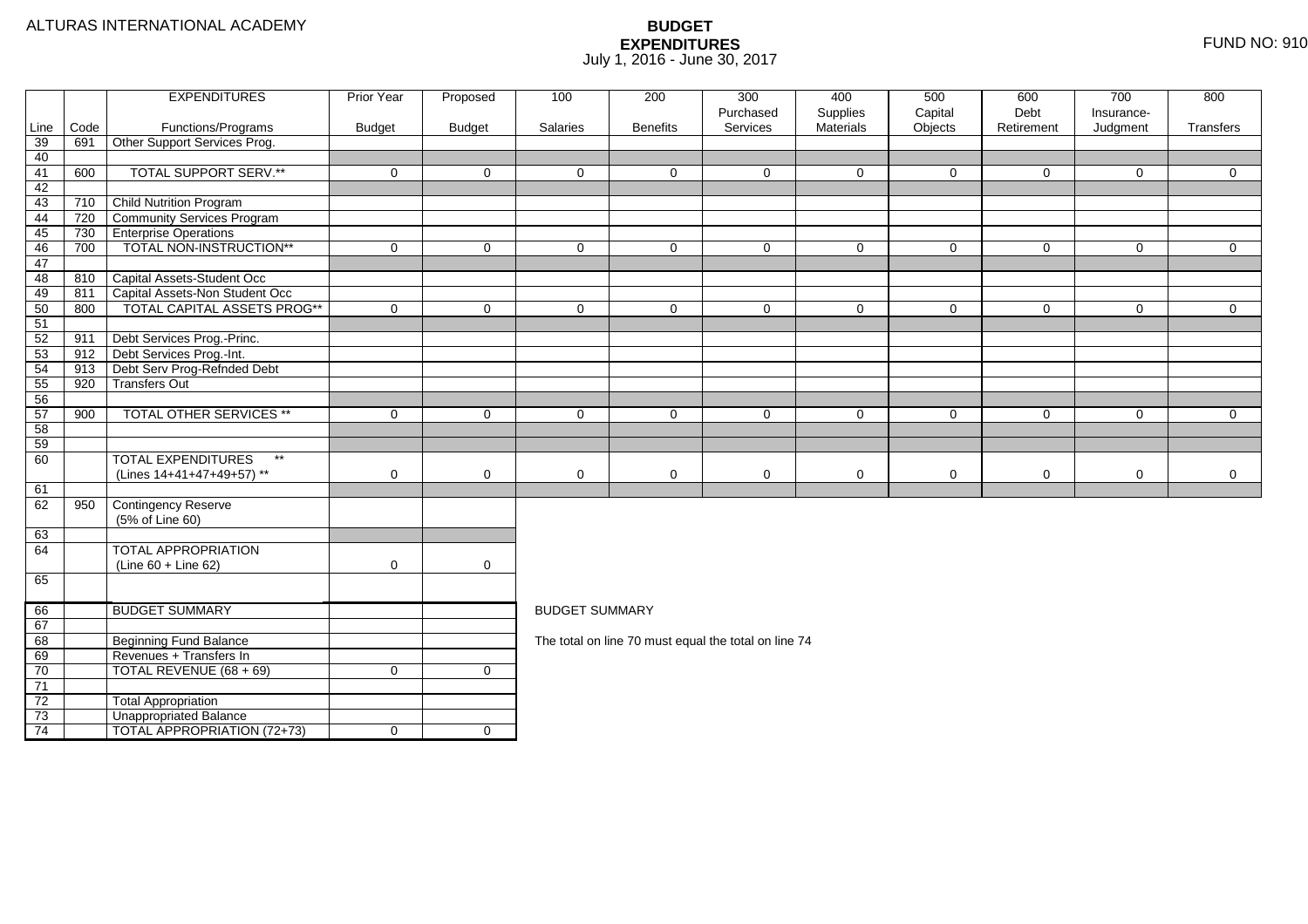ALTURAS INTERNATIONAL ACADEMY

# BUDGET EXPENDITURES

July 1, 2016 - June 30, 2017

FUND NO: 910

| | | EXPENDITURES | Prior Year | Proposed | 100 | 200 | 300 | 400 | 500 | 600 | 700 | 800 |
|---|---|---|---|---|---|---|---|---|---|---|---|---|
| Line | Code | Functions/Programs | Budget | Budget | Salaries | Benefits | Purchased Services | Supplies Materials | Capital Objects | Debt Retirement | Insurance-Judgment | Transfers |
| 39 | 691 | Other Support Services Prog. | | | | | | | | | | |
| 40 | | | | | | | | | | | | |
| 41 | 600 | TOTAL SUPPORT SERV.** | 0 | 0 | 0 | 0 | 0 | 0 | 0 | 0 | 0 | 0 |
| 42 | | | | | | | | | | | | |
| 43 | 710 | Child Nutrition Program | | | | | | | | | | |
| 44 | 720 | Community Services Program | | | | | | | | | | |
| 45 | 730 | Enterprise Operations | | | | | | | | | | |
| 46 | 700 | TOTAL NON-INSTRUCTION** | 0 | 0 | 0 | 0 | 0 | 0 | 0 | 0 | 0 | 0 |
| 47 | | | | | | | | | | | | |
| 48 | 810 | Capital Assets-Student Occ | | | | | | | | | | |
| 49 | 811 | Capital Assets-Non Student Occ | | | | | | | | | | |
| 50 | 800 | TOTAL CAPITAL ASSETS PROG** | 0 | 0 | 0 | 0 | 0 | 0 | 0 | 0 | 0 | 0 |
| 51 | | | | | | | | | | | | |
| 52 | 911 | Debt Services Prog.-Princ. | | | | | | | | | | |
| 53 | 912 | Debt Services Prog.-Int. | | | | | | | | | | |
| 54 | 913 | Debt Serv Prog-Refnded Debt | | | | | | | | | | |
| 55 | 920 | Transfers Out | | | | | | | | | | |
| 56 | | | | | | | | | | | | |
| 57 | 900 | TOTAL OTHER SERVICES ** | 0 | 0 | 0 | 0 | 0 | 0 | 0 | 0 | 0 | 0 |
| 58 | | | | | | | | | | | | |
| 59 | | | | | | | | | | | | |
| 60 | | TOTAL EXPENDITURES ** (Lines 14+41+47+49+57) ** | 0 | 0 | 0 | 0 | 0 | 0 | 0 | 0 | 0 | 0 |
| 61 | | | | | | | | | | | | |
| 62 | 950 | Contingency Reserve (5% of Line 60) | | | | | | | | | | |
| 63 | | | | | | | | | | | | |
| 64 | | TOTAL APPROPRIATION (Line 60 + Line 62) | 0 | 0 | | | | | | | | |
| 65 | | | | | | | | | | | | |

| Line | | BUDGET SUMMARY | Prior Year | Proposed |
|---|---|---|---|---|
| 66 | | BUDGET SUMMARY | | |
| 67 | | | | |
| 68 | | Beginning Fund Balance | | |
| 69 | | Revenues + Transfers In | | |
| 70 | | TOTAL REVENUE (68 + 69) | 0 | 0 |
| 71 | | | | |
| 72 | | Total Appropriation | | |
| 73 | | Unappropriated Balance | | |
| 74 | | TOTAL APPROPRIATION (72+73) | 0 | 0 |

BUDGET SUMMARY

The total on line 70 must equal the total on line 74